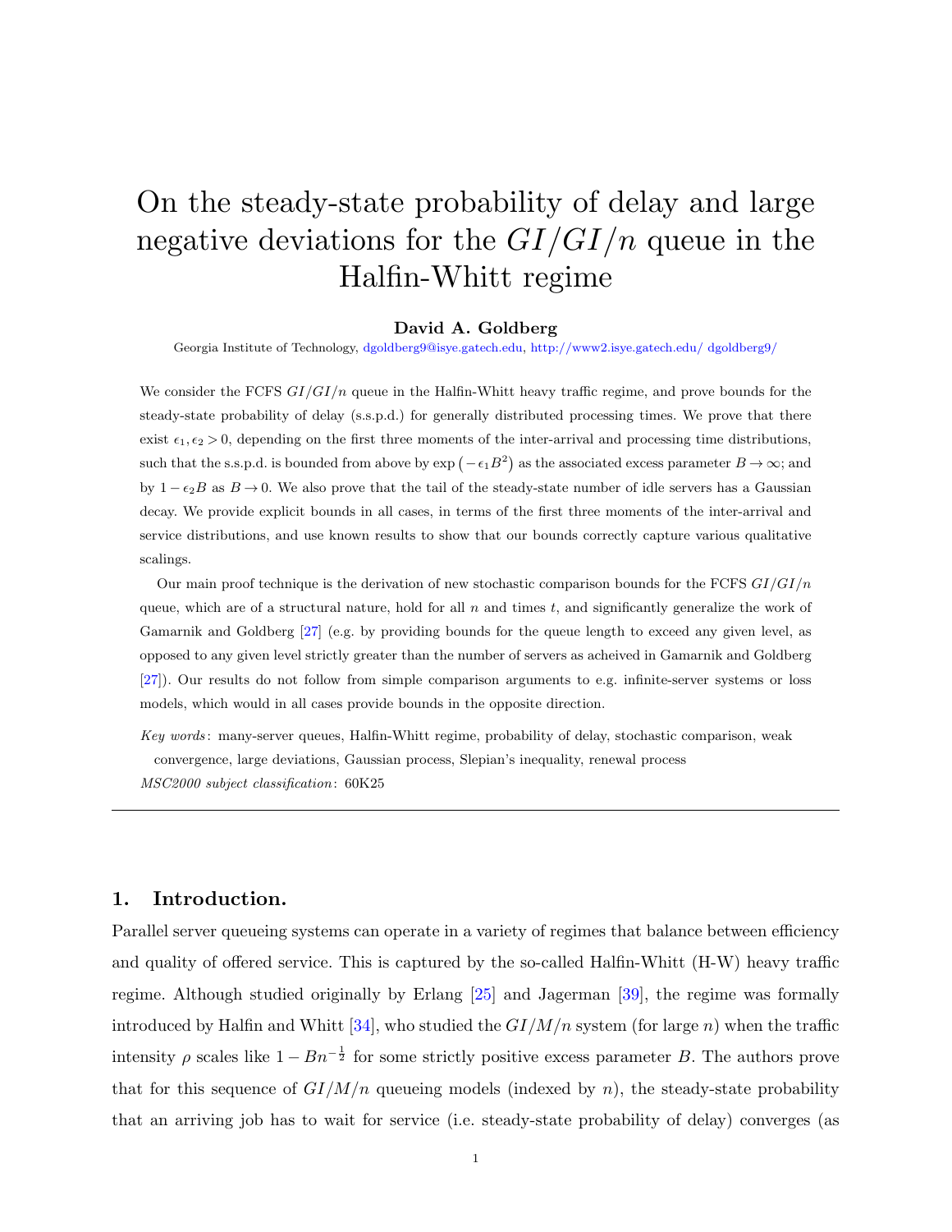# On the steady-state probability of delay and large negative deviations for the $GI/GI/n$ queue in the Halfin-Whitt regime

**David A. Goldberg**

Georgia Institute of Technology, dgoldberg9@isye.gatech.edu, http://www2.isye.gatech.edu/ dgoldberg9/

We consider the FCFS $GI/GI/n$ queue in the Halfin-Whitt heavy traffic regime, and prove bounds for the steady-state probability of delay (s.s.p.d.) for generally distributed processing times. We prove that there exist $\epsilon_1, \epsilon_2 > 0$, depending on the first three moments of the inter-arrival and processing time distributions, such that the s.s.p.d. is bounded from above by $\exp\left(-\epsilon_1 B^2\right)$ as the associated excess parameter $B \to \infty$; and by $1 - \epsilon_2 B$ as $B \to 0$. We also prove that the tail of the steady-state number of idle servers has a Gaussian decay. We provide explicit bounds in all cases, in terms of the first three moments of the inter-arrival and service distributions, and use known results to show that our bounds correctly capture various qualitative scalings.

Our main proof technique is the derivation of new stochastic comparison bounds for the FCFS $GI/GI/n$ queue, which are of a structural nature, hold for all $n$ and times $t$, and significantly generalize the work of Gamarnik and Goldberg [27] (e.g. by providing bounds for the queue length to exceed any given level, as opposed to any given level strictly greater than the number of servers as acheived in Gamarnik and Goldberg [27]). Our results do not follow from simple comparison arguments to e.g. infinite-server systems or loss models, which would in all cases provide bounds in the opposite direction.

*Key words*: many-server queues, Halfin-Whitt regime, probability of delay, stochastic comparison, weak convergence, large deviations, Gaussian process, Slepian's inequality, renewal process

*MSC2000 subject classification*: 60K25

---

## 1. Introduction.

Parallel server queueing systems can operate in a variety of regimes that balance between efficiency and quality of offered service. This is captured by the so-called Halfin-Whitt (H-W) heavy traffic regime. Although studied originally by Erlang [25] and Jagerman [39], the regime was formally introduced by Halfin and Whitt [34], who studied the $GI/M/n$ system (for large $n$) when the traffic intensity $\rho$ scales like $1 - Bn^{-\frac{1}{2}}$ for some strictly positive excess parameter $B$. The authors prove that for this sequence of $GI/M/n$ queueing models (indexed by $n$), the steady-state probability that an arriving job has to wait for service (i.e. steady-state probability of delay) converges (as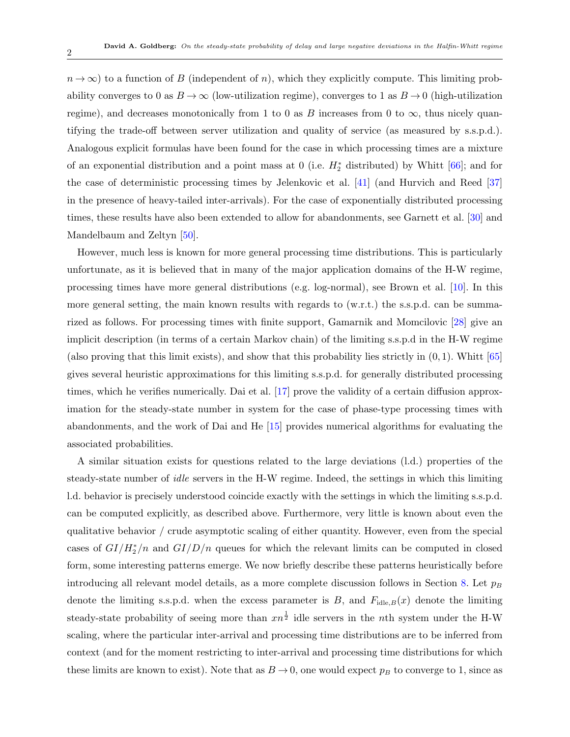$n \to \infty$) to a function of $B$ (independent of $n$), which they explicitly compute. This limiting probability converges to 0 as $B \to \infty$ (low-utilization regime), converges to 1 as $B \to 0$ (high-utilization regime), and decreases monotonically from 1 to 0 as $B$ increases from 0 to $\infty$, thus nicely quantifying the trade-off between server utilization and quality of service (as measured by s.s.p.d.). Analogous explicit formulas have been found for the case in which processing times are a mixture of an exponential distribution and a point mass at 0 (i.e. $H_2^*$ distributed) by Whitt [66]; and for the case of deterministic processing times by Jelenkovic et al. [41] (and Hurvich and Reed [37] in the presence of heavy-tailed inter-arrivals). For the case of exponentially distributed processing times, these results have also been extended to allow for abandonments, see Garnett et al. [30] and Mandelbaum and Zeltyn [50].

However, much less is known for more general processing time distributions. This is particularly unfortunate, as it is believed that in many of the major application domains of the H-W regime, processing times have more general distributions (e.g. log-normal), see Brown et al. [10]. In this more general setting, the main known results with regards to (w.r.t.) the s.s.p.d. can be summarized as follows. For processing times with finite support, Gamarnik and Momcilovic [28] give an implicit description (in terms of a certain Markov chain) of the limiting s.s.p.d in the H-W regime (also proving that this limit exists), and show that this probability lies strictly in $(0,1)$. Whitt [65] gives several heuristic approximations for this limiting s.s.p.d. for generally distributed processing times, which he verifies numerically. Dai et al. [17] prove the validity of a certain diffusion approximation for the steady-state number in system for the case of phase-type processing times with abandonments, and the work of Dai and He [15] provides numerical algorithms for evaluating the associated probabilities.

A similar situation exists for questions related to the large deviations (l.d.) properties of the steady-state number of *idle* servers in the H-W regime. Indeed, the settings in which this limiting l.d. behavior is precisely understood coincide exactly with the settings in which the limiting s.s.p.d. can be computed explicitly, as described above. Furthermore, very little is known about even the qualitative behavior / crude asymptotic scaling of either quantity. However, even from the special cases of $GI/H_2^*/n$ and $GI/D/n$ queues for which the relevant limits can be computed in closed form, some interesting patterns emerge. We now briefly describe these patterns heuristically before introducing all relevant model details, as a more complete discussion follows in Section 8. Let $p_B$ denote the limiting s.s.p.d. when the excess parameter is $B$, and $F_{\text{idle},B}(x)$ denote the limiting steady-state probability of seeing more than $xn^{\frac{1}{2}}$ idle servers in the $n$th system under the H-W scaling, where the particular inter-arrival and processing time distributions are to be inferred from context (and for the moment restricting to inter-arrival and processing time distributions for which these limits are known to exist). Note that as $B \to 0$, one would expect $p_B$ to converge to 1, since as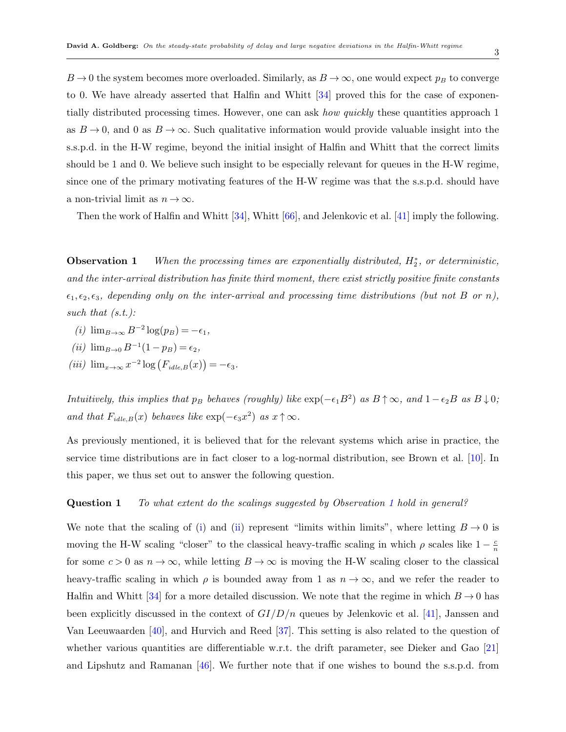$B \to 0$ the system becomes more overloaded. Similarly, as $B \to \infty$, one would expect $p_B$ to converge to 0. We have already asserted that Halfin and Whitt [34] proved this for the case of exponentially distributed processing times. However, one can ask *how quickly* these quantities approach 1 as $B \to 0$, and 0 as $B \to \infty$. Such qualitative information would provide valuable insight into the s.s.p.d. in the H-W regime, beyond the initial insight of Halfin and Whitt that the correct limits should be 1 and 0. We believe such insight to be especially relevant for queues in the H-W regime, since one of the primary motivating features of the H-W regime was that the s.s.p.d. should have a non-trivial limit as $n \to \infty$.

Then the work of Halfin and Whitt [34], Whitt [66], and Jelenkovic et al. [41] imply the following.

**Observation 1** *When the processing times are exponentially distributed, $H_2^*$, or deterministic, and the inter-arrival distribution has finite third moment, there exist strictly positive finite constants $\epsilon_1, \epsilon_2, \epsilon_3$, depending only on the inter-arrival and processing time distributions (but not $B$ or $n$), such that (s.t.):*

*(i)* $\lim_{B \to \infty} B^{-2} \log(p_B) = -\epsilon_1$,

*(ii)* $\lim_{B \to 0} B^{-1}(1 - p_B) = \epsilon_2$,

*(iii)* $\lim_{x \to \infty} x^{-2} \log\big(F_{idle,B}(x)\big) = -\epsilon_3$.

*Intuitively, this implies that $p_B$ behaves (roughly) like $\exp(-\epsilon_1 B^2)$ as $B \uparrow \infty$, and $1 - \epsilon_2 B$ as $B \downarrow 0$; and that $F_{idle,B}(x)$ behaves like $\exp(-\epsilon_3 x^2)$ as $x \uparrow \infty$.*

As previously mentioned, it is believed that for the relevant systems which arise in practice, the service time distributions are in fact closer to a log-normal distribution, see Brown et al. [10]. In this paper, we thus set out to answer the following question.

**Question 1** *To what extent do the scalings suggested by Observation 1 hold in general?*

We note that the scaling of (i) and (ii) represent "limits within limits", where letting $B \to 0$ is moving the H-W scaling "closer" to the classical heavy-traffic scaling in which $\rho$ scales like $1 - \frac{c}{n}$ for some $c > 0$ as $n \to \infty$, while letting $B \to \infty$ is moving the H-W scaling closer to the classical heavy-traffic scaling in which $\rho$ is bounded away from 1 as $n \to \infty$, and we refer the reader to Halfin and Whitt [34] for a more detailed discussion. We note that the regime in which $B \to 0$ has been explicitly discussed in the context of $GI/D/n$ queues by Jelenkovic et al. [41], Janssen and Van Leeuwaarden [40], and Hurvich and Reed [37]. This setting is also related to the question of whether various quantities are differentiable w.r.t. the drift parameter, see Dieker and Gao [21] and Lipshutz and Ramanan [46]. We further note that if one wishes to bound the s.s.p.d. from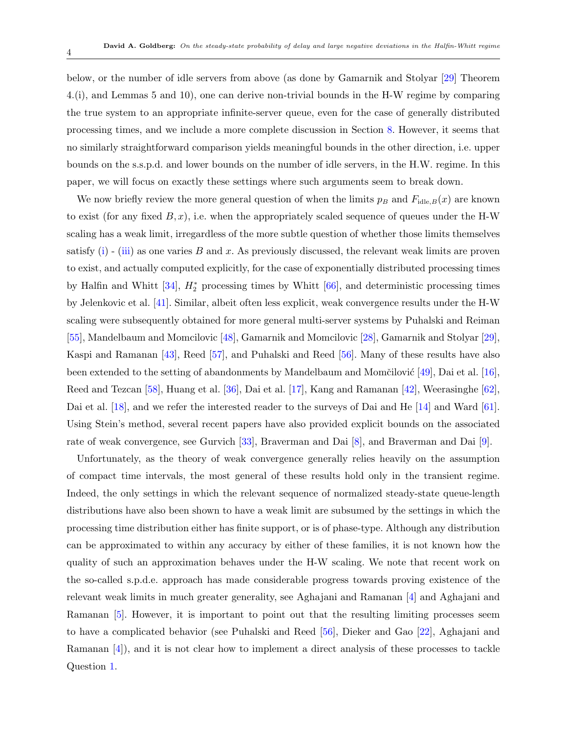below, or the number of idle servers from above (as done by Gamarnik and Stolyar [29] Theorem 4.(i), and Lemmas 5 and 10), one can derive non-trivial bounds in the H-W regime by comparing the true system to an appropriate infinite-server queue, even for the case of generally distributed processing times, and we include a more complete discussion in Section 8. However, it seems that no similarly straightforward comparison yields meaningful bounds in the other direction, i.e. upper bounds on the s.s.p.d. and lower bounds on the number of idle servers, in the H.W. regime. In this paper, we will focus on exactly these settings where such arguments seem to break down.

We now briefly review the more general question of when the limits $p_B$ and $F_{\text{idle},B}(x)$ are known to exist (for any fixed $B, x$), i.e. when the appropriately scaled sequence of queues under the H-W scaling has a weak limit, irregardless of the more subtle question of whether those limits themselves satisfy (i) - (iii) as one varies $B$ and $x$. As previously discussed, the relevant weak limits are proven to exist, and actually computed explicitly, for the case of exponentially distributed processing times by Halfin and Whitt [34], $H_2^*$ processing times by Whitt [66], and deterministic processing times by Jelenkovic et al. [41]. Similar, albeit often less explicit, weak convergence results under the H-W scaling were subsequently obtained for more general multi-server systems by Puhalski and Reiman [55], Mandelbaum and Momcilovic [48], Gamarnik and Momcilovic [28], Gamarnik and Stolyar [29], Kaspi and Ramanan [43], Reed [57], and Puhalski and Reed [56]. Many of these results have also been extended to the setting of abandonments by Mandelbaum and Momčilović [49], Dai et al. [16], Reed and Tezcan [58], Huang et al. [36], Dai et al. [17], Kang and Ramanan [42], Weerasinghe [62], Dai et al. [18], and we refer the interested reader to the surveys of Dai and He [14] and Ward [61]. Using Stein's method, several recent papers have also provided explicit bounds on the associated rate of weak convergence, see Gurvich [33], Braverman and Dai [8], and Braverman and Dai [9].

Unfortunately, as the theory of weak convergence generally relies heavily on the assumption of compact time intervals, the most general of these results hold only in the transient regime. Indeed, the only settings in which the relevant sequence of normalized steady-state queue-length distributions have also been shown to have a weak limit are subsumed by the settings in which the processing time distribution either has finite support, or is of phase-type. Although any distribution can be approximated to within any accuracy by either of these families, it is not known how the quality of such an approximation behaves under the H-W scaling. We note that recent work on the so-called s.p.d.e. approach has made considerable progress towards proving existence of the relevant weak limits in much greater generality, see Aghajani and Ramanan [4] and Aghajani and Ramanan [5]. However, it is important to point out that the resulting limiting processes seem to have a complicated behavior (see Puhalski and Reed [56], Dieker and Gao [22], Aghajani and Ramanan [4]), and it is not clear how to implement a direct analysis of these processes to tackle Question 1.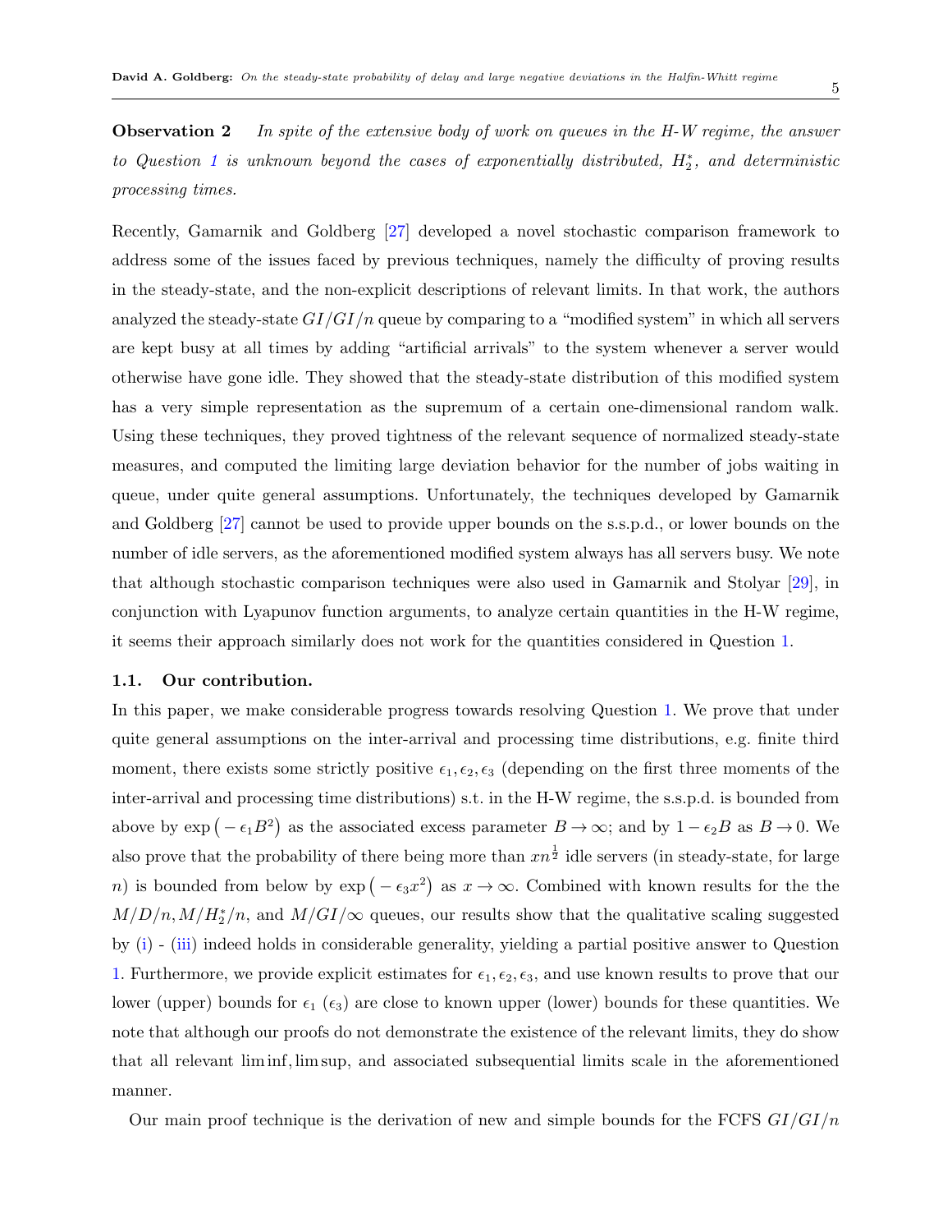**Observation 2** *In spite of the extensive body of work on queues in the H-W regime, the answer to Question 1 is unknown beyond the cases of exponentially distributed, $H_2^*$, and deterministic processing times.*

Recently, Gamarnik and Goldberg [27] developed a novel stochastic comparison framework to address some of the issues faced by previous techniques, namely the difficulty of proving results in the steady-state, and the non-explicit descriptions of relevant limits. In that work, the authors analyzed the steady-state $GI/GI/n$ queue by comparing to a "modified system" in which all servers are kept busy at all times by adding "artificial arrivals" to the system whenever a server would otherwise have gone idle. They showed that the steady-state distribution of this modified system has a very simple representation as the supremum of a certain one-dimensional random walk. Using these techniques, they proved tightness of the relevant sequence of normalized steady-state measures, and computed the limiting large deviation behavior for the number of jobs waiting in queue, under quite general assumptions. Unfortunately, the techniques developed by Gamarnik and Goldberg [27] cannot be used to provide upper bounds on the s.s.p.d., or lower bounds on the number of idle servers, as the aforementioned modified system always has all servers busy. We note that although stochastic comparison techniques were also used in Gamarnik and Stolyar [29], in conjunction with Lyapunov function arguments, to analyze certain quantities in the H-W regime, it seems their approach similarly does not work for the quantities considered in Question 1.

### 1.1. Our contribution.

In this paper, we make considerable progress towards resolving Question 1. We prove that under quite general assumptions on the inter-arrival and processing time distributions, e.g. finite third moment, there exists some strictly positive $\epsilon_1, \epsilon_2, \epsilon_3$ (depending on the first three moments of the inter-arrival and processing time distributions) s.t. in the H-W regime, the s.s.p.d. is bounded from above by $\exp\big(-\epsilon_1 B^2\big)$ as the associated excess parameter $B \rightarrow \infty$; and by $1 - \epsilon_2 B$ as $B \rightarrow 0$. We also prove that the probability of there being more than $xn^{\frac{1}{2}}$ idle servers (in steady-state, for large $n$) is bounded from below by $\exp\big(-\epsilon_3 x^2\big)$ as $x \rightarrow \infty$. Combined with known results for the the $M/D/n, M/H_2^*/n$, and $M/GI/\infty$ queues, our results show that the qualitative scaling suggested by (i) - (iii) indeed holds in considerable generality, yielding a partial positive answer to Question 1. Furthermore, we provide explicit estimates for $\epsilon_1, \epsilon_2, \epsilon_3$, and use known results to prove that our lower (upper) bounds for $\epsilon_1$ ($\epsilon_3$) are close to known upper (lower) bounds for these quantities. We note that although our proofs do not demonstrate the existence of the relevant limits, they do show that all relevant lim inf, lim sup, and associated subsequential limits scale in the aforementioned manner.

Our main proof technique is the derivation of new and simple bounds for the FCFS $GI/GI/n$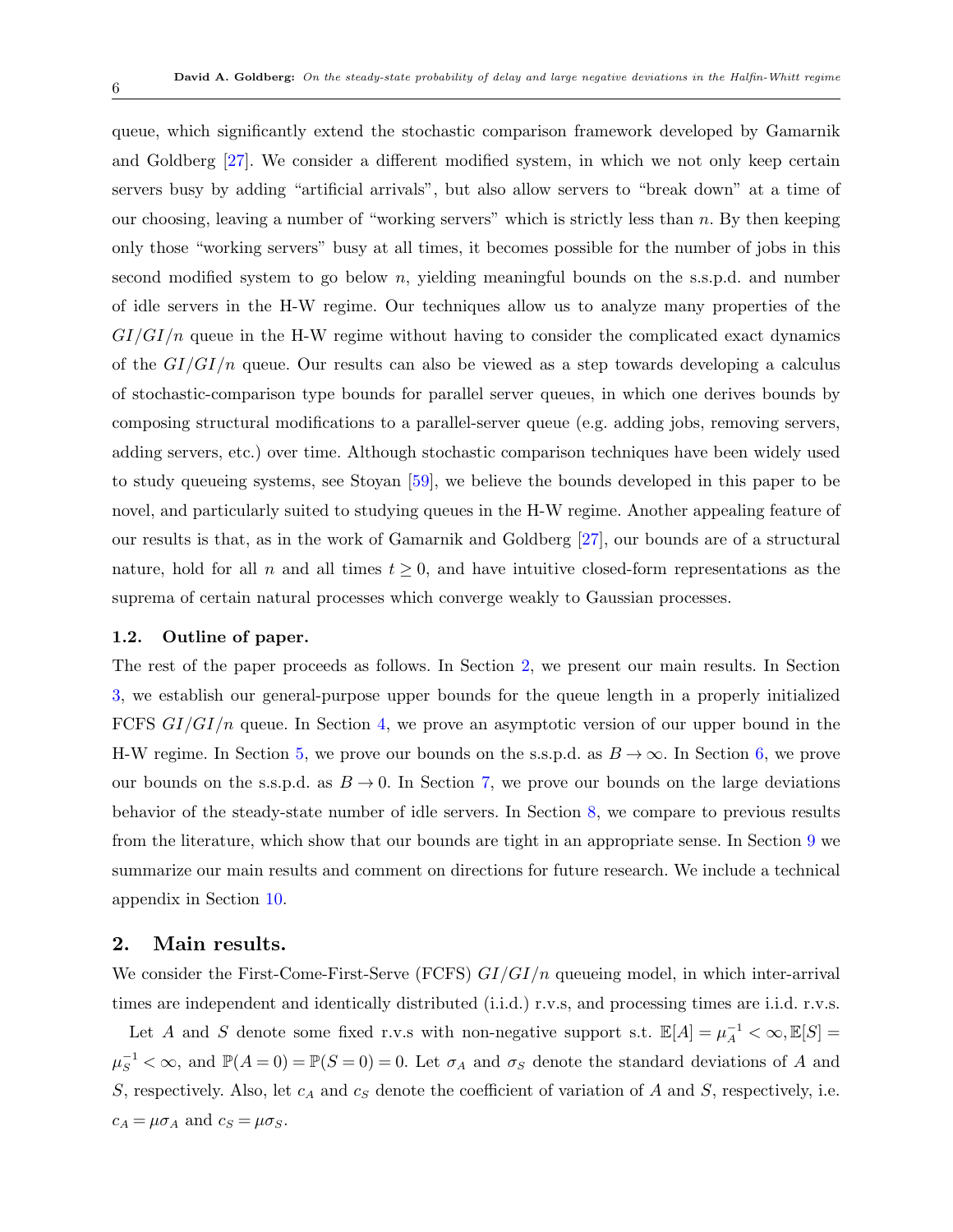queue, which significantly extend the stochastic comparison framework developed by Gamarnik and Goldberg [27]. We consider a different modified system, in which we not only keep certain servers busy by adding "artificial arrivals", but also allow servers to "break down" at a time of our choosing, leaving a number of "working servers" which is strictly less than $n$. By then keeping only those "working servers" busy at all times, it becomes possible for the number of jobs in this second modified system to go below $n$, yielding meaningful bounds on the s.s.p.d. and number of idle servers in the H-W regime. Our techniques allow us to analyze many properties of the $GI/GI/n$ queue in the H-W regime without having to consider the complicated exact dynamics of the $GI/GI/n$ queue. Our results can also be viewed as a step towards developing a calculus of stochastic-comparison type bounds for parallel server queues, in which one derives bounds by composing structural modifications to a parallel-server queue (e.g. adding jobs, removing servers, adding servers, etc.) over time. Although stochastic comparison techniques have been widely used to study queueing systems, see Stoyan [59], we believe the bounds developed in this paper to be novel, and particularly suited to studying queues in the H-W regime. Another appealing feature of our results is that, as in the work of Gamarnik and Goldberg [27], our bounds are of a structural nature, hold for all $n$ and all times $t \geq 0$, and have intuitive closed-form representations as the suprema of certain natural processes which converge weakly to Gaussian processes.

### 1.2. Outline of paper.

The rest of the paper proceeds as follows. In Section 2, we present our main results. In Section 3, we establish our general-purpose upper bounds for the queue length in a properly initialized FCFS $GI/GI/n$ queue. In Section 4, we prove an asymptotic version of our upper bound in the H-W regime. In Section 5, we prove our bounds on the s.s.p.d. as $B \rightarrow \infty$. In Section 6, we prove our bounds on the s.s.p.d. as $B \rightarrow 0$. In Section 7, we prove our bounds on the large deviations behavior of the steady-state number of idle servers. In Section 8, we compare to previous results from the literature, which show that our bounds are tight in an appropriate sense. In Section 9 we summarize our main results and comment on directions for future research. We include a technical appendix in Section 10.

## 2. Main results.

We consider the First-Come-First-Serve (FCFS) $GI/GI/n$ queueing model, in which inter-arrival times are independent and identically distributed (i.i.d.) r.v.s, and processing times are i.i.d. r.v.s.

Let $A$ and $S$ denote some fixed r.v.s with non-negative support s.t. $\mathbb{E}[A] = \mu_A^{-1} < \infty, \mathbb{E}[S] = \mu_S^{-1} < \infty$, and $\mathbb{P}(A = 0) = \mathbb{P}(S = 0) = 0$. Let $\sigma_A$ and $\sigma_S$ denote the standard deviations of $A$ and $S$, respectively. Also, let $c_A$ and $c_S$ denote the coefficient of variation of $A$ and $S$, respectively, i.e. $c_A = \mu\sigma_A$ and $c_S = \mu\sigma_S$.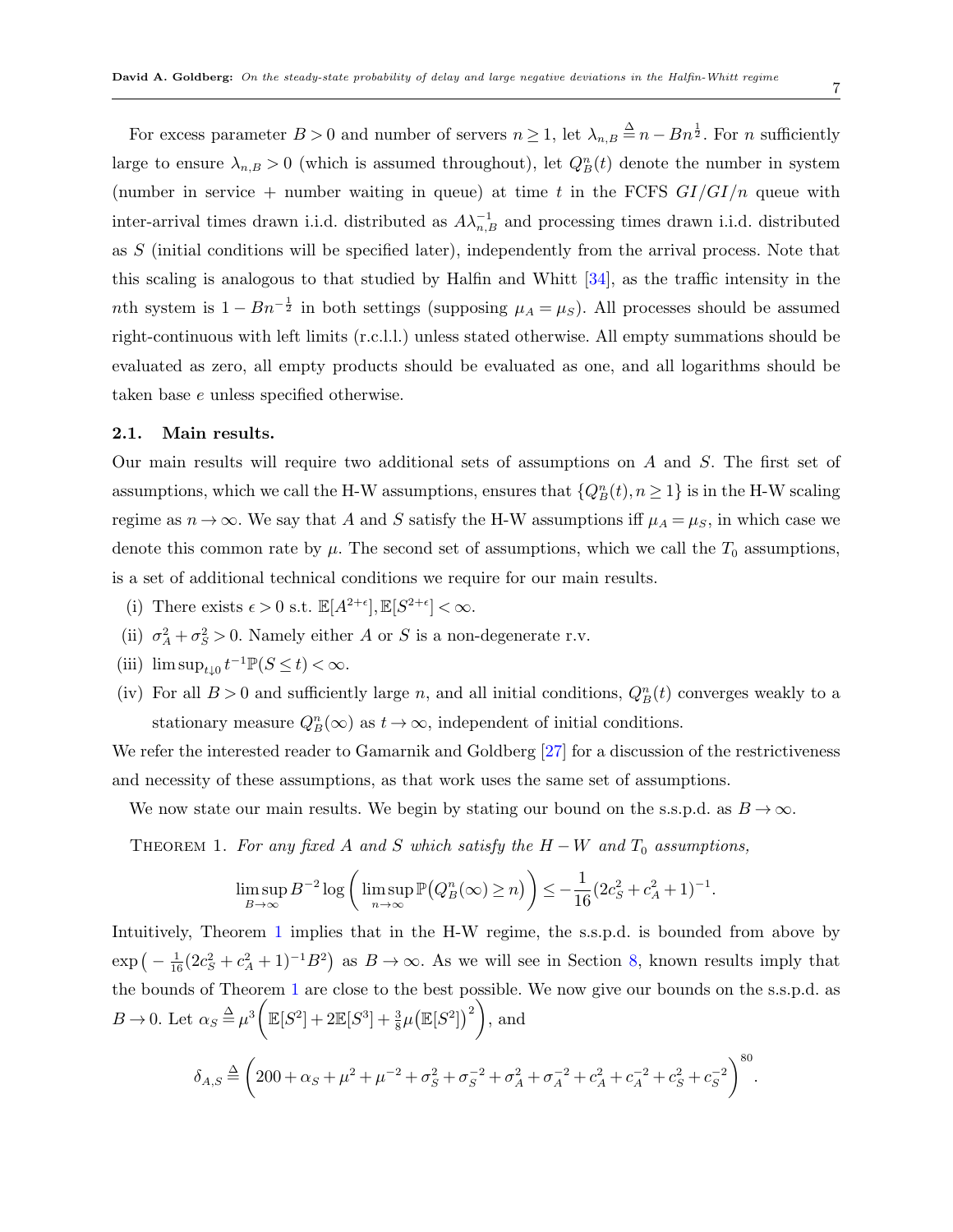For excess parameter $B > 0$ and number of servers $n \geq 1$, let $\lambda_{n,B} \overset{\Delta}{=} n - Bn^{\frac{1}{2}}$. For $n$ sufficiently large to ensure $\lambda_{n,B} > 0$ (which is assumed throughout), let $Q^n_B(t)$ denote the number in system (number in service + number waiting in queue) at time $t$ in the FCFS $GI/GI/n$ queue with inter-arrival times drawn i.i.d. distributed as $A\lambda^{-1}_{n,B}$ and processing times drawn i.i.d. distributed as $S$ (initial conditions will be specified later), independently from the arrival process. Note that this scaling is analogous to that studied by Halfin and Whitt [34], as the traffic intensity in the $n$th system is $1 - Bn^{-\frac{1}{2}}$ in both settings (supposing $\mu_A = \mu_S$). All processes should be assumed right-continuous with left limits (r.c.l.l.) unless stated otherwise. All empty summations should be evaluated as zero, all empty products should be evaluated as one, and all logarithms should be taken base $e$ unless specified otherwise.

### 2.1. Main results.

Our main results will require two additional sets of assumptions on $A$ and $S$. The first set of assumptions, which we call the H-W assumptions, ensures that $\{Q^n_B(t), n \geq 1\}$ is in the H-W scaling regime as $n \to \infty$. We say that $A$ and $S$ satisfy the H-W assumptions iff $\mu_A = \mu_S$, in which case we denote this common rate by $\mu$. The second set of assumptions, which we call the $T_0$ assumptions, is a set of additional technical conditions we require for our main results.

(i) There exists $\epsilon > 0$ s.t. $\mathbb{E}[A^{2+\epsilon}], \mathbb{E}[S^{2+\epsilon}] < \infty$.

(ii) $\sigma^2_A + \sigma^2_S > 0$. Namely either $A$ or $S$ is a non-degenerate r.v.

(iii) $\limsup_{t \downarrow 0} t^{-1}\mathbb{P}(S \leq t) < \infty$.

(iv) For all $B > 0$ and sufficiently large $n$, and all initial conditions, $Q^n_B(t)$ converges weakly to a stationary measure $Q^n_B(\infty)$ as $t \to \infty$, independent of initial conditions.

We refer the interested reader to Gamarnik and Goldberg [27] for a discussion of the restrictiveness and necessity of these assumptions, as that work uses the same set of assumptions.

We now state our main results. We begin by stating our bound on the s.s.p.d. as $B \to \infty$.

THEOREM 1. *For any fixed $A$ and $S$ which satisfy the $H-W$ and $T_0$ assumptions,*

$$\limsup_{B \to \infty} B^{-2} \log \left( \limsup_{n \to \infty} \mathbb{P}\big(Q^n_B(\infty) \geq n\big) \right) \leq -\frac{1}{16}(2c^2_S + c^2_A + 1)^{-1}.$$

Intuitively, Theorem 1 implies that in the H-W regime, the s.s.p.d. is bounded from above by $\exp\big(-\frac{1}{16}(2c^2_S + c^2_A + 1)^{-1}B^2\big)$ as $B \to \infty$. As we will see in Section 8, known results imply that the bounds of Theorem 1 are close to the best possible. We now give our bounds on the s.s.p.d. as $B \to 0$. Let $\alpha_S \overset{\Delta}{=} \mu^3\bigg(\mathbb{E}[S^2] + 2\mathbb{E}[S^3] + \frac{3}{8}\mu\big(\mathbb{E}[S^2]\big)^2\bigg)$, and

$$\delta_{A,S} \overset{\Delta}{=} \bigg(200 + \alpha_S + \mu^2 + \mu^{-2} + \sigma^2_S + \sigma^{-2}_S + \sigma^2_A + \sigma^{-2}_A + c^2_A + c^{-2}_A + c^2_S + c^{-2}_S\bigg)^{80}.$$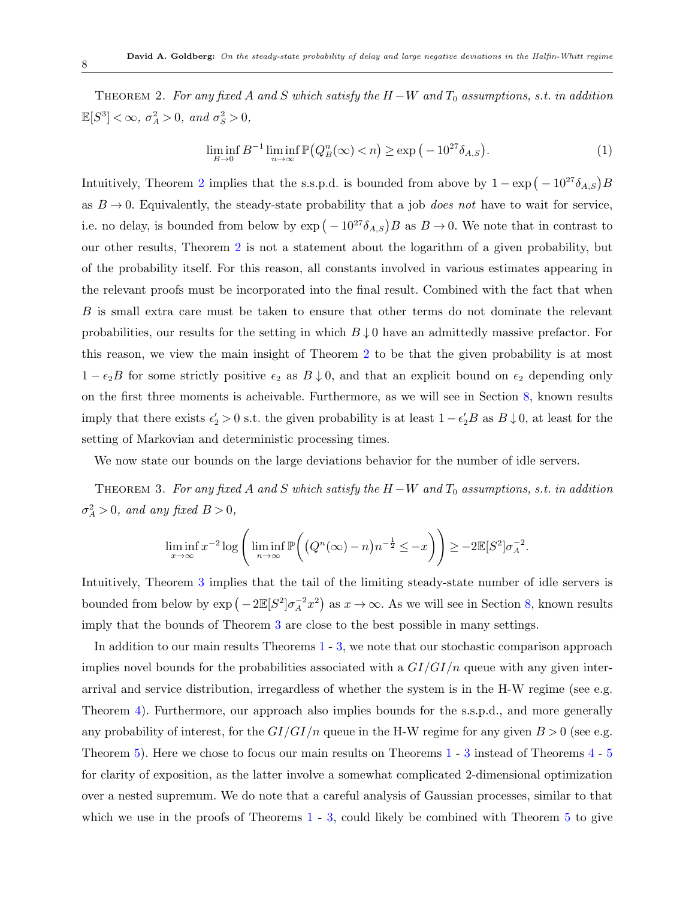Theorem 2. *For any fixed $A$ and $S$ which satisfy the $H-W$ and $T_0$ assumptions, s.t. in addition $\mathbb{E}[S^3]<\infty$, $\sigma_A^2>0$, and $\sigma_S^2>0$,*

$$\liminf_{B\to 0} B^{-1}\liminf_{n\to\infty}\mathbb{P}\big(Q_B^n(\infty)<n\big)\geq \exp\big(-10^{27}\delta_{A,S}\big). \tag{1}$$

Intuitively, Theorem 2 implies that the s.s.p.d. is bounded from above by $1-\exp\big(-10^{27}\delta_{A,S}\big)B$ as $B\to 0$. Equivalently, the steady-state probability that a job *does not* have to wait for service, i.e. no delay, is bounded from below by $\exp\big(-10^{27}\delta_{A,S}\big)B$ as $B\to 0$. We note that in contrast to our other results, Theorem 2 is not a statement about the logarithm of a given probability, but of the probability itself. For this reason, all constants involved in various estimates appearing in the relevant proofs must be incorporated into the final result. Combined with the fact that when $B$ is small extra care must be taken to ensure that other terms do not dominate the relevant probabilities, our results for the setting in which $B\downarrow 0$ have an admittedly massive prefactor. For this reason, we view the main insight of Theorem 2 to be that the given probability is at most $1-\epsilon_2 B$ for some strictly positive $\epsilon_2$ as $B\downarrow 0$, and that an explicit bound on $\epsilon_2$ depending only on the first three moments is acheivable. Furthermore, as we will see in Section 8, known results imply that there exists $\epsilon_2'>0$ s.t. the given probability is at least $1-\epsilon_2' B$ as $B\downarrow 0$, at least for the setting of Markovian and deterministic processing times.

We now state our bounds on the large deviations behavior for the number of idle servers.

Theorem 3. *For any fixed $A$ and $S$ which satisfy the $H-W$ and $T_0$ assumptions, s.t. in addition $\sigma_A^2>0$, and any fixed $B>0$,*

$$\liminf_{x\to\infty} x^{-2}\log\left(\liminf_{n\to\infty}\mathbb{P}\bigg(\big(Q^n(\infty)-n\big)n^{-\frac{1}{2}}\leq -x\bigg)\right)\geq -2\mathbb{E}[S^2]\sigma_A^{-2}.$$

Intuitively, Theorem 3 implies that the tail of the limiting steady-state number of idle servers is bounded from below by $\exp\big(-2\mathbb{E}[S^2]\sigma_A^{-2}x^2\big)$ as $x\to\infty$. As we will see in Section 8, known results imply that the bounds of Theorem 3 are close to the best possible in many settings.

In addition to our main results Theorems 1 - 3, we note that our stochastic comparison approach implies novel bounds for the probabilities associated with a $GI/GI/n$ queue with any given inter-arrival and service distribution, irregardless of whether the system is in the H-W regime (see e.g. Theorem 4). Furthermore, our approach also implies bounds for the s.s.p.d., and more generally any probability of interest, for the $GI/GI/n$ queue in the H-W regime for any given $B>0$ (see e.g. Theorem 5). Here we chose to focus our main results on Theorems 1 - 3 instead of Theorems 4 - 5 for clarity of exposition, as the latter involve a somewhat complicated 2-dimensional optimization over a nested supremum. We do note that a careful analysis of Gaussian processes, similar to that which we use in the proofs of Theorems 1 - 3, could likely be combined with Theorem 5 to give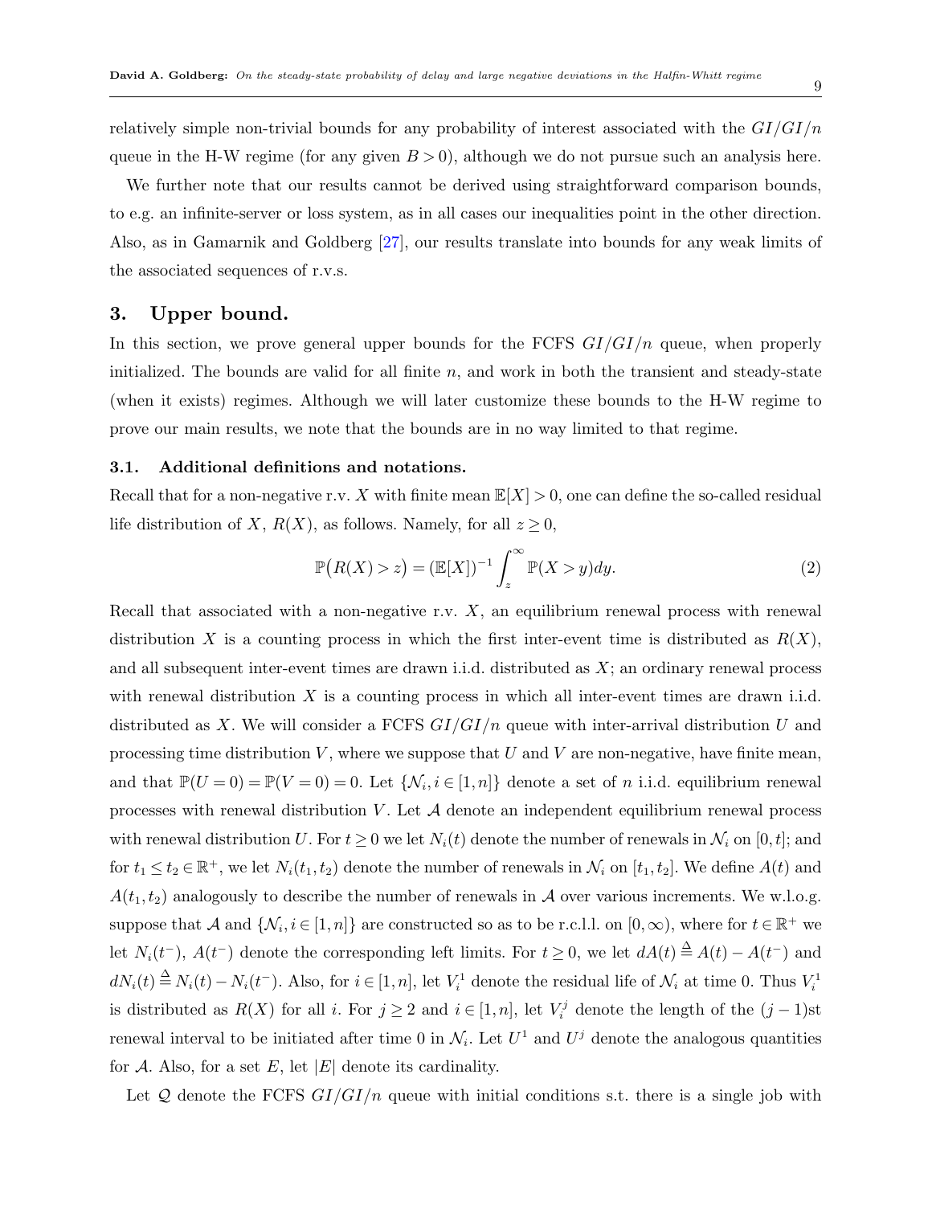relatively simple non-trivial bounds for any probability of interest associated with the $GI/GI/n$ queue in the H-W regime (for any given $B > 0$), although we do not pursue such an analysis here.

We further note that our results cannot be derived using straightforward comparison bounds, to e.g. an infinite-server or loss system, as in all cases our inequalities point in the other direction. Also, as in Gamarnik and Goldberg [27], our results translate into bounds for any weak limits of the associated sequences of r.v.s.

## 3. Upper bound.

In this section, we prove general upper bounds for the FCFS $GI/GI/n$ queue, when properly initialized. The bounds are valid for all finite $n$, and work in both the transient and steady-state (when it exists) regimes. Although we will later customize these bounds to the H-W regime to prove our main results, we note that the bounds are in no way limited to that regime.

### 3.1. Additional definitions and notations.

Recall that for a non-negative r.v. $X$ with finite mean $\mathbb{E}[X] > 0$, one can define the so-called residual life distribution of $X$, $R(X)$, as follows. Namely, for all $z \geq 0$,

$$\mathbb{P}\big(R(X) > z\big) = (\mathbb{E}[X])^{-1} \int_z^{\infty} \mathbb{P}(X > y) dy. \tag{2}$$

Recall that associated with a non-negative r.v. $X$, an equilibrium renewal process with renewal distribution $X$ is a counting process in which the first inter-event time is distributed as $R(X)$, and all subsequent inter-event times are drawn i.i.d. distributed as $X$; an ordinary renewal process with renewal distribution $X$ is a counting process in which all inter-event times are drawn i.i.d. distributed as $X$. We will consider a FCFS $GI/GI/n$ queue with inter-arrival distribution $U$ and processing time distribution $V$, where we suppose that $U$ and $V$ are non-negative, have finite mean, and that $\mathbb{P}(U = 0) = \mathbb{P}(V = 0) = 0$. Let $\{\mathcal{N}_i, i \in [1, n]\}$ denote a set of $n$ i.i.d. equilibrium renewal processes with renewal distribution $V$. Let $\mathcal{A}$ denote an independent equilibrium renewal process with renewal distribution $U$. For $t \geq 0$ we let $N_i(t)$ denote the number of renewals in $\mathcal{N}_i$ on $[0, t]$; and for $t_1 \leq t_2 \in \mathbb{R}^+$, we let $N_i(t_1, t_2)$ denote the number of renewals in $\mathcal{N}_i$ on $[t_1, t_2]$. We define $A(t)$ and $A(t_1, t_2)$ analogously to describe the number of renewals in $\mathcal{A}$ over various increments. We w.l.o.g. suppose that $\mathcal{A}$ and $\{\mathcal{N}_i, i \in [1, n]\}$ are constructed so as to be r.c.l.l. on $[0, \infty)$, where for $t \in \mathbb{R}^+$ we let $N_i(t^-)$, $A(t^-)$ denote the corresponding left limits. For $t \geq 0$, we let $dA(t) \triangleq A(t) - A(t^-)$ and $dN_i(t) \triangleq N_i(t) - N_i(t^-)$. Also, for $i \in [1, n]$, let $V_i^1$ denote the residual life of $\mathcal{N}_i$ at time 0. Thus $V_i^1$ is distributed as $R(X)$ for all $i$. For $j \geq 2$ and $i \in [1, n]$, let $V_i^j$ denote the length of the $(j-1)$st renewal interval to be initiated after time 0 in $\mathcal{N}_i$. Let $U^1$ and $U^j$ denote the analogous quantities for $\mathcal{A}$. Also, for a set $E$, let $|E|$ denote its cardinality.

Let $\mathcal{Q}$ denote the FCFS $GI/GI/n$ queue with initial conditions s.t. there is a single job with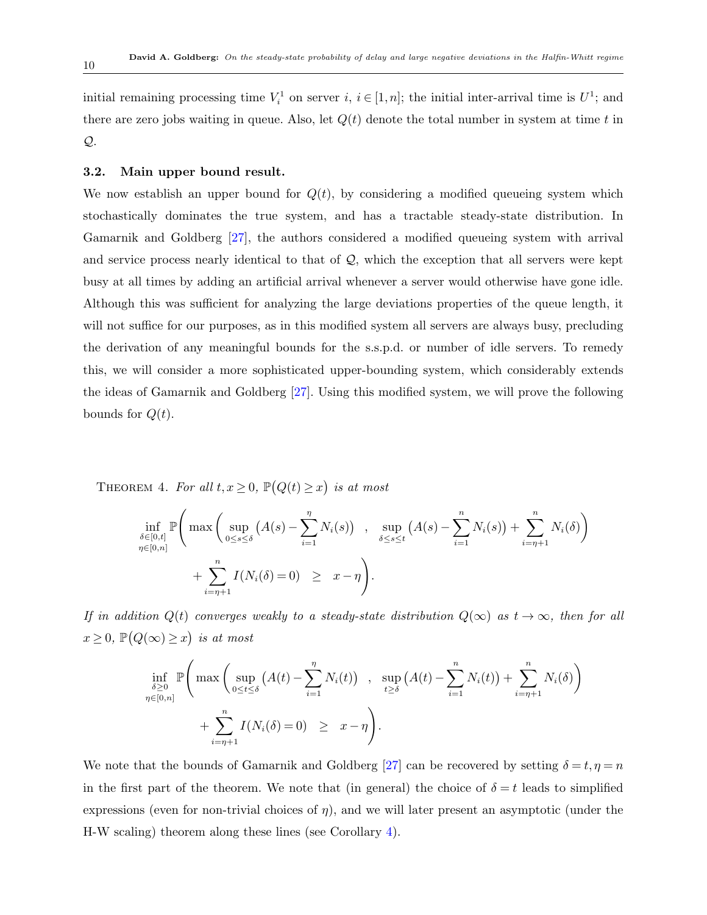initial remaining processing time $V_i^1$ on server $i$, $i \in [1,n]$; the initial inter-arrival time is $U^1$; and there are zero jobs waiting in queue. Also, let $Q(t)$ denote the total number in system at time $t$ in $\mathcal{Q}$.

### 3.2. Main upper bound result.

We now establish an upper bound for $Q(t)$, by considering a modified queueing system which stochastically dominates the true system, and has a tractable steady-state distribution. In Gamarnik and Goldberg [27], the authors considered a modified queueing system with arrival and service process nearly identical to that of $\mathcal{Q}$, which the exception that all servers were kept busy at all times by adding an artificial arrival whenever a server would otherwise have gone idle. Although this was sufficient for analyzing the large deviations properties of the queue length, it will not suffice for our purposes, as in this modified system all servers are always busy, precluding the derivation of any meaningful bounds for the s.s.p.d. or number of idle servers. To remedy this, we will consider a more sophisticated upper-bounding system, which considerably extends the ideas of Gamarnik and Goldberg [27]. Using this modified system, we will prove the following bounds for $Q(t)$.

Theorem 4. *For all $t, x \geq 0$, $\mathbb{P}\big(Q(t) \geq x\big)$ is at most*

$$\inf_{\substack{\delta \in [0,t] \\ \eta \in [0,n]}} \mathbb{P}\Bigg( \max\bigg( \sup_{0 \leq s \leq \delta} \big(A(s) - \sum_{i=1}^{\eta} N_i(s)\big) \quad , \quad \sup_{\delta \leq s \leq t} \big(A(s) - \sum_{i=1}^{n} N_i(s)\big) + \sum_{i=\eta+1}^{n} N_i(\delta) \bigg) + \sum_{i=\eta+1}^{n} I(N_i(\delta) = 0) \quad \geq \quad x - \eta \Bigg).$$

*If in addition $Q(t)$ converges weakly to a steady-state distribution $Q(\infty)$ as $t \to \infty$, then for all $x \geq 0$, $\mathbb{P}\big(Q(\infty) \geq x\big)$ is at most*

$$\inf_{\substack{\delta \geq 0 \\ \eta \in [0,n]}} \mathbb{P}\Bigg( \max\bigg( \sup_{0 \leq t \leq \delta} \big(A(t) - \sum_{i=1}^{\eta} N_i(t)\big) \quad , \quad \sup_{t \geq \delta} \big(A(t) - \sum_{i=1}^{n} N_i(t)\big) + \sum_{i=\eta+1}^{n} N_i(\delta) \bigg) + \sum_{i=\eta+1}^{n} I(N_i(\delta) = 0) \quad \geq \quad x - \eta \Bigg).$$

We note that the bounds of Gamarnik and Goldberg [27] can be recovered by setting $\delta = t, \eta = n$ in the first part of the theorem. We note that (in general) the choice of $\delta = t$ leads to simplified expressions (even for non-trivial choices of $\eta$), and we will later present an asymptotic (under the H-W scaling) theorem along these lines (see Corollary 4).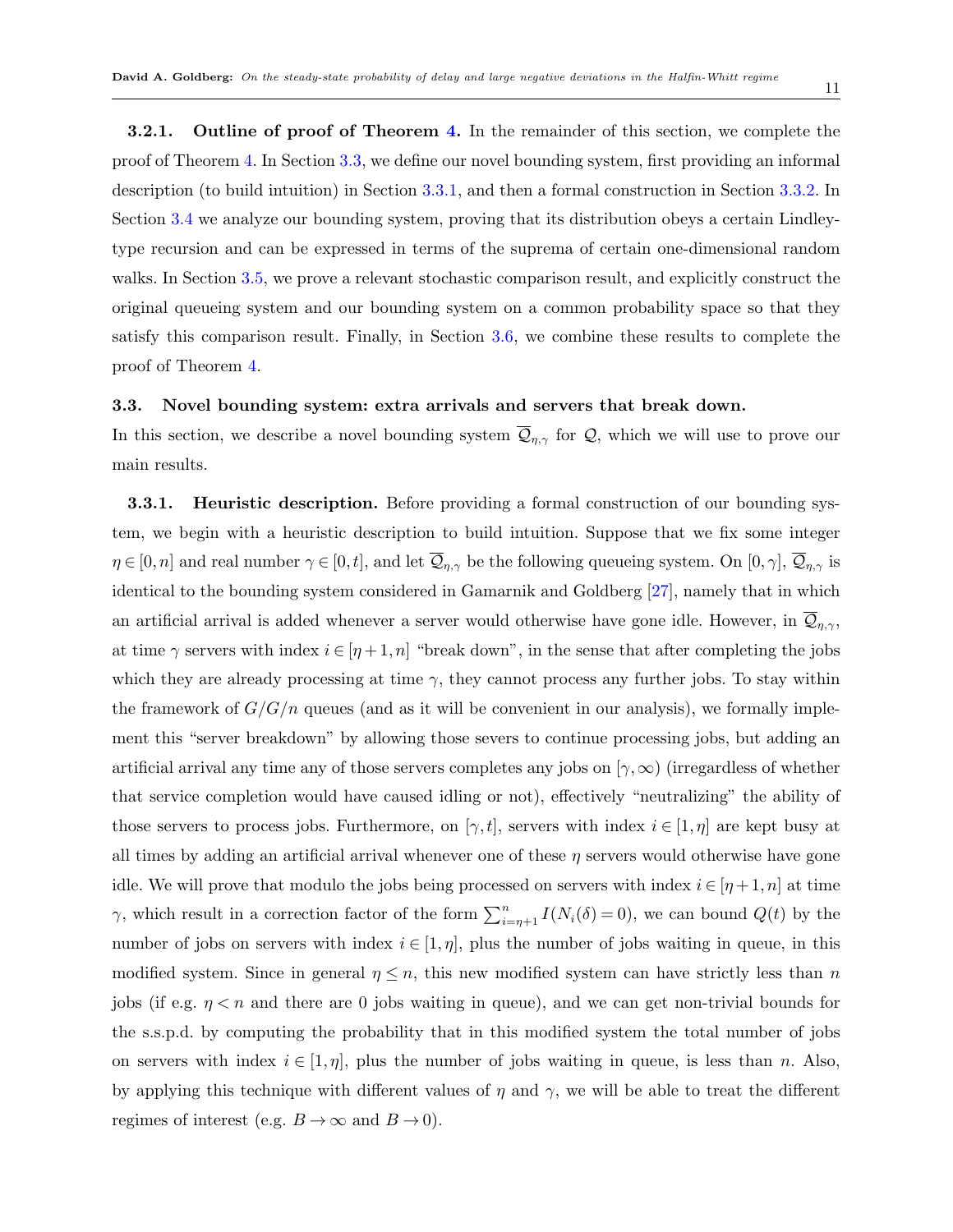**3.2.1. Outline of proof of Theorem 4.** In the remainder of this section, we complete the proof of Theorem 4. In Section 3.3, we define our novel bounding system, first providing an informal description (to build intuition) in Section 3.3.1, and then a formal construction in Section 3.3.2. In Section 3.4 we analyze our bounding system, proving that its distribution obeys a certain Lindley-type recursion and can be expressed in terms of the suprema of certain one-dimensional random walks. In Section 3.5, we prove a relevant stochastic comparison result, and explicitly construct the original queueing system and our bounding system on a common probability space so that they satisfy this comparison result. Finally, in Section 3.6, we combine these results to complete the proof of Theorem 4.

### 3.3. Novel bounding system: extra arrivals and servers that break down.

In this section, we describe a novel bounding system $\overline{\mathcal{Q}}_{\eta,\gamma}$ for $\mathcal{Q}$, which we will use to prove our main results.

**3.3.1. Heuristic description.** Before providing a formal construction of our bounding system, we begin with a heuristic description to build intuition. Suppose that we fix some integer $\eta \in [0,n]$ and real number $\gamma \in [0,t]$, and let $\overline{\mathcal{Q}}_{\eta,\gamma}$ be the following queueing system. On $[0,\gamma]$, $\overline{\mathcal{Q}}_{\eta,\gamma}$ is identical to the bounding system considered in Gamarnik and Goldberg [27], namely that in which an artificial arrival is added whenever a server would otherwise have gone idle. However, in $\overline{\mathcal{Q}}_{\eta,\gamma}$, at time $\gamma$ servers with index $i \in [\eta+1,n]$ "break down", in the sense that after completing the jobs which they are already processing at time $\gamma$, they cannot process any further jobs. To stay within the framework of $G/G/n$ queues (and as it will be convenient in our analysis), we formally implement this "server breakdown" by allowing those severs to continue processing jobs, but adding an artificial arrival any time any of those servers completes any jobs on $[\gamma,\infty)$ (irregardless of whether that service completion would have caused idling or not), effectively "neutralizing" the ability of those servers to process jobs. Furthermore, on $[\gamma,t]$, servers with index $i \in [1,\eta]$ are kept busy at all times by adding an artificial arrival whenever one of these $\eta$ servers would otherwise have gone idle. We will prove that modulo the jobs being processed on servers with index $i \in [\eta+1,n]$ at time $\gamma$, which result in a correction factor of the form $\sum_{i=\eta+1}^{n} I(N_i(\delta)=0)$, we can bound $Q(t)$ by the number of jobs on servers with index $i \in [1,\eta]$, plus the number of jobs waiting in queue, in this modified system. Since in general $\eta \le n$, this new modified system can have strictly less than $n$ jobs (if e.g. $\eta < n$ and there are 0 jobs waiting in queue), and we can get non-trivial bounds for the s.s.p.d. by computing the probability that in this modified system the total number of jobs on servers with index $i \in [1,\eta]$, plus the number of jobs waiting in queue, is less than $n$. Also, by applying this technique with different values of $\eta$ and $\gamma$, we will be able to treat the different regimes of interest (e.g. $B \to \infty$ and $B \to 0$).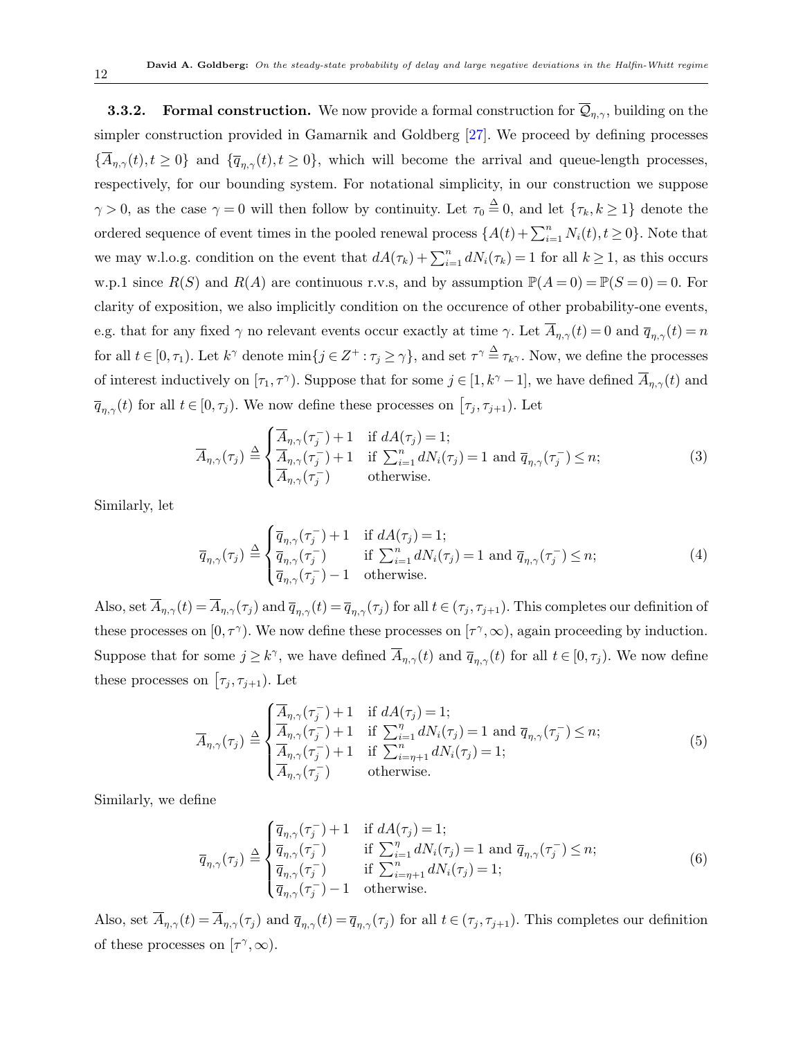**3.3.2. Formal construction.** We now provide a formal construction for $\overline{\mathcal{Q}}_{\eta,\gamma}$, building on the simpler construction provided in Gamarnik and Goldberg [27]. We proceed by defining processes $\{\overline{A}_{\eta,\gamma}(t), t \geq 0\}$ and $\{\overline{q}_{\eta,\gamma}(t), t \geq 0\}$, which will become the arrival and queue-length processes, respectively, for our bounding system. For notational simplicity, in our construction we suppose $\gamma > 0$, as the case $\gamma = 0$ will then follow by continuity. Let $\tau_0 \stackrel{\Delta}{=} 0$, and let $\{\tau_k, k \geq 1\}$ denote the ordered sequence of event times in the pooled renewal process $\{A(t) + \sum_{i=1}^n N_i(t), t \geq 0\}$. Note that we may w.l.o.g. condition on the event that $dA(\tau_k) + \sum_{i=1}^n dN_i(\tau_k) = 1$ for all $k \geq 1$, as this occurs w.p.1 since $R(S)$ and $R(A)$ are continuous r.v.s, and by assumption $\mathbb{P}(A = 0) = \mathbb{P}(S = 0) = 0$. For clarity of exposition, we also implicitly condition on the occurence of other probability-one events, e.g. that for any fixed $\gamma$ no relevant events occur exactly at time $\gamma$. Let $\overline{A}_{\eta,\gamma}(t) = 0$ and $\overline{q}_{\eta,\gamma}(t) = n$ for all $t \in [0, \tau_1)$. Let $k^\gamma$ denote $\min\{j \in Z^+ : \tau_j \geq \gamma\}$, and set $\tau^\gamma \stackrel{\Delta}{=} \tau_{k^\gamma}$. Now, we define the processes of interest inductively on $[\tau_1, \tau^\gamma)$. Suppose that for some $j \in [1, k^\gamma - 1]$, we have defined $\overline{A}_{\eta,\gamma}(t)$ and $\overline{q}_{\eta,\gamma}(t)$ for all $t \in [0, \tau_j)$. We now define these processes on $[\tau_j, \tau_{j+1})$. Let

$$\overline{A}_{\eta,\gamma}(\tau_j) \stackrel{\Delta}{=} \begin{cases} \overline{A}_{\eta,\gamma}(\tau_j^-) + 1 & \text{if } dA(\tau_j) = 1; \\ \overline{A}_{\eta,\gamma}(\tau_j^-) + 1 & \text{if } \sum_{i=1}^n dN_i(\tau_j) = 1 \text{ and } \overline{q}_{\eta,\gamma}(\tau_j^-) \leq n; \\ \overline{A}_{\eta,\gamma}(\tau_j^-) & \text{otherwise.} \end{cases} \tag{3}$$

Similarly, let

$$\overline{q}_{\eta,\gamma}(\tau_j) \stackrel{\Delta}{=} \begin{cases} \overline{q}_{\eta,\gamma}(\tau_j^-) + 1 & \text{if } dA(\tau_j) = 1; \\ \overline{q}_{\eta,\gamma}(\tau_j^-) & \text{if } \sum_{i=1}^n dN_i(\tau_j) = 1 \text{ and } \overline{q}_{\eta,\gamma}(\tau_j^-) \leq n; \\ \overline{q}_{\eta,\gamma}(\tau_j^-) - 1 & \text{otherwise.} \end{cases} \tag{4}$$

Also, set $\overline{A}_{\eta,\gamma}(t) = \overline{A}_{\eta,\gamma}(\tau_j)$ and $\overline{q}_{\eta,\gamma}(t) = \overline{q}_{\eta,\gamma}(\tau_j)$ for all $t \in (\tau_j, \tau_{j+1})$. This completes our definition of these processes on $[0, \tau^\gamma)$. We now define these processes on $[\tau^\gamma, \infty)$, again proceeding by induction. Suppose that for some $j \geq k^\gamma$, we have defined $\overline{A}_{\eta,\gamma}(t)$ and $\overline{q}_{\eta,\gamma}(t)$ for all $t \in [0, \tau_j)$. We now define these processes on $[\tau_j, \tau_{j+1})$. Let

$$\overline{A}_{\eta,\gamma}(\tau_j) \stackrel{\Delta}{=} \begin{cases} \overline{A}_{\eta,\gamma}(\tau_j^-) + 1 & \text{if } dA(\tau_j) = 1; \\ \overline{A}_{\eta,\gamma}(\tau_j^-) + 1 & \text{if } \sum_{i=1}^\eta dN_i(\tau_j) = 1 \text{ and } \overline{q}_{\eta,\gamma}(\tau_j^-) \leq n; \\ \overline{A}_{\eta,\gamma}(\tau_j^-) + 1 & \text{if } \sum_{i=\eta+1}^n dN_i(\tau_j) = 1; \\ \overline{A}_{\eta,\gamma}(\tau_j^-) & \text{otherwise.} \end{cases} \tag{5}$$

Similarly, we define

$$\overline{q}_{\eta,\gamma}(\tau_j) \stackrel{\Delta}{=} \begin{cases} \overline{q}_{\eta,\gamma}(\tau_j^-) + 1 & \text{if } dA(\tau_j) = 1; \\ \overline{q}_{\eta,\gamma}(\tau_j^-) & \text{if } \sum_{i=1}^\eta dN_i(\tau_j) = 1 \text{ and } \overline{q}_{\eta,\gamma}(\tau_j^-) \leq n; \\ \overline{q}_{\eta,\gamma}(\tau_j^-) & \text{if } \sum_{i=\eta+1}^n dN_i(\tau_j) = 1; \\ \overline{q}_{\eta,\gamma}(\tau_j^-) - 1 & \text{otherwise.} \end{cases} \tag{6}$$

Also, set $\overline{A}_{\eta,\gamma}(t) = \overline{A}_{\eta,\gamma}(\tau_j)$ and $\overline{q}_{\eta,\gamma}(t) = \overline{q}_{\eta,\gamma}(\tau_j)$ for all $t \in (\tau_j, \tau_{j+1})$. This completes our definition of these processes on $[\tau^\gamma, \infty)$.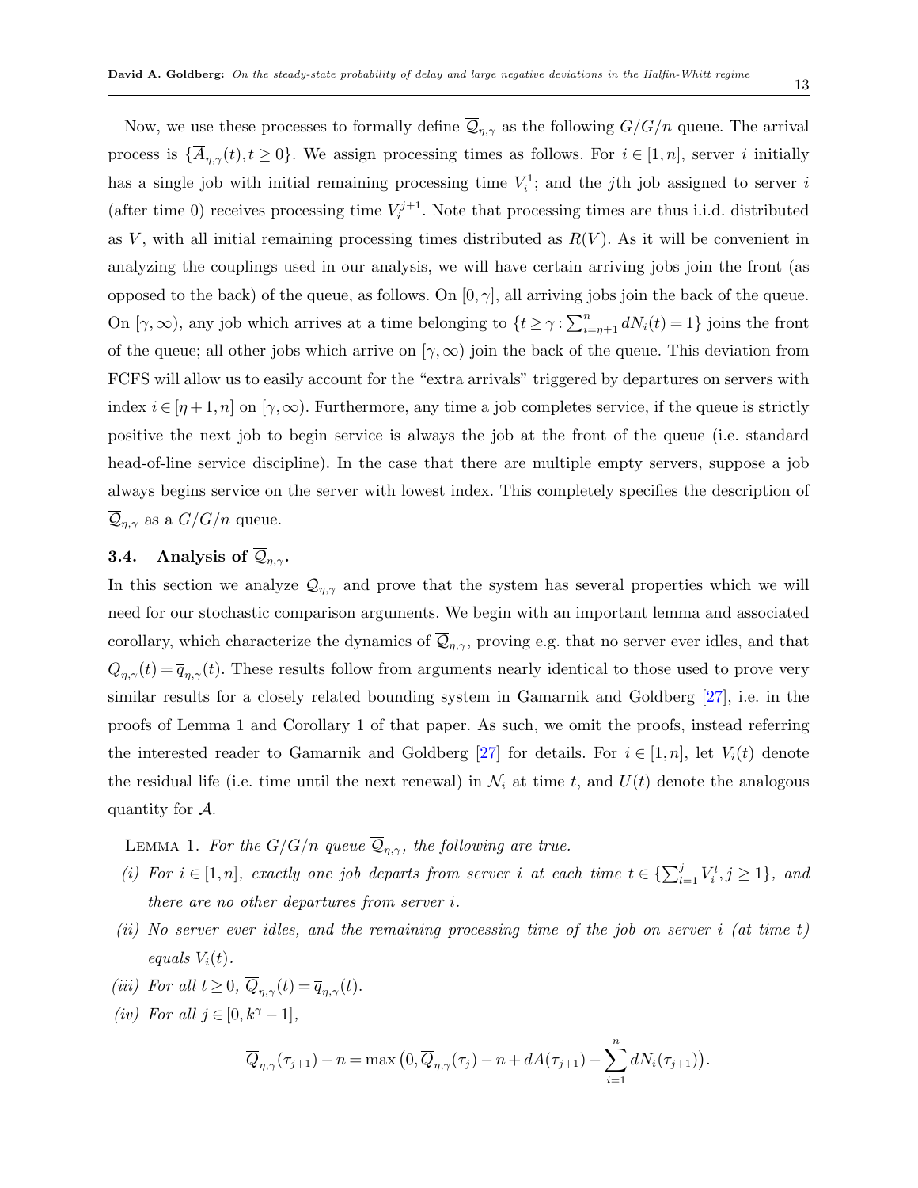Now, we use these processes to formally define $\overline{\mathcal{Q}}_{\eta,\gamma}$ as the following $G/G/n$ queue. The arrival process is $\{\overline{A}_{\eta,\gamma}(t), t \geq 0\}$. We assign processing times as follows. For $i \in [1,n]$, server $i$ initially has a single job with initial remaining processing time $V_i^1$; and the $j$th job assigned to server $i$ (after time 0) receives processing time $V_i^{j+1}$. Note that processing times are thus i.i.d. distributed as $V$, with all initial remaining processing times distributed as $R(V)$. As it will be convenient in analyzing the couplings used in our analysis, we will have certain arriving jobs join the front (as opposed to the back) of the queue, as follows. On $[0,\gamma]$, all arriving jobs join the back of the queue. On $[\gamma,\infty)$, any job which arrives at a time belonging to $\{t \geq \gamma : \sum_{i=\eta+1}^{n} dN_i(t) = 1\}$ joins the front of the queue; all other jobs which arrive on $[\gamma,\infty)$ join the back of the queue. This deviation from FCFS will allow us to easily account for the "extra arrivals" triggered by departures on servers with index $i \in [\eta+1,n]$ on $[\gamma,\infty)$. Furthermore, any time a job completes service, if the queue is strictly positive the next job to begin service is always the job at the front of the queue (i.e. standard head-of-line service discipline). In the case that there are multiple empty servers, suppose a job always begins service on the server with lowest index. This completely specifies the description of $\overline{\mathcal{Q}}_{\eta,\gamma}$ as a $G/G/n$ queue.

### 3.4. Analysis of $\overline{\mathcal{Q}}_{\eta,\gamma}$.

In this section we analyze $\overline{\mathcal{Q}}_{\eta,\gamma}$ and prove that the system has several properties which we will need for our stochastic comparison arguments. We begin with an important lemma and associated corollary, which characterize the dynamics of $\overline{\mathcal{Q}}_{\eta,\gamma}$, proving e.g. that no server ever idles, and that $\overline{Q}_{\eta,\gamma}(t) = \overline{q}_{\eta,\gamma}(t)$. These results follow from arguments nearly identical to those used to prove very similar results for a closely related bounding system in Gamarnik and Goldberg [27], i.e. in the proofs of Lemma 1 and Corollary 1 of that paper. As such, we omit the proofs, instead referring the interested reader to Gamarnik and Goldberg [27] for details. For $i \in [1,n]$, let $V_i(t)$ denote the residual life (i.e. time until the next renewal) in $\mathcal{N}_i$ at time $t$, and $U(t)$ denote the analogous quantity for $\mathcal{A}$.

LEMMA 1. *For the $G/G/n$ queue $\overline{\mathcal{Q}}_{\eta,\gamma}$, the following are true.*

*(i) For $i \in [1,n]$, exactly one job departs from server $i$ at each time $t \in \{\sum_{l=1}^{j} V_i^l, j \geq 1\}$, and there are no other departures from server $i$.*

*(ii) No server ever idles, and the remaining processing time of the job on server $i$ (at time $t$) equals $V_i(t)$.*

*(iii) For all $t \geq 0$, $\overline{Q}_{\eta,\gamma}(t) = \overline{q}_{\eta,\gamma}(t)$.*

*(iv) For all $j \in [0, k^{\gamma}-1]$,*

$$\overline{Q}_{\eta,\gamma}(\tau_{j+1}) - n = \max\Big(0, \overline{Q}_{\eta,\gamma}(\tau_j) - n + dA(\tau_{j+1}) - \sum_{i=1}^{n} dN_i(\tau_{j+1})\Big).$$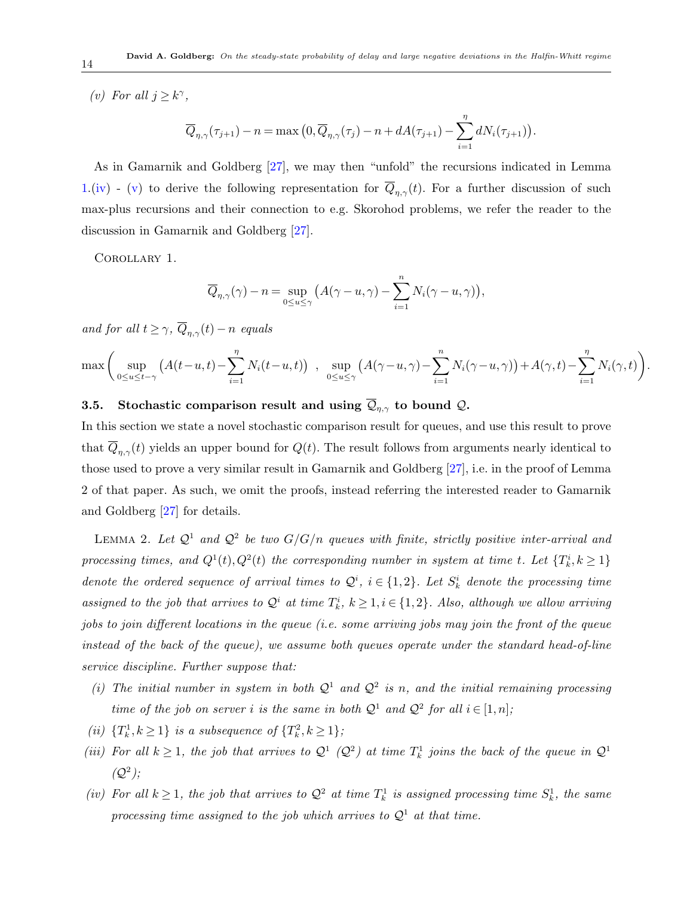*(v) For all $j \geq k^\gamma$,*

$$\overline{Q}_{\eta,\gamma}(\tau_{j+1}) - n = \max\big(0, \overline{Q}_{\eta,\gamma}(\tau_j) - n + dA(\tau_{j+1}) - \sum_{i=1}^{\eta} dN_i(\tau_{j+1})\big).$$

As in Gamarnik and Goldberg [27], we may then "unfold" the recursions indicated in Lemma 1.(iv) - (v) to derive the following representation for $\overline{Q}_{\eta,\gamma}(t)$. For a further discussion of such max-plus recursions and their connection to e.g. Skorohod problems, we refer the reader to the discussion in Gamarnik and Goldberg [27].

Corollary 1.

$$\overline{Q}_{\eta,\gamma}(\gamma) - n = \sup_{0 \leq u \leq \gamma}\big(A(\gamma - u, \gamma) - \sum_{i=1}^{n} N_i(\gamma - u, \gamma)\big),$$

*and for all $t \geq \gamma$, $\overline{Q}_{\eta,\gamma}(t) - n$ equals*

$$\max\bigg(\sup_{0 \leq u \leq t-\gamma}\big(A(t-u,t) - \sum_{i=1}^{\eta} N_i(t-u,t)\big) \ \ , \ \sup_{0 \leq u \leq \gamma}\big(A(\gamma-u,\gamma) - \sum_{i=1}^{n} N_i(\gamma-u,\gamma)\big) + A(\gamma,t) - \sum_{i=1}^{\eta} N_i(\gamma,t)\bigg).$$

### 3.5. Stochastic comparison result and using $\overline{\mathcal{Q}}_{\eta,\gamma}$ to bound $\mathcal{Q}$.

In this section we state a novel stochastic comparison result for queues, and use this result to prove that $\overline{Q}_{\eta,\gamma}(t)$ yields an upper bound for $Q(t)$. The result follows from arguments nearly identical to those used to prove a very similar result in Gamarnik and Goldberg [27], i.e. in the proof of Lemma 2 of that paper. As such, we omit the proofs, instead referring the interested reader to Gamarnik and Goldberg [27] for details.

Lemma 2. *Let $\mathcal{Q}^1$ and $\mathcal{Q}^2$ be two $G/G/n$ queues with finite, strictly positive inter-arrival and processing times, and $Q^1(t), Q^2(t)$ the corresponding number in system at time $t$. Let $\{T^i_k, k \geq 1\}$ denote the ordered sequence of arrival times to $\mathcal{Q}^i$, $i \in \{1,2\}$. Let $S^i_k$ denote the processing time assigned to the job that arrives to $\mathcal{Q}^i$ at time $T^i_k$, $k \geq 1, i \in \{1,2\}$. Also, although we allow arriving jobs to join different locations in the queue (i.e. some arriving jobs may join the front of the queue instead of the back of the queue), we assume both queues operate under the standard head-of-line service discipline. Further suppose that:*

- *(i) The initial number in system in both $\mathcal{Q}^1$ and $\mathcal{Q}^2$ is $n$, and the initial remaining processing time of the job on server $i$ is the same in both $\mathcal{Q}^1$ and $\mathcal{Q}^2$ for all $i \in [1,n]$;*
- *(ii) $\{T^1_k, k \geq 1\}$ is a subsequence of $\{T^2_k, k \geq 1\}$;*
- *(iii) For all $k \geq 1$, the job that arrives to $\mathcal{Q}^1$ ($\mathcal{Q}^2$) at time $T^1_k$ joins the back of the queue in $\mathcal{Q}^1$ ($\mathcal{Q}^2$);*
- *(iv) For all $k \geq 1$, the job that arrives to $\mathcal{Q}^2$ at time $T^1_k$ is assigned processing time $S^1_k$, the same processing time assigned to the job which arrives to $\mathcal{Q}^1$ at that time.*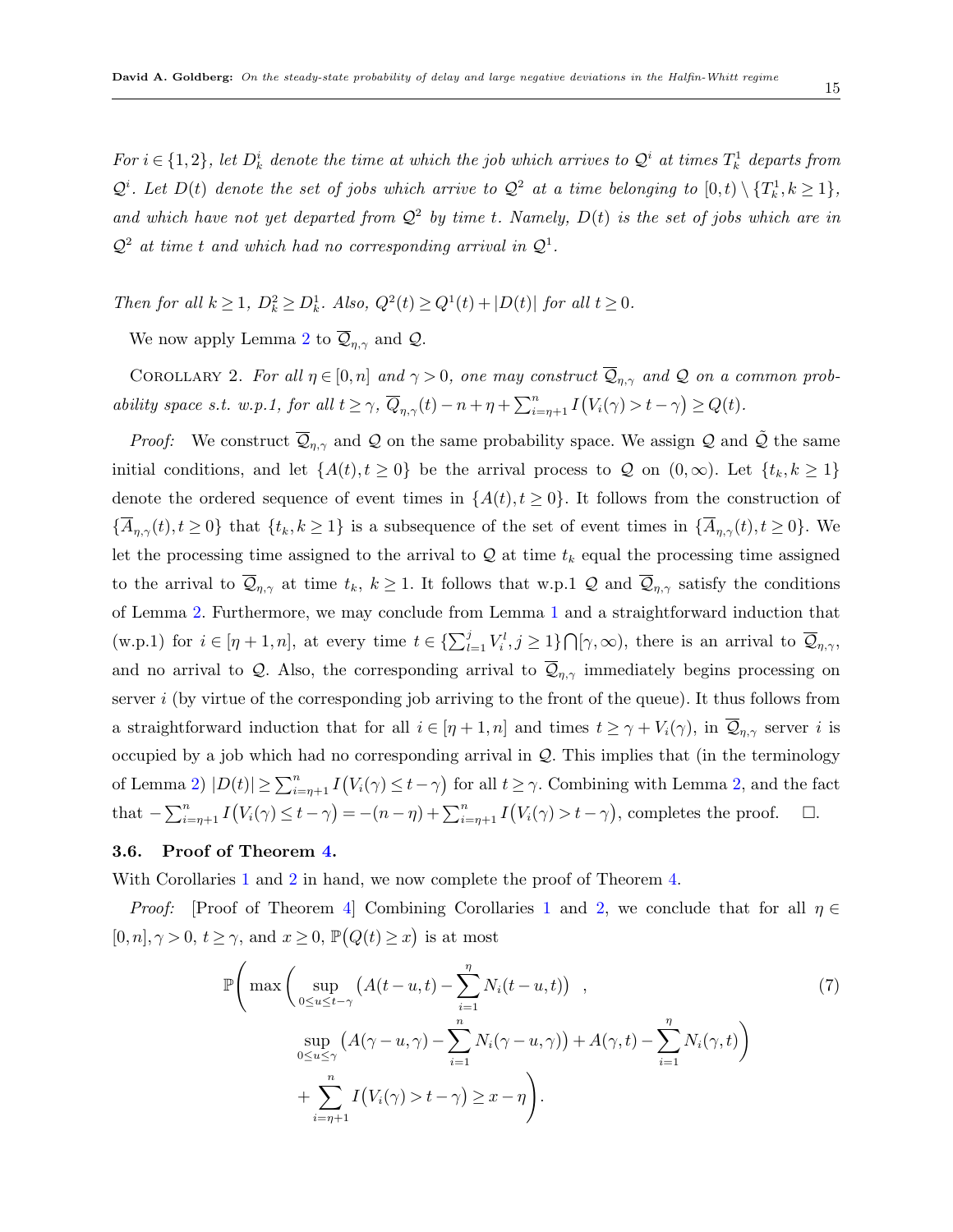*For $i \in \{1,2\}$, let $D^i_k$ denote the time at which the job which arrives to $\mathcal{Q}^i$ at times $T^1_k$ departs from $\mathcal{Q}^i$. Let $D(t)$ denote the set of jobs which arrive to $\mathcal{Q}^2$ at a time belonging to $[0,t) \setminus \{T^1_k, k \geq 1\}$, and which have not yet departed from $\mathcal{Q}^2$ by time $t$. Namely, $D(t)$ is the set of jobs which are in $\mathcal{Q}^2$ at time $t$ and which had no corresponding arrival in $\mathcal{Q}^1$.*

*Then for all $k \geq 1$, $D^2_k \geq D^1_k$. Also, $Q^2(t) \geq Q^1(t) + |D(t)|$ for all $t \geq 0$.*

We now apply Lemma 2 to $\overline{\mathcal{Q}}_{\eta,\gamma}$ and $\mathcal{Q}$.

Corollary 2. *For all $\eta \in [0,n]$ and $\gamma > 0$, one may construct $\overline{\mathcal{Q}}_{\eta,\gamma}$ and $\mathcal{Q}$ on a common probability space s.t. w.p.1, for all $t \geq \gamma$, $\overline{Q}_{\eta,\gamma}(t) - n + \eta + \sum_{i=\eta+1}^n I\big(V_i(\gamma) > t - \gamma\big) \geq Q(t)$.*

*Proof:* We construct $\overline{\mathcal{Q}}_{\eta,\gamma}$ and $\mathcal{Q}$ on the same probability space. We assign $\mathcal{Q}$ and $\tilde{\mathcal{Q}}$ the same initial conditions, and let $\{A(t), t \geq 0\}$ be the arrival process to $\mathcal{Q}$ on $(0,\infty)$. Let $\{t_k, k \geq 1\}$ denote the ordered sequence of event times in $\{A(t), t \geq 0\}$. It follows from the construction of $\{\overline{A}_{\eta,\gamma}(t), t \geq 0\}$ that $\{t_k, k \geq 1\}$ is a subsequence of the set of event times in $\{\overline{A}_{\eta,\gamma}(t), t \geq 0\}$. We let the processing time assigned to the arrival to $\mathcal{Q}$ at time $t_k$ equal the processing time assigned to the arrival to $\overline{\mathcal{Q}}_{\eta,\gamma}$ at time $t_k$, $k \geq 1$. It follows that w.p.1 $\mathcal{Q}$ and $\overline{\mathcal{Q}}_{\eta,\gamma}$ satisfy the conditions of Lemma 2. Furthermore, we may conclude from Lemma 1 and a straightforward induction that (w.p.1) for $i \in [\eta+1, n]$, at every time $t \in \{\sum_{l=1}^j V^l_i, j \geq 1\} \bigcap [\gamma, \infty)$, there is an arrival to $\overline{\mathcal{Q}}_{\eta,\gamma}$, and no arrival to $\mathcal{Q}$. Also, the corresponding arrival to $\overline{\mathcal{Q}}_{\eta,\gamma}$ immediately begins processing on server $i$ (by virtue of the corresponding job arriving to the front of the queue). It thus follows from a straightforward induction that for all $i \in [\eta+1, n]$ and times $t \geq \gamma + V_i(\gamma)$, in $\overline{\mathcal{Q}}_{\eta,\gamma}$ server $i$ is occupied by a job which had no corresponding arrival in $\mathcal{Q}$. This implies that (in the terminology of Lemma 2) $|D(t)| \geq \sum_{i=\eta+1}^n I\big(V_i(\gamma) \leq t - \gamma\big)$ for all $t \geq \gamma$. Combining with Lemma 2, and the fact that $-\sum_{i=\eta+1}^n I\big(V_i(\gamma) \leq t - \gamma\big) = -(n-\eta) + \sum_{i=\eta+1}^n I\big(V_i(\gamma) > t - \gamma\big)$, completes the proof. $\square$.

### 3.6. Proof of Theorem 4.

With Corollaries 1 and 2 in hand, we now complete the proof of Theorem 4.

*Proof:* [Proof of Theorem 4] Combining Corollaries 1 and 2, we conclude that for all $\eta \in [0,n], \gamma > 0$, $t \geq \gamma$, and $x \geq 0$, $\mathbb{P}\big(Q(t) \geq x\big)$ is at most

$$
\mathbb{P}\Bigg( \max\Bigg( \sup_{0 \leq u \leq t-\gamma} \Big( A(t-u,t) - \sum_{i=1}^{\eta} N_i(t-u,t) \Big) \;, \tag{7}
$$

$$
\sup_{0 \leq u \leq \gamma} \Big( A(\gamma - u, \gamma) - \sum_{i=1}^{n} N_i(\gamma-u,\gamma) \Big) + A(\gamma,t) - \sum_{i=1}^{\eta} N_i(\gamma,t) \Bigg)
$$

$$
+ \sum_{i=\eta+1}^{n} I\big(V_i(\gamma) > t-\gamma\big) \geq x - \eta \Bigg).
$$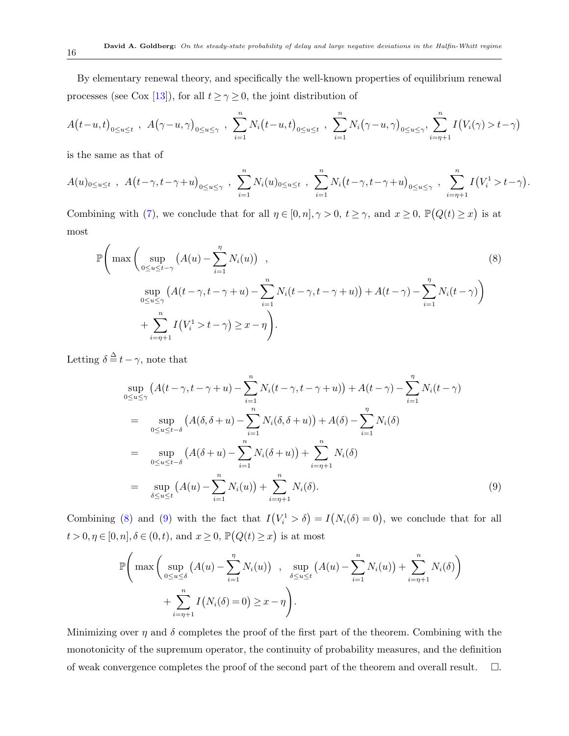By elementary renewal theory, and specifically the well-known properties of equilibrium renewal processes (see Cox [13]), for all $t \geq \gamma \geq 0$, the joint distribution of

$$A\big(t-u,t\big)_{0\leq u\leq t}\ ,\ A\big(\gamma-u,\gamma\big)_{0\leq u\leq \gamma}\ ,\ \sum_{i=1}^{n}N_i\big(t-u,t\big)_{0\leq u\leq t}\ ,\ \sum_{i=1}^{n}N_i\big(\gamma-u,\gamma\big)_{0\leq u\leq \gamma},\sum_{i=\eta+1}^{n}I\big(V_i(\gamma)>t-\gamma\big)$$

is the same as that of

$$A(u)_{0\leq u\leq t}\ ,\ A\big(t-\gamma,t-\gamma+u\big)_{0\leq u\leq \gamma}\ ,\ \sum_{i=1}^{n}N_i(u)_{0\leq u\leq t}\ ,\ \sum_{i=1}^{n}N_i\big(t-\gamma,t-\gamma+u\big)_{0\leq u\leq \gamma}\ ,\ \sum_{i=\eta+1}^{n}I\big(V_i^1>t-\gamma\big).$$

Combining with (7), we conclude that for all $\eta\in[0,n], \gamma>0,\ t\geq\gamma$, and $x\geq 0$, $\mathbb{P}\big(Q(t)\geq x\big)$ is at most

$$\mathbb{P}\Bigg(\max\bigg(\sup_{0\leq u\leq t-\gamma}\big(A(u)-\sum_{i=1}^{\eta}N_i(u)\big)\ ,\ \sup_{0\leq u\leq\gamma}\big(A(t-\gamma,t-\gamma+u)-\sum_{i=1}^{n}N_i(t-\gamma,t-\gamma+u)\big)+A(t-\gamma)-\sum_{i=1}^{\eta}N_i(t-\gamma)\bigg) + \sum_{i=\eta+1}^{n}I\big(V_i^1>t-\gamma\big)\geq x-\eta\Bigg). \tag{8}$$

Letting $\delta\stackrel{\Delta}{=}t-\gamma$, note that

$$\begin{aligned}
&\sup_{0\leq u\leq\gamma}\big(A(t-\gamma,t-\gamma+u)-\sum_{i=1}^{n}N_i(t-\gamma,t-\gamma+u)\big)+A(t-\gamma)-\sum_{i=1}^{\eta}N_i(t-\gamma)\\
=&\quad\sup_{0\leq u\leq t-\delta}\big(A(\delta,\delta+u)-\sum_{i=1}^{n}N_i(\delta,\delta+u)\big)+A(\delta)-\sum_{i=1}^{\eta}N_i(\delta)\\
=&\quad\sup_{0\leq u\leq t-\delta}\big(A(\delta+u)-\sum_{i=1}^{n}N_i(\delta+u)\big)+\sum_{i=\eta+1}^{n}N_i(\delta)\\
=&\quad\sup_{\delta\leq u\leq t}\big(A(u)-\sum_{i=1}^{n}N_i(u)\big)+\sum_{i=\eta+1}^{n}N_i(\delta).
\end{aligned} \tag{9}$$

Combining (8) and (9) with the fact that $I\big(V_i^1>\delta\big)=I\big(N_i(\delta)=0\big)$, we conclude that for all $t>0,\eta\in[0,n],\delta\in(0,t)$, and $x\geq 0$, $\mathbb{P}\big(Q(t)\geq x\big)$ is at most

$$\mathbb{P}\Bigg(\max\bigg(\sup_{0\leq u\leq\delta}\big(A(u)-\sum_{i=1}^{\eta}N_i(u)\big)\ ,\ \sup_{\delta\leq u\leq t}\big(A(u)-\sum_{i=1}^{n}N_i(u)\big)+\sum_{i=\eta+1}^{n}N_i(\delta)\bigg) + \sum_{i=\eta+1}^{n}I\big(N_i(\delta)=0\big)\geq x-\eta\Bigg).$$

Minimizing over $\eta$ and $\delta$ completes the proof of the first part of the theorem. Combining with the monotonicity of the supremum operator, the continuity of probability measures, and the definition of weak convergence completes the proof of the second part of the theorem and overall result. $\Box$.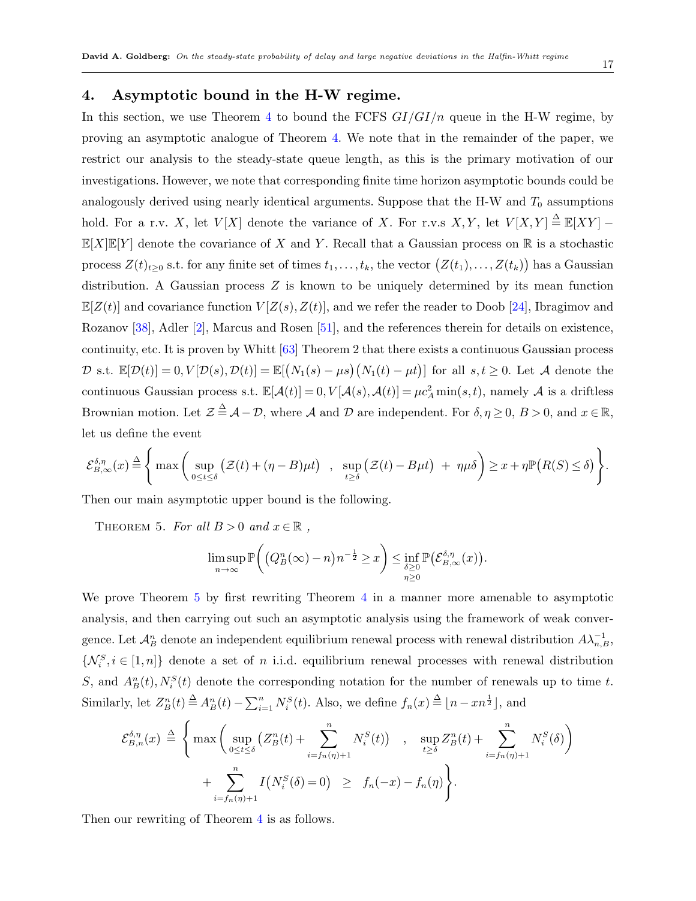## 4. Asymptotic bound in the H-W regime.

In this section, we use Theorem 4 to bound the FCFS $GI/GI/n$ queue in the H-W regime, by proving an asymptotic analogue of Theorem 4. We note that in the remainder of the paper, we restrict our analysis to the steady-state queue length, as this is the primary motivation of our investigations. However, we note that corresponding finite time horizon asymptotic bounds could be analogously derived using nearly identical arguments. Suppose that the H-W and $T_0$ assumptions hold. For a r.v. $X$, let $V[X]$ denote the variance of $X$. For r.v.s $X, Y$, let $V[X,Y] \triangleq \mathbb{E}[XY] - \mathbb{E}[X]\mathbb{E}[Y]$ denote the covariance of $X$ and $Y$. Recall that a Gaussian process on $\mathbb{R}$ is a stochastic process $Z(t)_{t\geq 0}$ s.t. for any finite set of times $t_1, \ldots, t_k$, the vector $\big(Z(t_1), \ldots, Z(t_k)\big)$ has a Gaussian distribution. A Gaussian process $Z$ is known to be uniquely determined by its mean function $\mathbb{E}[Z(t)]$ and covariance function $V[Z(s), Z(t)]$, and we refer the reader to Doob [24], Ibragimov and Rozanov [38], Adler [2], Marcus and Rosen [51], and the references therein for details on existence, continuity, etc. It is proven by Whitt [63] Theorem 2 that there exists a continuous Gaussian process $\mathcal{D}$ s.t. $\mathbb{E}[\mathcal{D}(t)] = 0, V[\mathcal{D}(s), \mathcal{D}(t)] = \mathbb{E}[\big(N_1(s) - \mu s\big)\big(N_1(t) - \mu t\big)]$ for all $s, t \geq 0$. Let $\mathcal{A}$ denote the continuous Gaussian process s.t. $\mathbb{E}[\mathcal{A}(t)] = 0, V[\mathcal{A}(s), \mathcal{A}(t)] = \mu c_A^2 \min(s,t)$, namely $\mathcal{A}$ is a driftless Brownian motion. Let $\mathcal{Z} \triangleq \mathcal{A} - \mathcal{D}$, where $\mathcal{A}$ and $\mathcal{D}$ are independent. For $\delta, \eta \geq 0$, $B > 0$, and $x \in \mathbb{R}$, let us define the event

$$\mathcal{E}^{\delta,\eta}_{B,\infty}(x) \triangleq \Bigg\{ \max\bigg( \sup_{0 \leq t \leq \delta} \big(\mathcal{Z}(t) + (\eta - B)\mu t\big) \quad , \quad \sup_{t \geq \delta} \big(\mathcal{Z}(t) - B\mu t\big) \ + \ \eta\mu\delta \bigg) \geq x + \eta \mathbb{P}\big(R(S) \leq \delta\big) \Bigg\}.$$

Then our main asymptotic upper bound is the following.

THEOREM 5. *For all $B > 0$ and $x \in \mathbb{R}$ ,*

$$\limsup_{n \to \infty} \mathbb{P}\bigg( \big(Q^n_B(\infty) - n\big) n^{-\frac{1}{2}} \geq x \bigg) \leq \inf_{\substack{\delta \geq 0 \\ \eta \geq 0}} \mathbb{P}\big(\mathcal{E}^{\delta,\eta}_{B,\infty}(x)\big).$$

We prove Theorem 5 by first rewriting Theorem 4 in a manner more amenable to asymptotic analysis, and then carrying out such an asymptotic analysis using the framework of weak convergence. Let $\mathcal{A}^n_B$ denote an independent equilibrium renewal process with renewal distribution $A\lambda^{-1}_{n,B}$, $\{\mathcal{N}^S_i, i \in [1,n]\}$ denote a set of $n$ i.i.d. equilibrium renewal processes with renewal distribution $S$, and $A^n_B(t), N^S_i(t)$ denote the corresponding notation for the number of renewals up to time $t$. Similarly, let $Z^n_B(t) \triangleq A^n_B(t) - \sum_{i=1}^n N^S_i(t)$. Also, we define $f_n(x) \triangleq \lfloor n - x n^{\frac{1}{2}} \rfloor$, and

$$\mathcal{E}^{\delta,\eta}_{B,n}(x) \ \triangleq \ \Bigg\{ \max\bigg( \sup_{0 \leq t \leq \delta} \big(Z^n_B(t) + \sum_{i=f_n(\eta)+1}^{n} N^S_i(t)\big) \quad , \quad \sup_{t \geq \delta} Z^n_B(t) + \sum_{i=f_n(\eta)+1}^{n} N^S_i(\delta) \bigg)$$
$$+ \sum_{i=f_n(\eta)+1}^{n} I\big(N^S_i(\delta) = 0\big) \ \ \geq \ \ f_n(-x) - f_n(\eta) \Bigg\}.$$

Then our rewriting of Theorem 4 is as follows.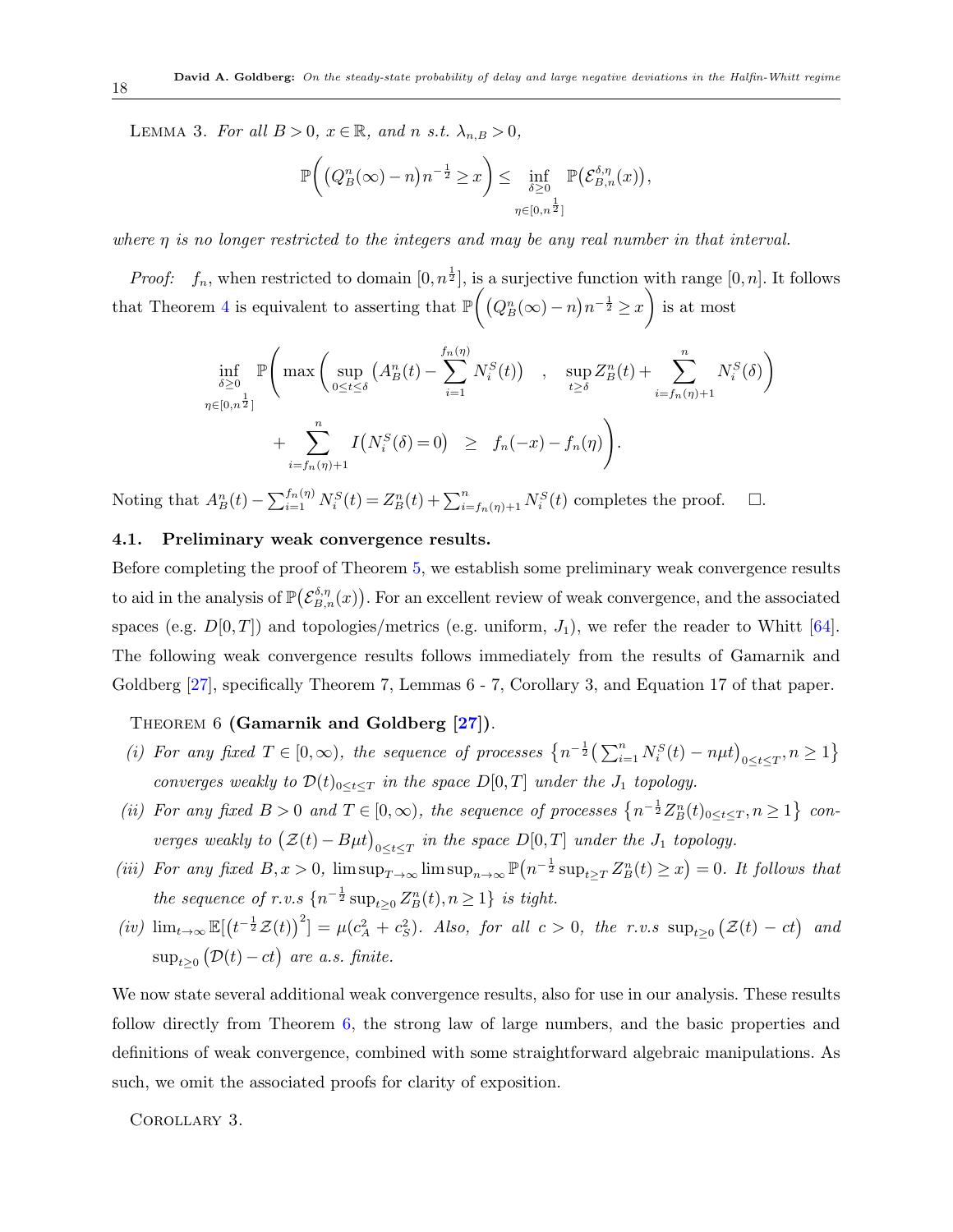LEMMA 3. *For all $B > 0$, $x \in \mathbb{R}$, and $n$ s.t. $\lambda_{n,B} > 0$,*

$$\mathbb{P}\bigg(\big(Q^n_B(\infty) - n\big)n^{-\frac{1}{2}} \geq x\bigg) \leq \inf_{\substack{\delta \geq 0 \\ \eta \in [0, n^{\frac{1}{2}}]}} \mathbb{P}\big(\mathcal{E}^{\delta,\eta}_{B,n}(x)\big),$$

*where $\eta$ is no longer restricted to the integers and may be any real number in that interval.*

*Proof:* $f_n$, when restricted to domain $[0, n^{\frac{1}{2}}]$, is a surjective function with range $[0, n]$. It follows that Theorem 4 is equivalent to asserting that $\mathbb{P}\bigg(\big(Q^n_B(\infty) - n\big)n^{-\frac{1}{2}} \geq x\bigg)$ is at most

$$\inf_{\substack{\delta \geq 0 \\ \eta \in [0, n^{\frac{1}{2}}]}} \mathbb{P}\Bigg( \max\bigg( \sup_{0 \leq t \leq \delta} \big(A^n_B(t) - \sum_{i=1}^{f_n(\eta)} N^S_i(t)\big) \quad , \quad \sup_{t \geq \delta} Z^n_B(t) + \sum_{i=f_n(\eta)+1}^{n} N^S_i(\delta) \bigg) + \sum_{i=f_n(\eta)+1}^{n} I\big(N^S_i(\delta) = 0\big) \quad \geq \quad f_n(-x) - f_n(\eta) \Bigg).$$

Noting that $A^n_B(t) - \sum_{i=1}^{f_n(\eta)} N^S_i(t) = Z^n_B(t) + \sum_{i=f_n(\eta)+1}^{n} N^S_i(t)$ completes the proof. $\quad \square$.

### 4.1. Preliminary weak convergence results.

Before completing the proof of Theorem 5, we establish some preliminary weak convergence results to aid in the analysis of $\mathbb{P}\big(\mathcal{E}^{\delta,\eta}_{B,n}(x)\big)$. For an excellent review of weak convergence, and the associated spaces (e.g. $D[0,T]$) and topologies/metrics (e.g. uniform, $J_1$), we refer the reader to Whitt [64]. The following weak convergence results follows immediately from the results of Gamarnik and Goldberg [27], specifically Theorem 7, Lemmas 6 - 7, Corollary 3, and Equation 17 of that paper.

THEOREM 6 **(Gamarnik and Goldberg [27]).**

*(i) For any fixed $T \in [0, \infty)$, the sequence of processes $\big\{n^{-\frac{1}{2}}\big(\sum_{i=1}^n N^S_i(t) - n\mu t\big)_{0 \leq t \leq T}, n \geq 1\big\}$ converges weakly to $\mathcal{D}(t)_{0 \leq t \leq T}$ in the space $D[0,T]$ under the $J_1$ topology.*

*(ii) For any fixed $B > 0$ and $T \in [0, \infty)$, the sequence of processes $\big\{n^{-\frac{1}{2}} Z^n_B(t)_{0 \leq t \leq T}, n \geq 1\big\}$ converges weakly to $\big(\mathcal{Z}(t) - B\mu t\big)_{0 \leq t \leq T}$ in the space $D[0,T]$ under the $J_1$ topology.*

*(iii) For any fixed $B, x > 0$, $\limsup_{T \to \infty} \limsup_{n \to \infty} \mathbb{P}\big(n^{-\frac{1}{2}} \sup_{t \geq T} Z^n_B(t) \geq x\big) = 0$. It follows that the sequence of r.v.s $\{n^{-\frac{1}{2}} \sup_{t \geq 0} Z^n_B(t), n \geq 1\}$ is tight.*

*(iv) $\lim_{t \to \infty} \mathbb{E}\big[\big(t^{-\frac{1}{2}} \mathcal{Z}(t)\big)^2\big] = \mu(c_A^2 + c_S^2)$. Also, for all $c > 0$, the r.v.s $\sup_{t \geq 0}\big(\mathcal{Z}(t) - ct\big)$ and $\sup_{t \geq 0}\big(\mathcal{D}(t) - ct\big)$ are a.s. finite.*

We now state several additional weak convergence results, also for use in our analysis. These results follow directly from Theorem 6, the strong law of large numbers, and the basic properties and definitions of weak convergence, combined with some straightforward algebraic manipulations. As such, we omit the associated proofs for clarity of exposition.

COROLLARY 3.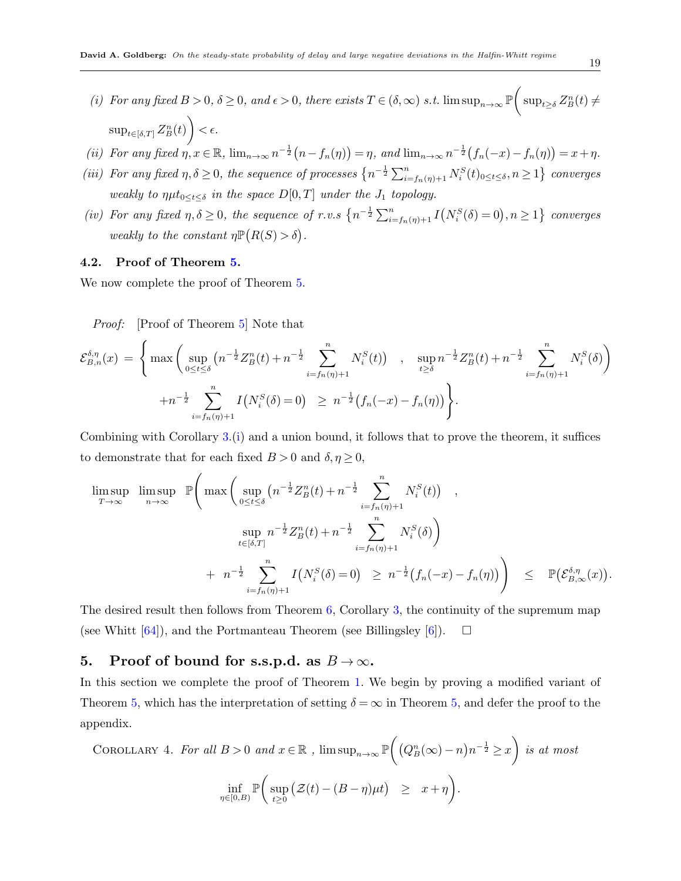*(i) For any fixed $B > 0$, $\delta \geq 0$, and $\epsilon > 0$, there exists $T \in (\delta, \infty)$ s.t. $\limsup_{n\to\infty} \mathbb{P}\bigg( \sup_{t\geq\delta} Z_B^n(t) \neq \sup_{t\in[\delta,T]} Z_B^n(t)\bigg) < \epsilon$.*

*(ii) For any fixed $\eta, x \in \mathbb{R}$, $\lim_{n\to\infty} n^{-\frac{1}{2}}\big(n - f_n(\eta)\big) = \eta$, and $\lim_{n\to\infty} n^{-\frac{1}{2}}\big(f_n(-x) - f_n(\eta)\big) = x + \eta$.*

*(iii) For any fixed $\eta, \delta \geq 0$, the sequence of processes $\big\{ n^{-\frac{1}{2}} \sum_{i=f_n(\eta)+1}^{n} N_i^S(t)_{0\leq t\leq\delta}, n \geq 1\big\}$ converges weakly to $\eta\mu t_{0\leq t\leq\delta}$ in the space $D[0,T]$ under the $J_1$ topology.*

*(iv) For any fixed $\eta, \delta \geq 0$, the sequence of r.v.s $\big\{ n^{-\frac{1}{2}} \sum_{i=f_n(\eta)+1}^{n} I\big(N_i^S(\delta) = 0\big), n \geq 1\big\}$ converges weakly to the constant $\eta\mathbb{P}\big(R(S) > \delta\big)$.*

### 4.2. Proof of Theorem 5.

We now complete the proof of Theorem 5.

*Proof:* [Proof of Theorem 5] Note that

$$\mathcal{E}_{B,n}^{\delta,\eta}(x) = \Bigg\{ \max\bigg( \sup_{0\leq t\leq\delta} \big( n^{-\frac{1}{2}} Z_B^n(t) + n^{-\frac{1}{2}} \sum_{i=f_n(\eta)+1}^{n} N_i^S(t) \big) \quad , \quad \sup_{t\geq\delta} n^{-\frac{1}{2}} Z_B^n(t) + n^{-\frac{1}{2}} \sum_{i=f_n(\eta)+1}^{n} N_i^S(\delta) \bigg) + n^{-\frac{1}{2}} \sum_{i=f_n(\eta)+1}^{n} I\big(N_i^S(\delta) = 0\big) \ \geq \ n^{-\frac{1}{2}}\big(f_n(-x) - f_n(\eta)\big) \Bigg\}.$$

Combining with Corollary 3.(i) and a union bound, it follows that to prove the theorem, it suffices to demonstrate that for each fixed $B > 0$ and $\delta, \eta \geq 0$,

$$\limsup_{T\to\infty} \ \limsup_{n\to\infty} \ \mathbb{P}\Bigg( \max\bigg( \sup_{0\leq t\leq\delta} \big( n^{-\frac{1}{2}} Z_B^n(t) + n^{-\frac{1}{2}} \sum_{i=f_n(\eta)+1}^{n} N_i^S(t) \big) \quad , \quad \sup_{t\in[\delta,T]} n^{-\frac{1}{2}} Z_B^n(t) + n^{-\frac{1}{2}} \sum_{i=f_n(\eta)+1}^{n} N_i^S(\delta) \bigg) + \ n^{-\frac{1}{2}} \sum_{i=f_n(\eta)+1}^{n} I\big(N_i^S(\delta) = 0\big) \ \geq \ n^{-\frac{1}{2}}\big(f_n(-x) - f_n(\eta)\big) \Bigg) \quad \leq \quad \mathbb{P}\big(\mathcal{E}_{B,\infty}^{\delta,\eta}(x)\big).$$

The desired result then follows from Theorem 6, Corollary 3, the continuity of the supremum map (see Whitt [64]), and the Portmanteau Theorem (see Billingsley [6]). $\square$

## 5. Proof of bound for s.s.p.d. as $B \to \infty$.

In this section we complete the proof of Theorem 1. We begin by proving a modified variant of Theorem 5, which has the interpretation of setting $\delta = \infty$ in Theorem 5, and defer the proof to the appendix.

COROLLARY 4. *For all $B > 0$ and $x \in \mathbb{R}$ , $\limsup_{n\to\infty} \mathbb{P}\bigg( \big(Q_B^n(\infty) - n\big) n^{-\frac{1}{2}} \geq x \bigg)$ is at most*

$$\inf_{\eta\in[0,B)} \mathbb{P}\bigg( \sup_{t\geq 0} \big( \mathcal{Z}(t) - (B-\eta)\mu t \big) \ \ \geq \ \ x + \eta \bigg).$$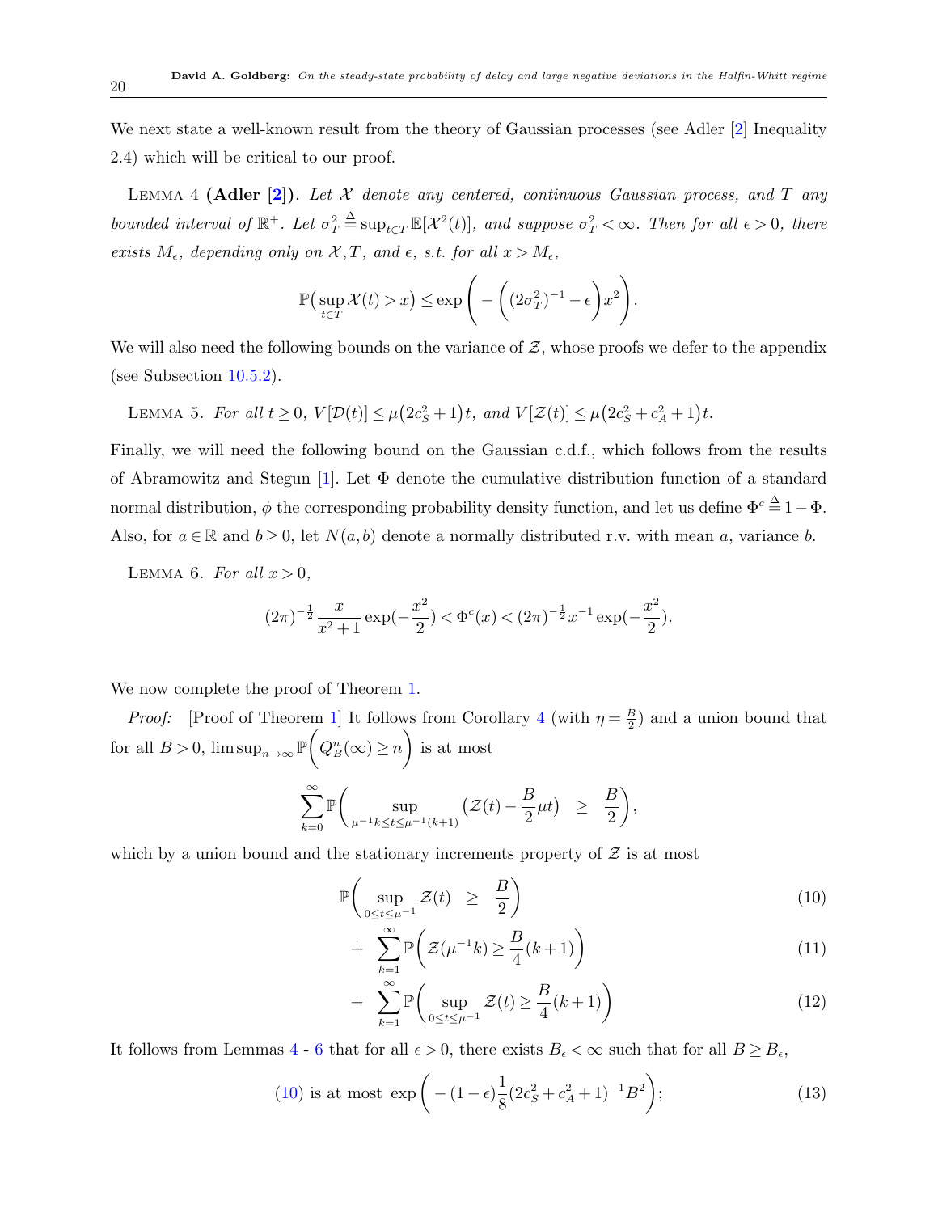We next state a well-known result from the theory of Gaussian processes (see Adler [2] Inequality 2.4) which will be critical to our proof.

Lemma 4 **(Adler [2])**. *Let $\mathcal{X}$ denote any centered, continuous Gaussian process, and $T$ any bounded interval of $\mathbb{R}^+$. Let $\sigma_T^2 \triangleq \sup_{t \in T} \mathbb{E}[\mathcal{X}^2(t)]$, and suppose $\sigma_T^2 < \infty$. Then for all $\epsilon > 0$, there exists $M_\epsilon$, depending only on $\mathcal{X}, T$, and $\epsilon$, s.t. for all $x > M_\epsilon$,*

$$\mathbb{P}\big(\sup_{t \in T} \mathcal{X}(t) > x\big) \leq \exp\Bigg(-\bigg((2\sigma_T^2)^{-1} - \epsilon\bigg)x^2\Bigg).$$

We will also need the following bounds on the variance of $\mathcal{Z}$, whose proofs we defer to the appendix (see Subsection 10.5.2).

Lemma 5. *For all $t \geq 0$, $V[\mathcal{D}(t)] \leq \mu\big(2c_S^2 + 1\big)t$, and $V[\mathcal{Z}(t)] \leq \mu\big(2c_S^2 + c_A^2 + 1\big)t$.*

Finally, we will need the following bound on the Gaussian c.d.f., which follows from the results of Abramowitz and Stegun [1]. Let $\Phi$ denote the cumulative distribution function of a standard normal distribution, $\phi$ the corresponding probability density function, and let us define $\Phi^c \triangleq 1 - \Phi$. Also, for $a \in \mathbb{R}$ and $b \geq 0$, let $N(a,b)$ denote a normally distributed r.v. with mean $a$, variance $b$.

Lemma 6. *For all $x > 0$,*

$$(2\pi)^{-\frac{1}{2}} \frac{x}{x^2+1} \exp(-\frac{x^2}{2}) < \Phi^c(x) < (2\pi)^{-\frac{1}{2}} x^{-1} \exp(-\frac{x^2}{2}).$$

We now complete the proof of Theorem 1.

*Proof:* [Proof of Theorem 1] It follows from Corollary 4 (with $\eta = \frac{B}{2}$) and a union bound that for all $B > 0$, $\limsup_{n \to \infty} \mathbb{P}\bigg(Q_B^n(\infty) \geq n\bigg)$ is at most

$$\sum_{k=0}^{\infty} \mathbb{P}\bigg(\sup_{\mu^{-1}k \leq t \leq \mu^{-1}(k+1)} \big(\mathcal{Z}(t) - \frac{B}{2}\mu t\big) \ \geq \ \frac{B}{2}\bigg),$$

which by a union bound and the stationary increments property of $\mathcal{Z}$ is at most

$$\mathbb{P}\bigg(\sup_{0 \leq t \leq \mu^{-1}} \mathcal{Z}(t) \ \geq \ \frac{B}{2}\bigg) \tag{10}$$

$$+ \ \sum_{k=1}^{\infty} \mathbb{P}\bigg(\mathcal{Z}(\mu^{-1}k) \geq \frac{B}{4}(k+1)\bigg) \tag{11}$$

$$+ \ \sum_{k=1}^{\infty} \mathbb{P}\bigg(\sup_{0 \leq t \leq \mu^{-1}} \mathcal{Z}(t) \geq \frac{B}{4}(k+1)\bigg) \tag{12}$$

It follows from Lemmas 4 - 6 that for all $\epsilon > 0$, there exists $B_\epsilon < \infty$ such that for all $B \geq B_\epsilon$,

$$(10) \text{ is at most } \exp\Bigg(-(1-\epsilon)\frac{1}{8}(2c_S^2 + c_A^2 + 1)^{-1}B^2\Bigg); \tag{13}$$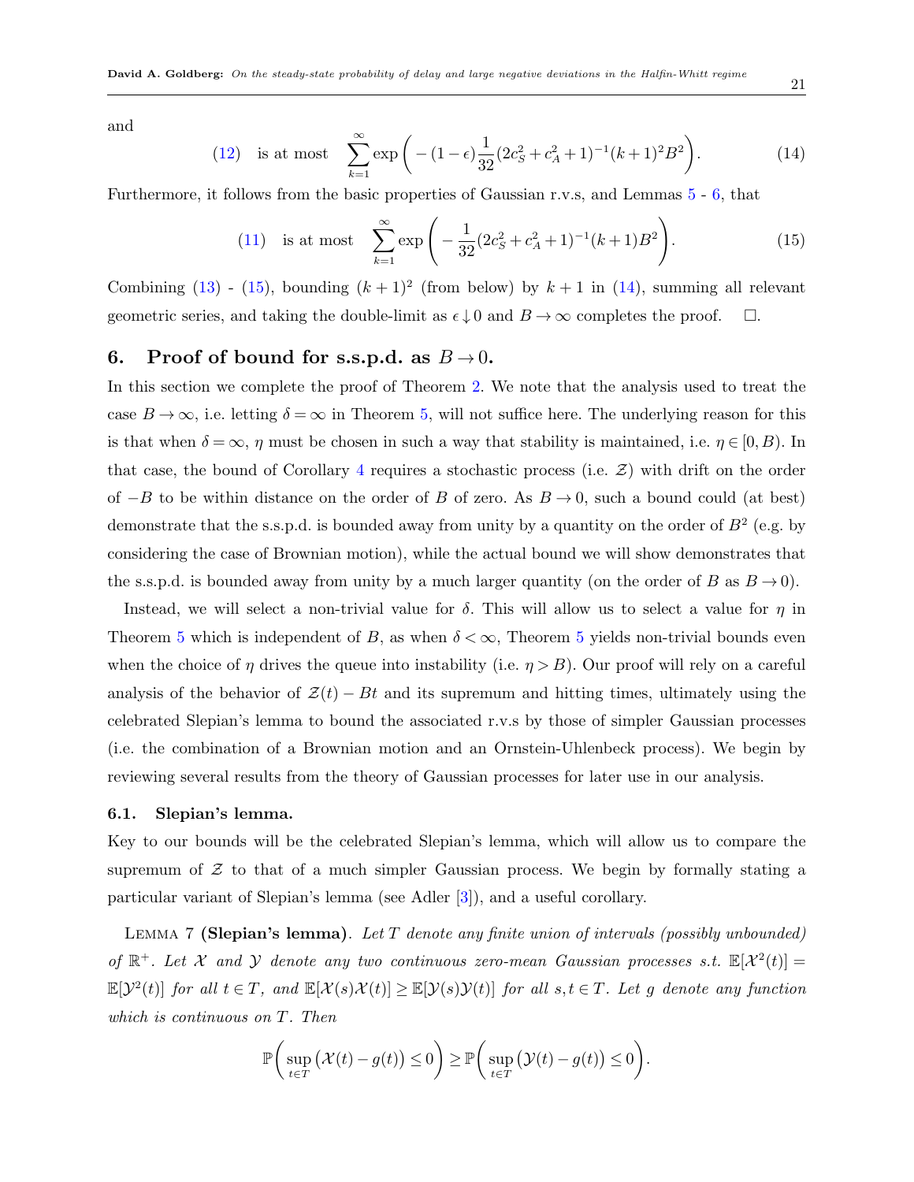and

$$(12) \quad \text{is at most} \quad \sum_{k=1}^{\infty} \exp\Bigg( -(1-\epsilon)\frac{1}{32}(2c_S^2 + c_A^2 + 1)^{-1}(k+1)^2 B^2 \Bigg). \tag{14}$$

Furthermore, it follows from the basic properties of Gaussian r.v.s, and Lemmas 5 - 6, that

$$(11) \quad \text{is at most} \quad \sum_{k=1}^{\infty} \exp\Bigg( -\frac{1}{32}(2c_S^2 + c_A^2 + 1)^{-1}(k+1)B^2 \Bigg). \tag{15}$$

Combining (13) - (15), bounding $(k+1)^2$ (from below) by $k+1$ in (14), summing all relevant geometric series, and taking the double-limit as $\epsilon \downarrow 0$ and $B \to \infty$ completes the proof. $\square$.

## 6. Proof of bound for s.s.p.d. as $B \to 0$.

In this section we complete the proof of Theorem 2. We note that the analysis used to treat the case $B \to \infty$, i.e. letting $\delta = \infty$ in Theorem 5, will not suffice here. The underlying reason for this is that when $\delta = \infty$, $\eta$ must be chosen in such a way that stability is maintained, i.e. $\eta \in [0, B)$. In that case, the bound of Corollary 4 requires a stochastic process (i.e. $\mathcal{Z}$) with drift on the order of $-B$ to be within distance on the order of $B$ of zero. As $B \to 0$, such a bound could (at best) demonstrate that the s.s.p.d. is bounded away from unity by a quantity on the order of $B^2$ (e.g. by considering the case of Brownian motion), while the actual bound we will show demonstrates that the s.s.p.d. is bounded away from unity by a much larger quantity (on the order of $B$ as $B \to 0$).

Instead, we will select a non-trivial value for $\delta$. This will allow us to select a value for $\eta$ in Theorem 5 which is independent of $B$, as when $\delta < \infty$, Theorem 5 yields non-trivial bounds even when the choice of $\eta$ drives the queue into instability (i.e. $\eta > B$). Our proof will rely on a careful analysis of the behavior of $\mathcal{Z}(t) - Bt$ and its supremum and hitting times, ultimately using the celebrated Slepian's lemma to bound the associated r.v.s by those of simpler Gaussian processes (i.e. the combination of a Brownian motion and an Ornstein-Uhlenbeck process). We begin by reviewing several results from the theory of Gaussian processes for later use in our analysis.

### 6.1. Slepian's lemma.

Key to our bounds will be the celebrated Slepian's lemma, which will allow us to compare the supremum of $\mathcal{Z}$ to that of a much simpler Gaussian process. We begin by formally stating a particular variant of Slepian's lemma (see Adler [3]), and a useful corollary.

Lemma 7 **(Slepian's lemma)**. *Let $T$ denote any finite union of intervals (possibly unbounded) of $\mathbb{R}^+$. Let $\mathcal{X}$ and $\mathcal{Y}$ denote any two continuous zero-mean Gaussian processes s.t. $\mathbb{E}[\mathcal{X}^2(t)] = \mathbb{E}[\mathcal{Y}^2(t)]$ for all $t \in T$, and $\mathbb{E}[\mathcal{X}(s)\mathcal{X}(t)] \geq \mathbb{E}[\mathcal{Y}(s)\mathcal{Y}(t)]$ for all $s, t \in T$. Let $g$ denote any function which is continuous on $T$. Then*

$$\mathbb{P}\bigg( \sup_{t \in T} \big( \mathcal{X}(t) - g(t) \big) \leq 0 \bigg) \geq \mathbb{P}\bigg( \sup_{t \in T} \big( \mathcal{Y}(t) - g(t) \big) \leq 0 \bigg).$$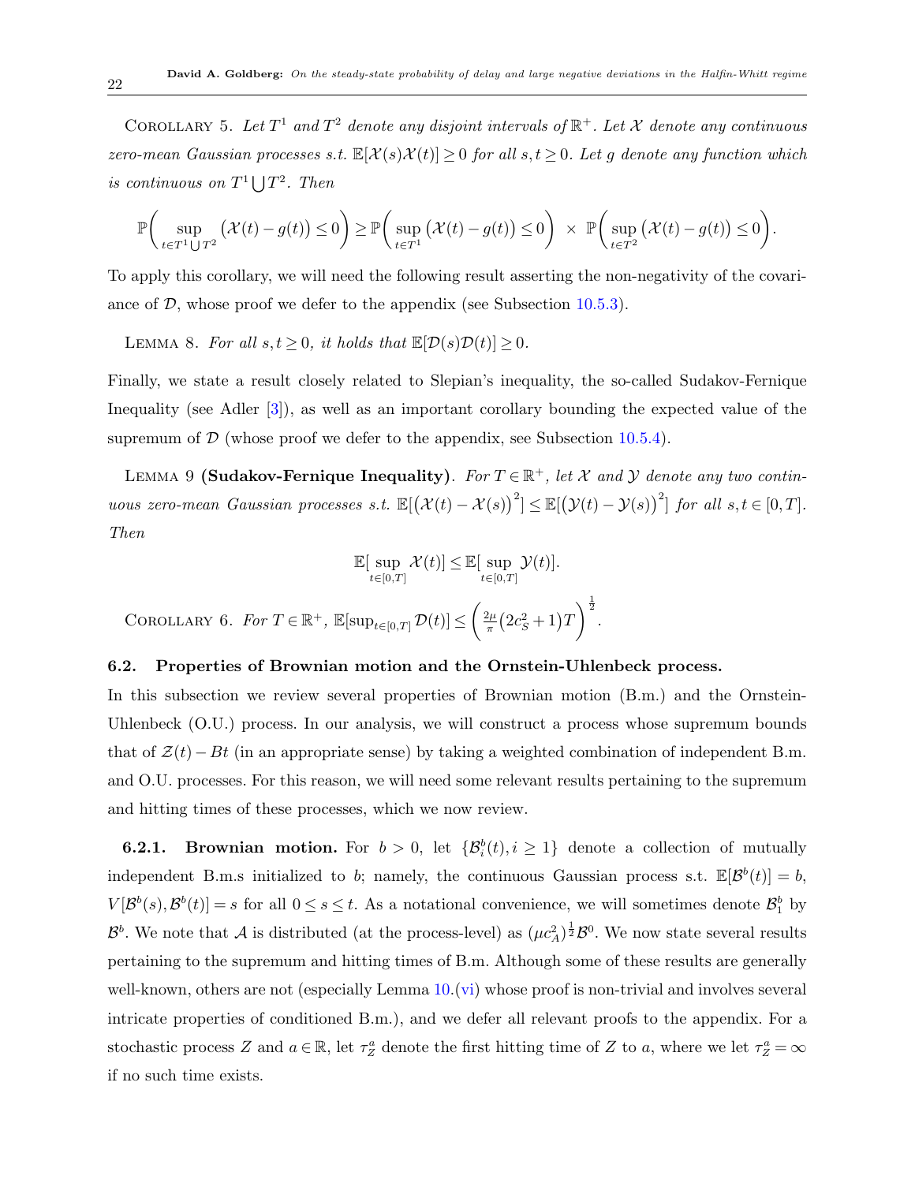COROLLARY 5. *Let $T^1$ and $T^2$ denote any disjoint intervals of $\mathbb{R}^+$. Let $\mathcal{X}$ denote any continuous zero-mean Gaussian processes s.t. $\mathbb{E}[\mathcal{X}(s)\mathcal{X}(t)] \geq 0$ for all $s,t \geq 0$. Let $g$ denote any function which is continuous on $T^1 \bigcup T^2$. Then*

$$\mathbb{P}\bigg(\sup_{t \in T^1 \bigcup T^2} \big(\mathcal{X}(t) - g(t)\big) \leq 0\bigg) \geq \mathbb{P}\bigg(\sup_{t \in T^1} \big(\mathcal{X}(t) - g(t)\big) \leq 0\bigg) \ \times \ \mathbb{P}\bigg(\sup_{t \in T^2} \big(\mathcal{X}(t) - g(t)\big) \leq 0\bigg).$$

To apply this corollary, we will need the following result asserting the non-negativity of the covariance of $\mathcal{D}$, whose proof we defer to the appendix (see Subsection 10.5.3).

LEMMA 8. *For all $s,t \geq 0$, it holds that $\mathbb{E}[\mathcal{D}(s)\mathcal{D}(t)] \geq 0$.*

Finally, we state a result closely related to Slepian's inequality, the so-called Sudakov-Fernique Inequality (see Adler [3]), as well as an important corollary bounding the expected value of the supremum of $\mathcal{D}$ (whose proof we defer to the appendix, see Subsection 10.5.4).

LEMMA 9 **(Sudakov-Fernique Inequality)**. *For $T \in \mathbb{R}^+$, let $\mathcal{X}$ and $\mathcal{Y}$ denote any two continuous zero-mean Gaussian processes s.t. $\mathbb{E}[\big(\mathcal{X}(t) - \mathcal{X}(s)\big)^2] \leq \mathbb{E}[\big(\mathcal{Y}(t) - \mathcal{Y}(s)\big)^2]$ for all $s,t \in [0,T]$. Then*

$$\mathbb{E}[\sup_{t \in [0,T]} \mathcal{X}(t)] \leq \mathbb{E}[\sup_{t \in [0,T]} \mathcal{Y}(t)].$$

COROLLARY 6. *For $T \in \mathbb{R}^+$, $\mathbb{E}[\sup_{t \in [0,T]} \mathcal{D}(t)] \leq \bigg(\frac{2\mu}{\pi}\big(2c_S^2 + 1\big)T\bigg)^{\frac{1}{2}}$.*

### 6.2. Properties of Brownian motion and the Ornstein-Uhlenbeck process.

In this subsection we review several properties of Brownian motion (B.m.) and the Ornstein-Uhlenbeck (O.U.) process. In our analysis, we will construct a process whose supremum bounds that of $\mathcal{Z}(t) - Bt$ (in an appropriate sense) by taking a weighted combination of independent B.m. and O.U. processes. For this reason, we will need some relevant results pertaining to the supremum and hitting times of these processes, which we now review.

**6.2.1. Brownian motion.** For $b > 0$, let $\{\mathcal{B}^b_i(t), i \geq 1\}$ denote a collection of mutually independent B.m.s initialized to $b$; namely, the continuous Gaussian process s.t. $\mathbb{E}[\mathcal{B}^b(t)] = b$, $V[\mathcal{B}^b(s), \mathcal{B}^b(t)] = s$ for all $0 \leq s \leq t$. As a notational convenience, we will sometimes denote $\mathcal{B}^b_1$ by $\mathcal{B}^b$. We note that $\mathcal{A}$ is distributed (at the process-level) as $(\mu c_A^2)^{\frac{1}{2}} \mathcal{B}^0$. We now state several results pertaining to the supremum and hitting times of B.m. Although some of these results are generally well-known, others are not (especially Lemma 10.(vi) whose proof is non-trivial and involves several intricate properties of conditioned B.m.), and we defer all relevant proofs to the appendix. For a stochastic process $Z$ and $a \in \mathbb{R}$, let $\tau^a_Z$ denote the first hitting time of $Z$ to $a$, where we let $\tau^a_Z = \infty$ if no such time exists.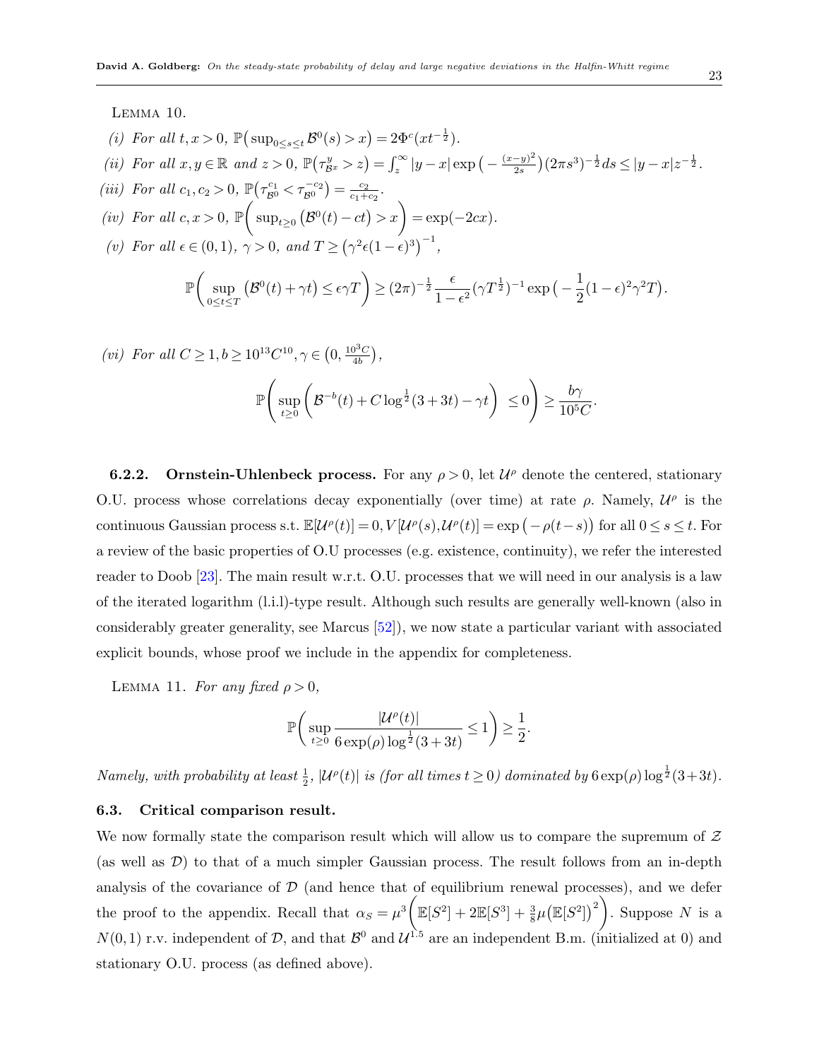LEMMA 10.

*(i)* *For all* $t, x > 0$, $\mathbb{P}\big(\sup_{0 \le s \le t} \mathcal{B}^0(s) > x\big) = 2\Phi^c(xt^{-\frac{1}{2}})$.

*(ii)* *For all* $x, y \in \mathbb{R}$ *and* $z > 0$, $\mathbb{P}\big(\tau^y_{\mathcal{B}^x} > z\big) = \int_z^\infty |y - x| \exp\big(-\frac{(x-y)^2}{2s}\big)(2\pi s^3)^{-\frac{1}{2}} ds \le |y - x| z^{-\frac{1}{2}}$.

*(iii)* *For all* $c_1, c_2 > 0$, $\mathbb{P}\big(\tau^{c_1}_{\mathcal{B}^0} < \tau^{-c_2}_{\mathcal{B}^0}\big) = \frac{c_2}{c_1 + c_2}$.

*(iv)* *For all* $c, x > 0$, $\mathbb{P}\bigg(\sup_{t \ge 0}\big(\mathcal{B}^0(t) - ct\big) > x\bigg) = \exp(-2cx)$.

*(v)* *For all* $\epsilon \in (0,1)$, $\gamma > 0$, *and* $T \ge \big(\gamma^2 \epsilon (1-\epsilon)^3\big)^{-1}$,

$$\mathbb{P}\bigg(\sup_{0 \le t \le T}\big(\mathcal{B}^0(t) + \gamma t\big) \le \epsilon \gamma T\bigg) \ge (2\pi)^{-\frac{1}{2}} \frac{\epsilon}{1-\epsilon^2} (\gamma T^{\frac{1}{2}})^{-1} \exp\big(-\frac{1}{2}(1-\epsilon)^2 \gamma^2 T\big).$$

*(vi)* *For all* $C \ge 1, b \ge 10^{13} C^{10}, \gamma \in \big(0, \frac{10^3 C}{4b}\big)$,

$$\mathbb{P}\Bigg(\sup_{t \ge 0}\bigg(\mathcal{B}^{-b}(t) + C \log^{\frac{1}{2}}(3 + 3t) - \gamma t\bigg) \le 0\Bigg) \ge \frac{b\gamma}{10^5 C}.$$

**6.2.2. Ornstein-Uhlenbeck process.** For any $\rho > 0$, let $\mathcal{U}^\rho$ denote the centered, stationary O.U. process whose correlations decay exponentially (over time) at rate $\rho$. Namely, $\mathcal{U}^\rho$ is the continuous Gaussian process s.t. $\mathbb{E}[\mathcal{U}^\rho(t)] = 0, V[\mathcal{U}^\rho(s), \mathcal{U}^\rho(t)] = \exp\big(-\rho(t-s)\big)$ for all $0 \le s \le t$. For a review of the basic properties of O.U processes (e.g. existence, continuity), we refer the interested reader to Doob [23]. The main result w.r.t. O.U. processes that we will need in our analysis is a law of the iterated logarithm (l.i.l)-type result. Although such results are generally well-known (also in considerably greater generality, see Marcus [52]), we now state a particular variant with associated explicit bounds, whose proof we include in the appendix for completeness.

LEMMA 11. *For any fixed* $\rho > 0$,

$$\mathbb{P}\Bigg(\sup_{t \ge 0} \frac{|\mathcal{U}^\rho(t)|}{6 \exp(\rho) \log^{\frac{1}{2}}(3 + 3t)} \le 1\Bigg) \ge \frac{1}{2}.$$

*Namely, with probability at least* $\frac{1}{2}$, $|\mathcal{U}^\rho(t)|$ *is (for all times* $t \ge 0$*) dominated by* $6 \exp(\rho) \log^{\frac{1}{2}}(3 + 3t)$.

### 6.3. Critical comparison result.

We now formally state the comparison result which will allow us to compare the supremum of $\mathcal{Z}$ (as well as $\mathcal{D}$) to that of a much simpler Gaussian process. The result follows from an in-depth analysis of the covariance of $\mathcal{D}$ (and hence that of equilibrium renewal processes), and we defer the proof to the appendix. Recall that $\alpha_S = \mu^3\bigg(\mathbb{E}[S^2] + 2\mathbb{E}[S^3] + \frac{3}{8}\mu\big(\mathbb{E}[S^2]\big)^2\bigg)$. Suppose $N$ is a $N(0,1)$ r.v. independent of $\mathcal{D}$, and that $\mathcal{B}^0$ and $\mathcal{U}^{1.5}$ are an independent B.m. (initialized at 0) and stationary O.U. process (as defined above).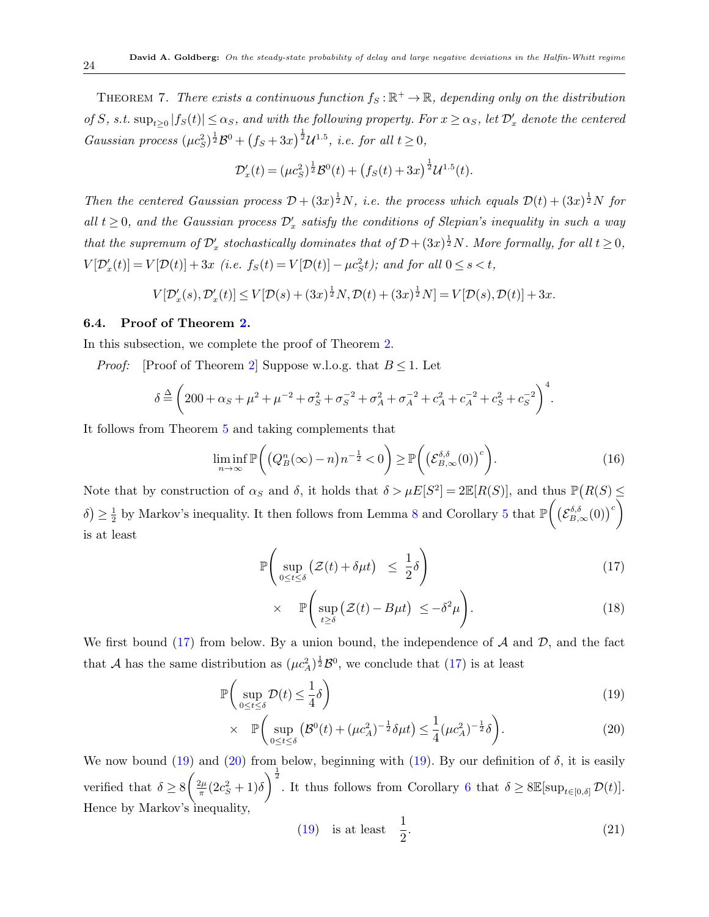THEOREM 7. *There exists a continuous function $f_S : \mathbb{R}^+ \to \mathbb{R}$, depending only on the distribution of $S$, s.t. $\sup_{t\geq 0} |f_S(t)| \leq \alpha_S$, and with the following property. For $x \geq \alpha_S$, let $\mathcal{D}'_x$ denote the centered Gaussian process $(\mu c_S^2)^{\frac{1}{2}}\mathcal{B}^0 + \big(f_S + 3x\big)^{\frac{1}{2}}\mathcal{U}^{1.5}$, i.e. for all $t \geq 0$,*

$$\mathcal{D}'_x(t) = (\mu c_S^2)^{\frac{1}{2}}\mathcal{B}^0(t) + \big(f_S(t) + 3x\big)^{\frac{1}{2}}\mathcal{U}^{1.5}(t).$$

*Then the centered Gaussian process $\mathcal{D} + (3x)^{\frac{1}{2}}N$, i.e. the process which equals $\mathcal{D}(t) + (3x)^{\frac{1}{2}}N$ for all $t \geq 0$, and the Gaussian process $\mathcal{D}'_x$ satisfy the conditions of Slepian's inequality in such a way that the supremum of $\mathcal{D}'_x$ stochastically dominates that of $\mathcal{D} + (3x)^{\frac{1}{2}}N$. More formally, for all $t \geq 0$, $V[\mathcal{D}'_x(t)] = V[\mathcal{D}(t)] + 3x$ (i.e. $f_S(t) = V[\mathcal{D}(t)] - \mu c_S^2 t$); and for all $0 \leq s < t$,*

$$V[\mathcal{D}'_x(s), \mathcal{D}'_x(t)] \leq V[\mathcal{D}(s) + (3x)^{\frac{1}{2}}N, \mathcal{D}(t) + (3x)^{\frac{1}{2}}N] = V[\mathcal{D}(s), \mathcal{D}(t)] + 3x.$$

### 6.4. Proof of Theorem 2.

In this subsection, we complete the proof of Theorem 2.

*Proof:* [Proof of Theorem 2] Suppose w.l.o.g. that $B \leq 1$. Let

$$\delta \stackrel{\Delta}{=} \Bigg(200 + \alpha_S + \mu^2 + \mu^{-2} + \sigma_S^2 + \sigma_S^{-2} + \sigma_A^2 + \sigma_A^{-2} + c_A^2 + c_A^{-2} + c_S^2 + c_S^{-2}\Bigg)^4.$$

It follows from Theorem 5 and taking complements that

$$\liminf_{n\to\infty} \mathbb{P}\bigg(\big(Q_B^n(\infty) - n\big)n^{-\frac{1}{2}} < 0\bigg) \geq \mathbb{P}\bigg(\big(\mathcal{E}_{B,\infty}^{\delta,\delta}(0)\big)^c\bigg). \tag{16}$$

Note that by construction of $\alpha_S$ and $\delta$, it holds that $\delta > \mu E[S^2] = 2\mathbb{E}[R(S)]$, and thus $\mathbb{P}\big(R(S) \leq \delta\big) \geq \frac{1}{2}$ by Markov's inequality. It then follows from Lemma 8 and Corollary 5 that $\mathbb{P}\bigg(\big(\mathcal{E}_{B,\infty}^{\delta,\delta}(0)\big)^c\bigg)$ is at least

$$\mathbb{P}\bigg(\sup_{0\leq t\leq \delta}\big(\mathcal{Z}(t) + \delta\mu t\big) \;\;\leq\;\; \frac{1}{2}\delta\bigg) \tag{17}$$

$$\times \quad \mathbb{P}\bigg(\sup_{t\geq \delta}\big(\mathcal{Z}(t) - B\mu t\big) \;\leq -\delta^2\mu\bigg). \tag{18}$$

We first bound (17) from below. By a union bound, the independence of $\mathcal{A}$ and $\mathcal{D}$, and the fact that $\mathcal{A}$ has the same distribution as $(\mu c_A^2)^{\frac{1}{2}}\mathcal{B}^0$, we conclude that (17) is at least

$$\mathbb{P}\bigg(\sup_{0\leq t\leq \delta} \mathcal{D}(t) \leq \frac{1}{4}\delta\bigg) \tag{19}$$

$$\times \quad \mathbb{P}\bigg(\sup_{0\leq t\leq \delta}\big(\mathcal{B}^0(t) + (\mu c_A^2)^{-\frac{1}{2}}\delta\mu t\big) \leq \frac{1}{4}(\mu c_A^2)^{-\frac{1}{2}}\delta\bigg). \tag{20}$$

We now bound (19) and (20) from below, beginning with (19). By our definition of $\delta$, it is easily verified that $\delta \geq 8\bigg(\frac{2\mu}{\pi}(2c_S^2+1)\delta\bigg)^{\frac{1}{2}}$. It thus follows from Corollary 6 that $\delta \geq 8\mathbb{E}[\sup_{t\in[0,\delta]}\mathcal{D}(t)]$. Hence by Markov's inequality,

$$\text{(19)} \quad \text{is at least} \quad \frac{1}{2}. \tag{21}$$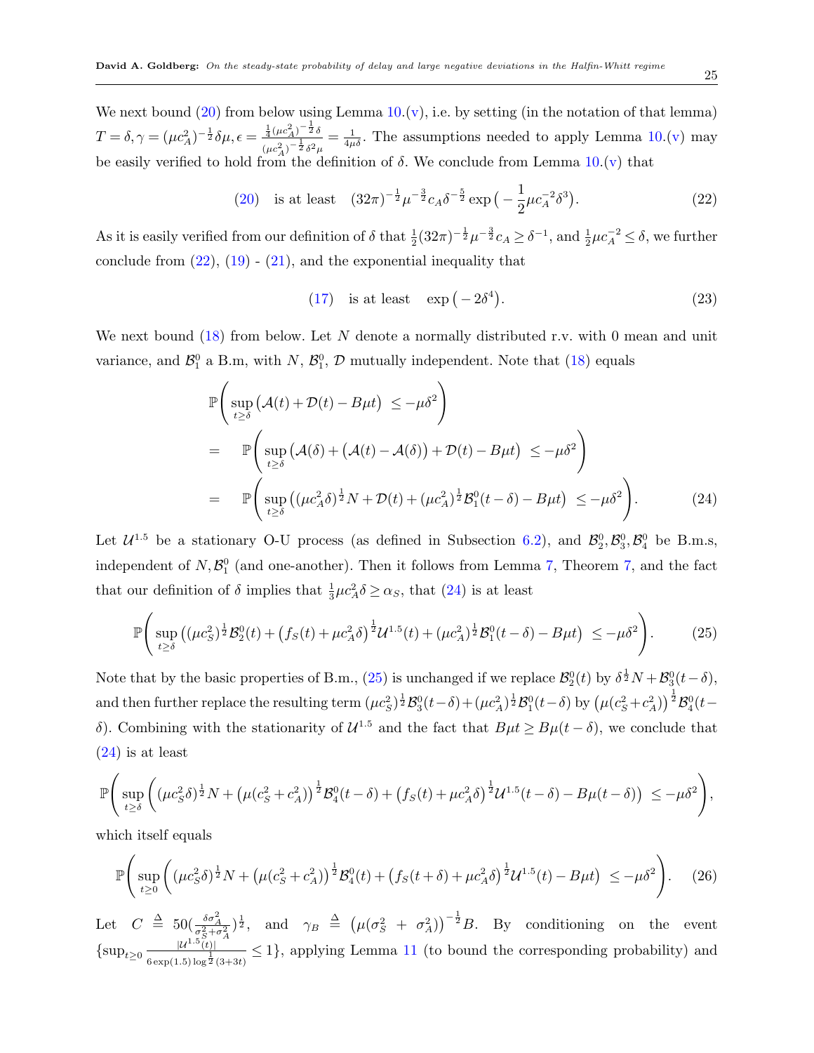We next bound (20) from below using Lemma 10.(v), i.e. by setting (in the notation of that lemma) $T = \delta, \gamma = (\mu c_A^2)^{-\frac{1}{2}}\delta\mu, \epsilon = \frac{\frac{1}{4}(\mu c_A^2)^{-\frac{1}{2}}\delta}{(\mu c_A^2)^{-\frac{1}{2}}\delta^2\mu} = \frac{1}{4\mu\delta}$. The assumptions needed to apply Lemma 10.(v) may be easily verified to hold from the definition of $\delta$. We conclude from Lemma 10.(v) that

$$
(20) \quad \text{is at least} \quad (32\pi)^{-\frac{1}{2}}\mu^{-\frac{3}{2}}c_A\delta^{-\frac{5}{2}}\exp\big(-\frac{1}{2}\mu c_A^{-2}\delta^3\big). \tag{22}
$$

As it is easily verified from our definition of $\delta$ that $\frac{1}{2}(32\pi)^{-\frac{1}{2}}\mu^{-\frac{3}{2}}c_A \geq \delta^{-1}$, and $\frac{1}{2}\mu c_A^{-2} \leq \delta$, we further conclude from (22), (19) - (21), and the exponential inequality that

$$
(17) \quad \text{is at least} \quad \exp\big(-2\delta^4\big). \tag{23}
$$

We next bound (18) from below. Let $N$ denote a normally distributed r.v. with 0 mean and unit variance, and $\mathcal{B}_1^0$ a B.m, with $N$, $\mathcal{B}_1^0$, $\mathcal{D}$ mutually independent. Note that (18) equals

$$
\begin{aligned}
&\mathbb{P}\Bigg(\sup_{t\geq\delta}\big(\mathcal{A}(t) + \mathcal{D}(t) - B\mu t\big) \ \leq -\mu\delta^2\Bigg) \\
= \quad &\mathbb{P}\Bigg(\sup_{t\geq\delta}\big(\mathcal{A}(\delta) + \big(\mathcal{A}(t) - \mathcal{A}(\delta)\big) + \mathcal{D}(t) - B\mu t\big) \ \leq -\mu\delta^2\Bigg) \\
= \quad &\mathbb{P}\Bigg(\sup_{t\geq\delta}\big((\mu c_A^2\delta)^{\frac{1}{2}}N + \mathcal{D}(t) + (\mu c_A^2)^{\frac{1}{2}}\mathcal{B}_1^0(t-\delta) - B\mu t\big) \ \leq -\mu\delta^2\Bigg).
\end{aligned} \tag{24}
$$

Let $\mathcal{U}^{1.5}$ be a stationary O-U process (as defined in Subsection 6.2), and $\mathcal{B}_2^0, \mathcal{B}_3^0, \mathcal{B}_4^0$ be B.m.s, independent of $N, \mathcal{B}_1^0$ (and one-another). Then it follows from Lemma 7, Theorem 7, and the fact that our definition of $\delta$ implies that $\frac{1}{3}\mu c_A^2\delta \geq \alpha_S$, that (24) is at least

$$
\mathbb{P}\Bigg(\sup_{t\geq\delta}\big((\mu c_S^2)^{\frac{1}{2}}\mathcal{B}_2^0(t) + \big(f_S(t) + \mu c_A^2\delta\big)^{\frac{1}{2}}\mathcal{U}^{1.5}(t) + (\mu c_A^2)^{\frac{1}{2}}\mathcal{B}_1^0(t-\delta) - B\mu t\big) \ \leq -\mu\delta^2\Bigg). \tag{25}
$$

Note that by the basic properties of B.m., (25) is unchanged if we replace $\mathcal{B}_2^0(t)$ by $\delta^{\frac{1}{2}}N + \mathcal{B}_3^0(t-\delta)$, and then further replace the resulting term $(\mu c_S^2)^{\frac{1}{2}}\mathcal{B}_3^0(t-\delta) + (\mu c_A^2)^{\frac{1}{2}}\mathcal{B}_1^0(t-\delta)$ by $\big(\mu(c_S^2 + c_A^2)\big)^{\frac{1}{2}}\mathcal{B}_4^0(t-\delta)$. Combining with the stationarity of $\mathcal{U}^{1.5}$ and the fact that $B\mu t \geq B\mu(t-\delta)$, we conclude that (24) is at least

$$
\mathbb{P}\Bigg(\sup_{t\geq\delta}\bigg((\mu c_S^2\delta)^{\frac{1}{2}}N + \big(\mu(c_S^2+c_A^2)\big)^{\frac{1}{2}}\mathcal{B}_4^0(t-\delta) + \big(f_S(t) + \mu c_A^2\delta\big)^{\frac{1}{2}}\mathcal{U}^{1.5}(t-\delta) - B\mu(t-\delta)\bigg) \ \leq -\mu\delta^2\Bigg),
$$

which itself equals

$$
\mathbb{P}\Bigg(\sup_{t\geq 0}\bigg((\mu c_S^2\delta)^{\frac{1}{2}}N + \big(\mu(c_S^2+c_A^2)\big)^{\frac{1}{2}}\mathcal{B}_4^0(t) + \big(f_S(t+\delta) + \mu c_A^2\delta\big)^{\frac{1}{2}}\mathcal{U}^{1.5}(t) - B\mu t\bigg) \ \leq -\mu\delta^2\Bigg). \tag{26}
$$

Let $C \triangleq 50(\frac{\delta\sigma_A^2}{\sigma_S^2+\sigma_A^2})^{\frac{1}{2}}$, and $\gamma_B \triangleq \big(\mu(\sigma_S^2 + \sigma_A^2)\big)^{-\frac{1}{2}}B$. By conditioning on the event $\{\sup_{t\geq 0}\frac{|\mathcal{U}^{1.5}(t)|}{6\exp(1.5)\log^{\frac{1}{2}}(3+3t)} \leq 1\}$, applying Lemma 11 (to bound the corresponding probability) and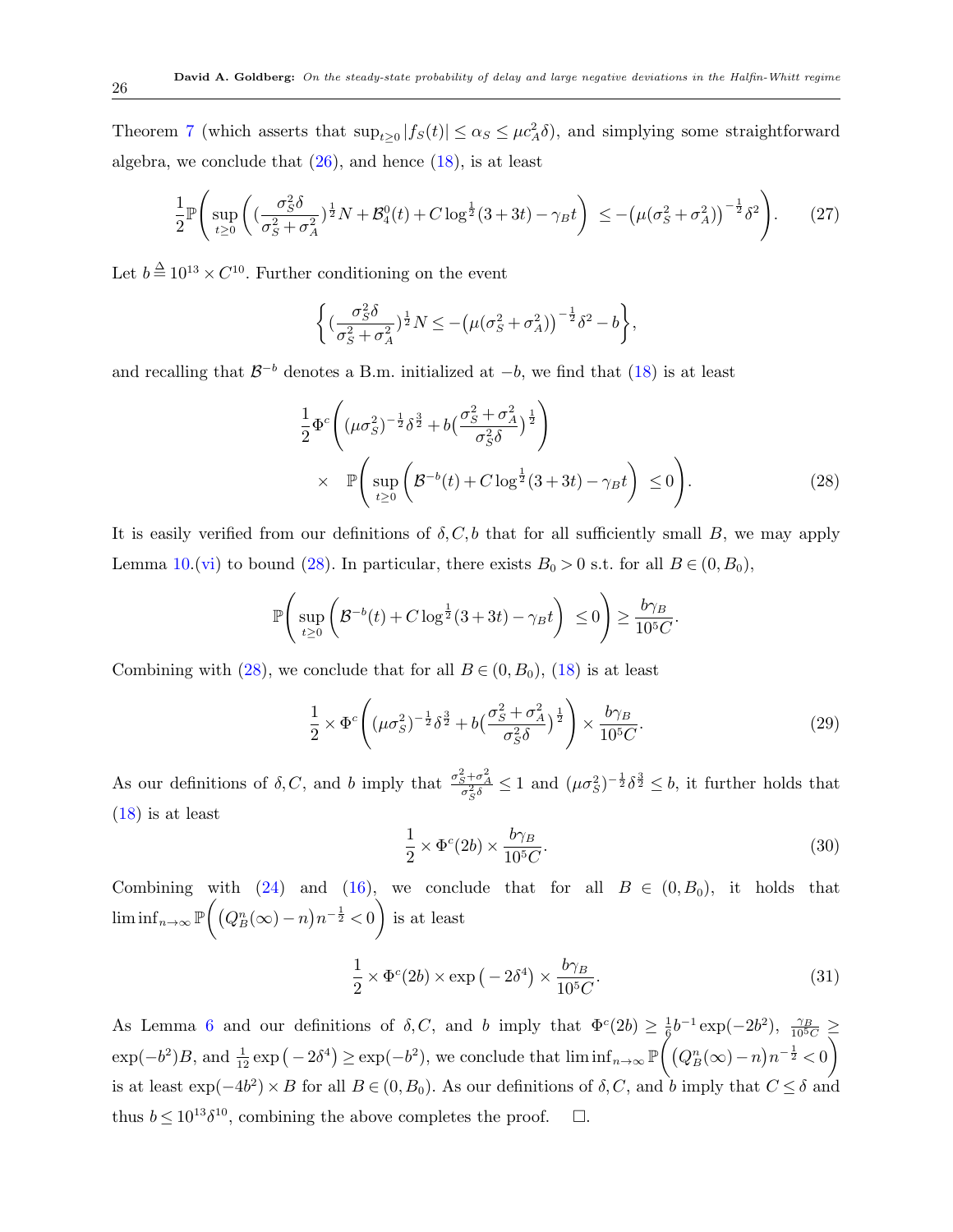Theorem 7 (which asserts that $\sup_{t\geq 0}|f_S(t)| \leq \alpha_S \leq \mu c_A^2 \delta$), and simplying some straightforward algebra, we conclude that (26), and hence (18), is at least

$$\frac{1}{2}\mathbb{P}\Bigg( \sup_{t\geq 0}\bigg( (\frac{\sigma_S^2 \delta}{\sigma_S^2+\sigma_A^2})^{\frac{1}{2}} N + \mathcal{B}_4^0(t) + C\log^{\frac{1}{2}}(3+3t) - \gamma_B t \bigg) \ \leq -\big(\mu(\sigma_S^2+\sigma_A^2)\big)^{-\frac{1}{2}}\delta^2 \Bigg). \tag{27}$$

Let $b \stackrel{\Delta}{=} 10^{13}\times C^{10}$. Further conditioning on the event

$$\bigg\{ (\frac{\sigma_S^2 \delta}{\sigma_S^2+\sigma_A^2})^{\frac{1}{2}} N \leq -\big(\mu(\sigma_S^2+\sigma_A^2)\big)^{-\frac{1}{2}}\delta^2 - b \bigg\},$$

and recalling that $\mathcal{B}^{-b}$ denotes a B.m. initialized at $-b$, we find that (18) is at least

$$\frac{1}{2}\Phi^c\Bigg( (\mu\sigma_S^2)^{-\frac{1}{2}}\delta^{\frac{3}{2}} + b\big(\frac{\sigma_S^2+\sigma_A^2}{\sigma_S^2\delta}\big)^{\frac{1}{2}} \Bigg) \times \ \mathbb{P}\Bigg( \sup_{t\geq 0}\bigg( \mathcal{B}^{-b}(t) + C\log^{\frac{1}{2}}(3+3t) - \gamma_B t \bigg) \ \leq 0 \Bigg). \tag{28}$$

It is easily verified from our definitions of $\delta, C, b$ that for all sufficiently small $B$, we may apply Lemma 10.(vi) to bound (28). In particular, there exists $B_0>0$ s.t. for all $B\in(0,B_0)$,

$$\mathbb{P}\Bigg( \sup_{t\geq 0}\bigg( \mathcal{B}^{-b}(t) + C\log^{\frac{1}{2}}(3+3t) - \gamma_B t \bigg) \ \leq 0 \Bigg) \geq \frac{b\gamma_B}{10^5 C}.$$

Combining with (28), we conclude that for all $B\in(0,B_0)$, (18) is at least

$$\frac{1}{2}\times\Phi^c\Bigg( (\mu\sigma_S^2)^{-\frac{1}{2}}\delta^{\frac{3}{2}} + b\big(\frac{\sigma_S^2+\sigma_A^2}{\sigma_S^2\delta}\big)^{\frac{1}{2}} \Bigg) \times \frac{b\gamma_B}{10^5 C}. \tag{29}$$

As our definitions of $\delta, C$, and $b$ imply that $\frac{\sigma_S^2+\sigma_A^2}{\sigma_S^2\delta}\leq 1$ and $(\mu\sigma_S^2)^{-\frac{1}{2}}\delta^{\frac{3}{2}} \leq b$, it further holds that (18) is at least

$$\frac{1}{2}\times\Phi^c(2b)\times\frac{b\gamma_B}{10^5 C}. \tag{30}$$

Combining with (24) and (16), we conclude that for all $B\in(0,B_0)$, it holds that $\liminf_{n\to\infty}\mathbb{P}\bigg(\big(Q_B^n(\infty)-n\big)n^{-\frac{1}{2}}<0\bigg)$ is at least

$$\frac{1}{2}\times\Phi^c(2b)\times\exp\big(-2\delta^4\big)\times\frac{b\gamma_B}{10^5 C}. \tag{31}$$

As Lemma 6 and our definitions of $\delta, C$, and $b$ imply that $\Phi^c(2b)\geq\frac{1}{6}b^{-1}\exp(-2b^2)$, $\frac{\gamma_B}{10^5 C}\geq \exp(-b^2)B$, and $\frac{1}{12}\exp\big(-2\delta^4\big)\geq\exp(-b^2)$, we conclude that $\liminf_{n\to\infty}\mathbb{P}\bigg(\big(Q_B^n(\infty)-n\big)n^{-\frac{1}{2}}<0\bigg)$ is at least $\exp(-4b^2)\times B$ for all $B\in(0,B_0)$. As our definitions of $\delta, C$, and $b$ imply that $C\leq\delta$ and thus $b\leq 10^{13}\delta^{10}$, combining the above completes the proof. $\Box$.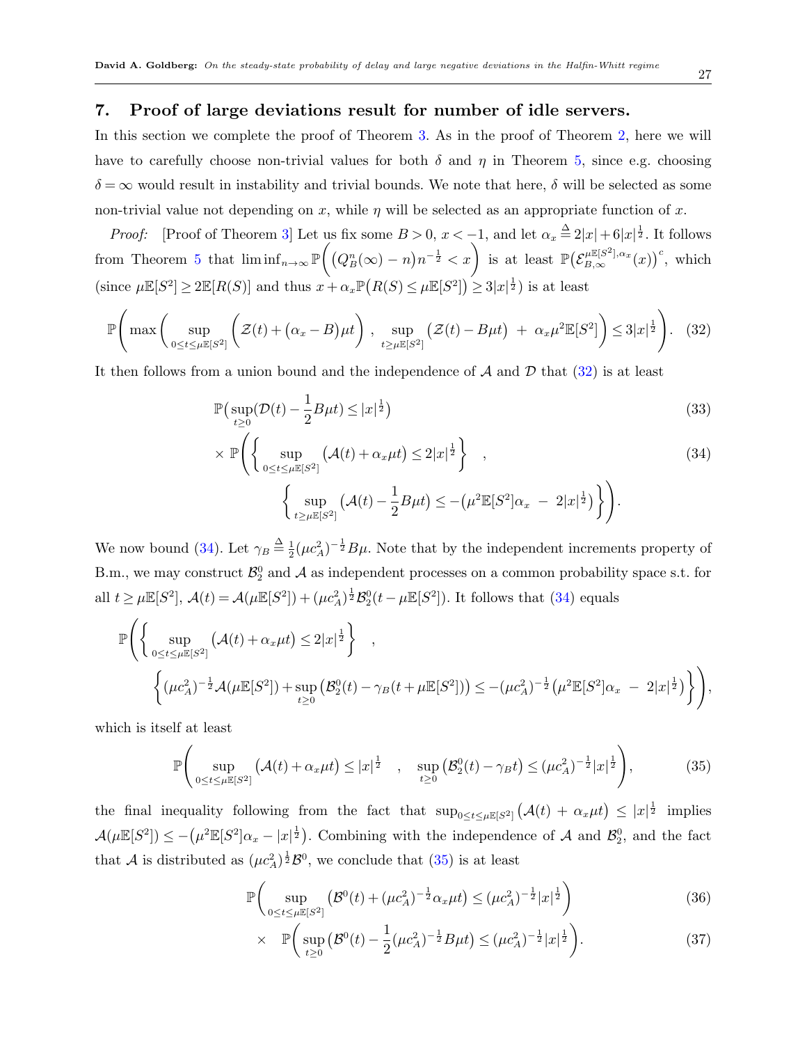## 7. Proof of large deviations result for number of idle servers.

In this section we complete the proof of Theorem 3. As in the proof of Theorem 2, here we will have to carefully choose non-trivial values for both $\delta$ and $\eta$ in Theorem 5, since e.g. choosing $\delta = \infty$ would result in instability and trivial bounds. We note that here, $\delta$ will be selected as some non-trivial value not depending on $x$, while $\eta$ will be selected as an appropriate function of $x$.

*Proof:* [Proof of Theorem 3] Let us fix some $B > 0$, $x < -1$, and let $\alpha_x \triangleq 2|x| + 6|x|^{\frac{1}{2}}$. It follows from Theorem 5 that $\liminf_{n\to\infty} \mathbb{P}\Big(\big(Q^n_B(\infty) - n\big)n^{-\frac{1}{2}} < x\Big)$ is at least $\mathbb{P}\big(\mathcal{E}^{\mu\mathbb{E}[S^2],\alpha_x}_{B,\infty}(x)\big)^c$, which (since $\mu\mathbb{E}[S^2] \geq 2\mathbb{E}[R(S)]$ and thus $x + \alpha_x \mathbb{P}\big(R(S) \leq \mu\mathbb{E}[S^2]\big) \geq 3|x|^{\frac{1}{2}}$) is at least

$$\mathbb{P}\Bigg(\max\bigg(\sup_{0\leq t\leq \mu\mathbb{E}[S^2]}\Big(\mathcal{Z}(t) + \big(\alpha_x - B\big)\mu t\Big)\ ,\ \sup_{t\geq \mu\mathbb{E}[S^2]}\big(\mathcal{Z}(t) - B\mu t\big)\ +\ \alpha_x\mu^2\mathbb{E}[S^2]\bigg) \leq 3|x|^{\frac{1}{2}}\Bigg). \quad (32)$$

It then follows from a union bound and the independence of $\mathcal{A}$ and $\mathcal{D}$ that (32) is at least

$$\mathbb{P}\big(\sup_{t\geq 0}(\mathcal{D}(t) - \frac{1}{2}B\mu t) \leq |x|^{\frac{1}{2}}\big) \quad (33)$$

$$\times\ \mathbb{P}\Bigg(\bigg\{\sup_{0\leq t\leq \mu\mathbb{E}[S^2]}\big(\mathcal{A}(t) + \alpha_x\mu t\big) \leq 2|x|^{\frac{1}{2}}\bigg\}\quad ,\quad \bigg\{\sup_{t\geq \mu\mathbb{E}[S^2]}\big(\mathcal{A}(t) - \frac{1}{2}B\mu t\big) \leq -\big(\mu^2\mathbb{E}[S^2]\alpha_x\ -\ 2|x|^{\frac{1}{2}}\big)\bigg\}\Bigg). \quad (34)$$

We now bound (34). Let $\gamma_B \triangleq \frac{1}{2}(\mu c_A^2)^{-\frac{1}{2}}B\mu$. Note that by the independent increments property of B.m., we may construct $\mathcal{B}^0_2$ and $\mathcal{A}$ as independent processes on a common probability space s.t. for all $t \geq \mu\mathbb{E}[S^2]$, $\mathcal{A}(t) = \mathcal{A}(\mu\mathbb{E}[S^2]) + (\mu c_A^2)^{\frac{1}{2}}\mathcal{B}^0_2(t - \mu\mathbb{E}[S^2])$. It follows that (34) equals

$$\mathbb{P}\Bigg(\bigg\{\sup_{0\leq t\leq \mu\mathbb{E}[S^2]}\big(\mathcal{A}(t) + \alpha_x\mu t\big) \leq 2|x|^{\frac{1}{2}}\bigg\}\quad ,$$
$$\bigg\{(\mu c_A^2)^{-\frac{1}{2}}\mathcal{A}(\mu\mathbb{E}[S^2]) + \sup_{t\geq 0}\big(\mathcal{B}^0_2(t) - \gamma_B(t + \mu\mathbb{E}[S^2])\big) \leq -(\mu c_A^2)^{-\frac{1}{2}}\big(\mu^2\mathbb{E}[S^2]\alpha_x\ -\ 2|x|^{\frac{1}{2}}\big)\bigg\}\Bigg),$$

which is itself at least

$$\mathbb{P}\Bigg(\sup_{0\leq t\leq \mu\mathbb{E}[S^2]}\big(\mathcal{A}(t) + \alpha_x\mu t\big) \leq |x|^{\frac{1}{2}}\quad ,\quad \sup_{t\geq 0}\big(\mathcal{B}^0_2(t) - \gamma_B t\big) \leq (\mu c_A^2)^{-\frac{1}{2}}|x|^{\frac{1}{2}}\Bigg), \quad (35)$$

the final inequality following from the fact that $\sup_{0\leq t\leq \mu\mathbb{E}[S^2]}\big(\mathcal{A}(t) + \alpha_x\mu t\big) \leq |x|^{\frac{1}{2}}$ implies $\mathcal{A}(\mu\mathbb{E}[S^2]) \leq -\big(\mu^2\mathbb{E}[S^2]\alpha_x - |x|^{\frac{1}{2}}\big)$. Combining with the independence of $\mathcal{A}$ and $\mathcal{B}^0_2$, and the fact that $\mathcal{A}$ is distributed as $(\mu c_A^2)^{\frac{1}{2}}\mathcal{B}^0$, we conclude that (35) is at least

$$\mathbb{P}\bigg(\sup_{0\leq t\leq \mu\mathbb{E}[S^2]}\big(\mathcal{B}^0(t) + (\mu c_A^2)^{-\frac{1}{2}}\alpha_x\mu t\big) \leq (\mu c_A^2)^{-\frac{1}{2}}|x|^{\frac{1}{2}}\bigg) \quad (36)$$

$$\times\quad \mathbb{P}\bigg(\sup_{t\geq 0}\big(\mathcal{B}^0(t) - \frac{1}{2}(\mu c_A^2)^{-\frac{1}{2}}B\mu t\big) \leq (\mu c_A^2)^{-\frac{1}{2}}|x|^{\frac{1}{2}}\bigg). \quad (37)$$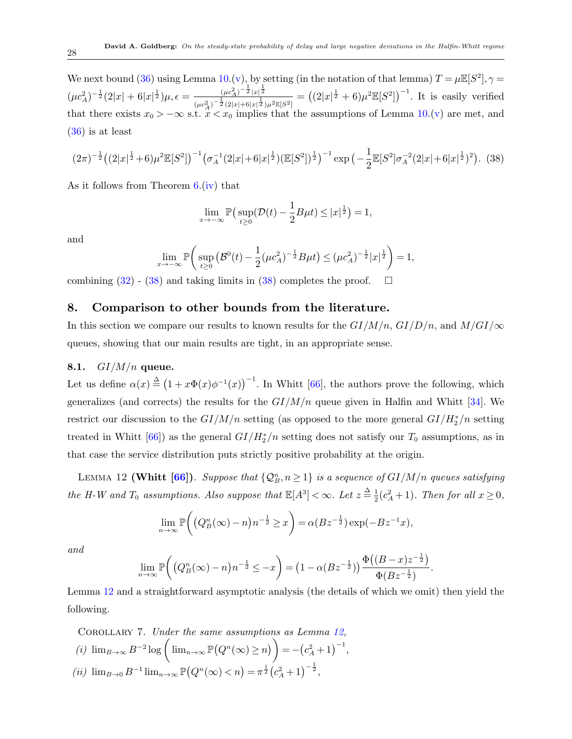We next bound (36) using Lemma 10.(v), by setting (in the notation of that lemma) $T = \mu\mathbb{E}[S^2], \gamma = (\mu c_A^2)^{-\frac{1}{2}}(2|x| + 6|x|^{\frac{1}{2}})\mu, \epsilon = \frac{(\mu c_A^2)^{-\frac{1}{2}}|x|^{\frac{1}{2}}}{(\mu c_A^2)^{-\frac{1}{2}}(2|x|+6|x|^{\frac{1}{2}})\mu^2\mathbb{E}[S^2]} = \big((2|x|^{\frac{1}{2}} + 6)\mu^2\mathbb{E}[S^2]\big)^{-1}$. It is easily verified that there exists $x_0 > -\infty$ s.t. $x < x_0$ implies that the assumptions of Lemma 10.(v) are met, and (36) is at least

$$(2\pi)^{-\frac{1}{2}}\big((2|x|^{\frac{1}{2}}+6)\mu^2\mathbb{E}[S^2]\big)^{-1}\big(\sigma_A^{-1}(2|x|+6|x|^{\frac{1}{2}})(\mathbb{E}[S^2])^{\frac{1}{2}}\big)^{-1}\exp\big(-\frac{1}{2}\mathbb{E}[S^2]\sigma_A^{-2}(2|x|+6|x|^{\frac{1}{2}})^2\big). \quad (38)$$

As it follows from Theorem 6.(iv) that

$$\lim_{x\to-\infty}\mathbb{P}\big(\sup_{t\geq 0}(\mathcal{D}(t) - \frac{1}{2}B\mu t) \leq |x|^{\frac{1}{2}}\big) = 1,$$

and

$$\lim_{x\to-\infty}\mathbb{P}\bigg(\sup_{t\geq 0}\big(\mathcal{B}^0(t) - \frac{1}{2}(\mu c_A^2)^{-\frac{1}{2}}B\mu t\big) \leq (\mu c_A^2)^{-\frac{1}{2}}|x|^{\frac{1}{2}}\bigg) = 1,$$

combining (32) - (38) and taking limits in (38) completes the proof. $\square$

## 8. Comparison to other bounds from the literature.

In this section we compare our results to known results for the $GI/M/n$, $GI/D/n$, and $M/GI/\infty$ queues, showing that our main results are tight, in an appropriate sense.

### 8.1. $GI/M/n$ queue.

Let us define $\alpha(x) \stackrel{\Delta}{=} \big(1 + x\Phi(x)\phi^{-1}(x)\big)^{-1}$. In Whitt [66], the authors prove the following, which generalizes (and corrects) the results for the $GI/M/n$ queue given in Halfin and Whitt [34]. We restrict our discussion to the $GI/M/n$ setting (as opposed to the more general $GI/H_2^*/n$ setting treated in Whitt [66]) as the general $GI/H_2^*/n$ setting does not satisfy our $T_0$ assumptions, as in that case the service distribution puts strictly positive probability at the origin.

Lemma 12 **(Whitt [66])**. *Suppose that $\{\mathcal{Q}_B^n, n \geq 1\}$ is a sequence of $GI/M/n$ queues satisfying the H-W and $T_0$ assumptions. Also suppose that $\mathbb{E}[A^3] < \infty$. Let $z \stackrel{\Delta}{=} \frac{1}{2}(c_A^2 + 1)$. Then for all $x \geq 0$,*

$$\lim_{n\to\infty}\mathbb{P}\bigg(\big(Q_B^n(\infty) - n\big)n^{-\frac{1}{2}} \geq x\bigg) = \alpha(Bz^{-\frac{1}{2}})\exp(-Bz^{-1}x),$$

*and*

$$\lim_{n\to\infty}\mathbb{P}\bigg(\big(Q_B^n(\infty) - n\big)n^{-\frac{1}{2}} \leq -x\bigg) = \big(1 - \alpha(Bz^{-\frac{1}{2}})\big)\frac{\Phi\big((B-x)z^{-\frac{1}{2}}\big)}{\Phi(Bz^{-\frac{1}{2}})}.$$

Lemma 12 and a straightforward asymptotic analysis (the details of which we omit) then yield the following.

Corollary 7. *Under the same assumptions as Lemma 12,*

*(i)* $\lim_{B\to\infty} B^{-2}\log\bigg(\lim_{n\to\infty}\mathbb{P}\big(Q^n(\infty) \geq n\big)\bigg) = -\big(c_A^2 + 1\big)^{-1}$,

*(ii)* $\lim_{B\to 0} B^{-1}\lim_{n\to\infty}\mathbb{P}\big(Q^n(\infty) < n\big) = \pi^{\frac{1}{2}}\big(c_A^2 + 1\big)^{-\frac{1}{2}}$,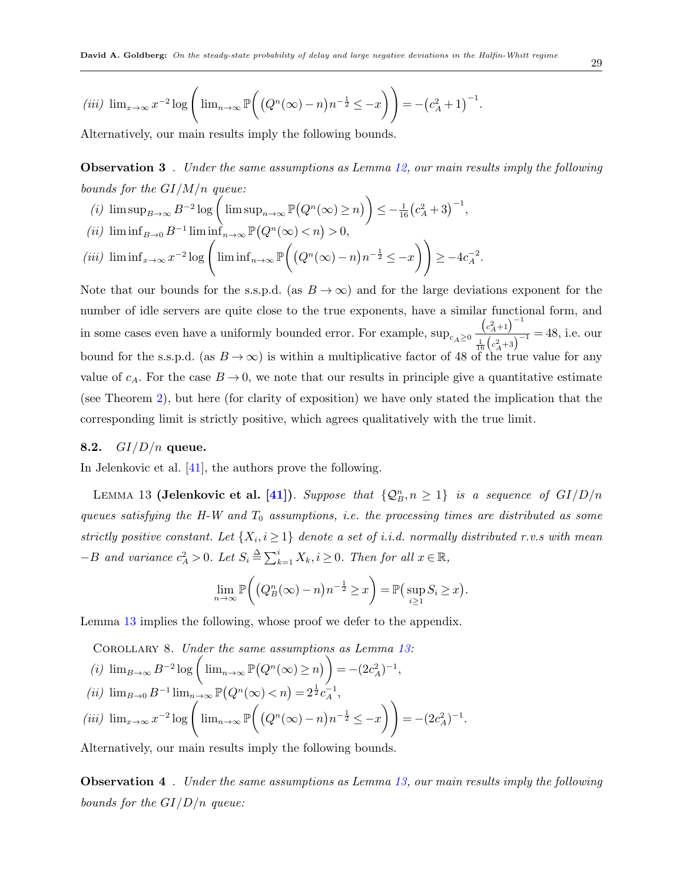*(iii)* $\lim_{x\to\infty} x^{-2} \log\Bigg( \lim_{n\to\infty} \mathbb{P}\bigg( \big(Q^n(\infty) - n\big) n^{-\frac{1}{2}} \leq -x \bigg) \Bigg) = -\big(c_A^2 + 1\big)^{-1}$.

Alternatively, our main results imply the following bounds.

**Observation 3** . *Under the same assumptions as Lemma 12, our main results imply the following bounds for the GI/M/n queue:*

*(i)* $\limsup_{B\to\infty} B^{-2} \log\Bigg( \limsup_{n\to\infty} \mathbb{P}\big(Q^n(\infty) \geq n\big) \Bigg) \leq -\frac{1}{16}\big(c_A^2 + 3\big)^{-1}$,

*(ii)* $\liminf_{B\to 0} B^{-1} \liminf_{n\to\infty} \mathbb{P}\big(Q^n(\infty) < n\big) > 0$,

*(iii)* $\liminf_{x\to\infty} x^{-2} \log\Bigg( \liminf_{n\to\infty} \mathbb{P}\bigg( \big(Q^n(\infty) - n\big) n^{-\frac{1}{2}} \leq -x \bigg) \Bigg) \geq -4c_A^{-2}$.

Note that our bounds for the s.s.p.d. (as $B \to \infty$) and for the large deviations exponent for the number of idle servers are quite close to the true exponents, have a similar functional form, and in some cases even have a uniformly bounded error. For example, $\sup_{c_A \geq 0} \frac{\left(c_A^2+1\right)^{-1}}{\frac{1}{16}\left(c_A^2+3\right)^{-1}} = 48$, i.e. our bound for the s.s.p.d. (as $B \to \infty$) is within a multiplicative factor of 48 of the true value for any value of $c_A$. For the case $B \to 0$, we note that our results in principle give a quantitative estimate (see Theorem 2), but here (for clarity of exposition) we have only stated the implication that the corresponding limit is strictly positive, which agrees qualitatively with the true limit.

### 8.2. $GI/D/n$ queue.

In Jelenkovic et al. [41], the authors prove the following.

LEMMA 13 **(Jelenkovic et al. [41])**. *Suppose that $\{\mathcal{Q}_B^n, n \geq 1\}$ is a sequence of GI/D/n queues satisfying the H-W and $T_0$ assumptions, i.e. the processing times are distributed as some strictly positive constant. Let $\{X_i, i \geq 1\}$ denote a set of i.i.d. normally distributed r.v.s with mean $-B$ and variance $c_A^2 > 0$. Let $S_i \triangleq \sum_{k=1}^{i} X_k, i \geq 0$. Then for all $x \in \mathbb{R}$,*

$$\lim_{n\to\infty} \mathbb{P}\bigg( \big(Q_B^n(\infty) - n\big) n^{-\frac{1}{2}} \geq x \bigg) = \mathbb{P}\big( \sup_{i\geq 1} S_i \geq x \big).$$

Lemma 13 implies the following, whose proof we defer to the appendix.

COROLLARY 8. *Under the same assumptions as Lemma 13:*

*(i)* $\lim_{B\to\infty} B^{-2} \log\Bigg( \lim_{n\to\infty} \mathbb{P}\big(Q^n(\infty) \geq n\big) \Bigg) = -(2c_A^2)^{-1}$,

*(ii)* $\lim_{B\to 0} B^{-1} \lim_{n\to\infty} \mathbb{P}\big(Q^n(\infty) < n\big) = 2^{\frac{1}{2}} c_A^{-1}$,

*(iii)* $\lim_{x\to\infty} x^{-2} \log\Bigg( \lim_{n\to\infty} \mathbb{P}\bigg( \big(Q^n(\infty) - n\big) n^{-\frac{1}{2}} \leq -x \bigg) \Bigg) = -(2c_A^2)^{-1}$.

Alternatively, our main results imply the following bounds.

**Observation 4** . *Under the same assumptions as Lemma 13, our main results imply the following bounds for the GI/D/n queue:*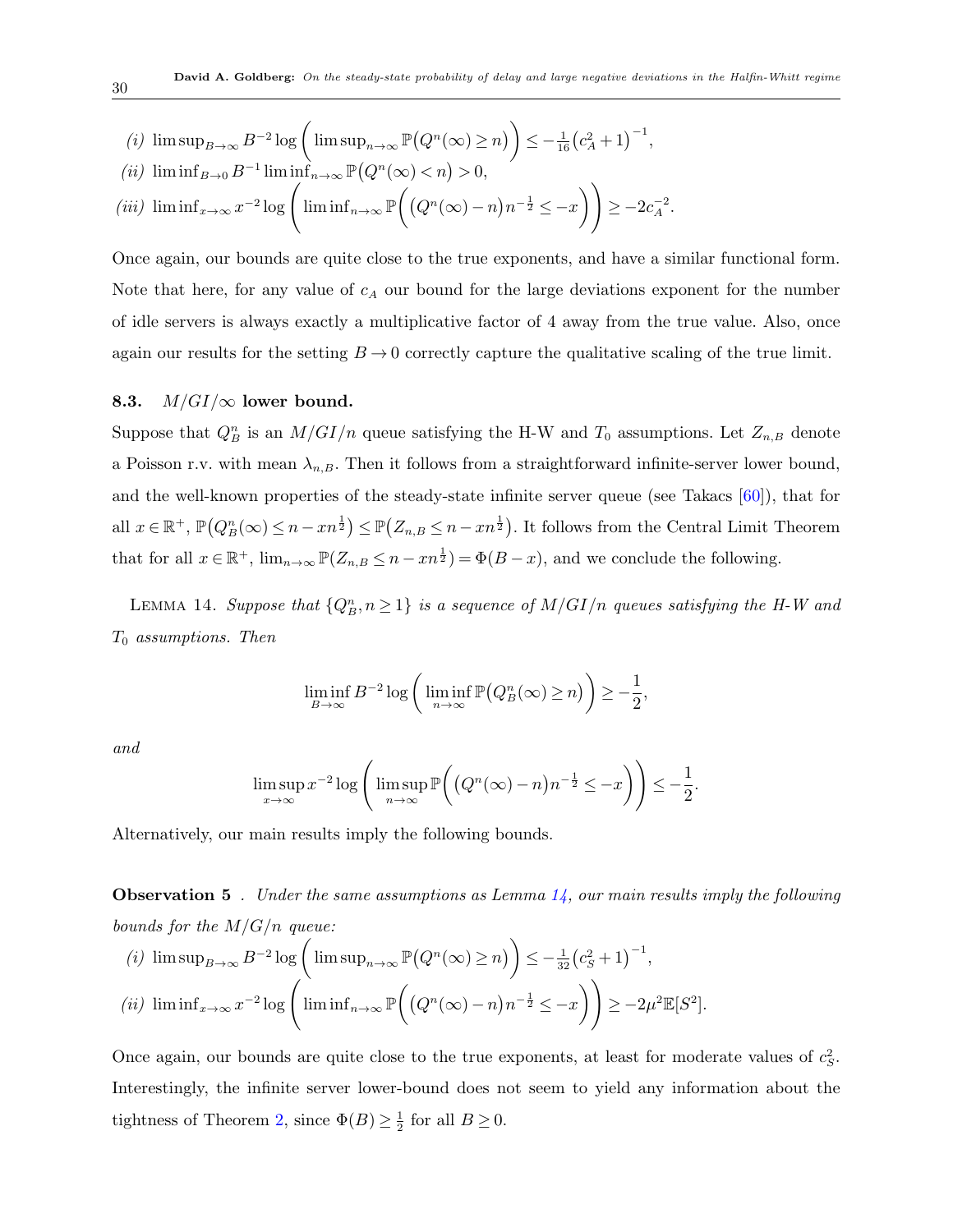*(i)* $\limsup_{B\to\infty} B^{-2}\log\bigg(\limsup_{n\to\infty}\mathbb{P}\big(Q^n(\infty)\geq n\big)\bigg) \leq -\frac{1}{16}\big(c_A^2+1\big)^{-1}$,

*(ii)* $\liminf_{B\to 0} B^{-1}\liminf_{n\to\infty}\mathbb{P}\big(Q^n(\infty)<n\big)>0$,

*(iii)* $\liminf_{x\to\infty} x^{-2}\log\bigg(\liminf_{n\to\infty}\mathbb{P}\bigg(\big(Q^n(\infty)-n\big)n^{-\frac{1}{2}}\leq -x\bigg)\bigg)\geq -2c_A^{-2}$.

Once again, our bounds are quite close to the true exponents, and have a similar functional form. Note that here, for any value of $c_A$ our bound for the large deviations exponent for the number of idle servers is always exactly a multiplicative factor of 4 away from the true value. Also, once again our results for the setting $B\to 0$ correctly capture the qualitative scaling of the true limit.

### 8.3. $M/GI/\infty$ lower bound.

Suppose that $Q^n_B$ is an $M/GI/n$ queue satisfying the H-W and $T_0$ assumptions. Let $Z_{n,B}$ denote a Poisson r.v. with mean $\lambda_{n,B}$. Then it follows from a straightforward infinite-server lower bound, and the well-known properties of the steady-state infinite server queue (see Takacs [60]), that for all $x\in\mathbb{R}^+$, $\mathbb{P}\big(Q^n_B(\infty)\leq n-xn^{\frac{1}{2}}\big)\leq \mathbb{P}\big(Z_{n,B}\leq n-xn^{\frac{1}{2}}\big)$. It follows from the Central Limit Theorem that for all $x\in\mathbb{R}^+$, $\lim_{n\to\infty}\mathbb{P}(Z_{n,B}\leq n-xn^{\frac{1}{2}})=\Phi(B-x)$, and we conclude the following.

Lemma 14. *Suppose that $\{Q^n_B, n\geq 1\}$ is a sequence of $M/GI/n$ queues satisfying the H-W and $T_0$ assumptions. Then*

$$\liminf_{B\to\infty} B^{-2}\log\bigg(\liminf_{n\to\infty}\mathbb{P}\big(Q^n_B(\infty)\geq n\big)\bigg)\geq -\frac{1}{2},$$

*and*

$$\limsup_{x\to\infty} x^{-2}\log\bigg(\limsup_{n\to\infty}\mathbb{P}\bigg(\big(Q^n(\infty)-n\big)n^{-\frac{1}{2}}\leq -x\bigg)\bigg)\leq -\frac{1}{2}.$$

Alternatively, our main results imply the following bounds.

**Observation 5** . *Under the same assumptions as Lemma 14, our main results imply the following bounds for the $M/G/n$ queue:*

*(i)* $\limsup_{B\to\infty} B^{-2}\log\bigg(\limsup_{n\to\infty}\mathbb{P}\big(Q^n(\infty)\geq n\big)\bigg)\leq -\frac{1}{32}\big(c_S^2+1\big)^{-1}$,

*(ii)* $\liminf_{x\to\infty} x^{-2}\log\bigg(\liminf_{n\to\infty}\mathbb{P}\bigg(\big(Q^n(\infty)-n\big)n^{-\frac{1}{2}}\leq -x\bigg)\bigg)\geq -2\mu^2\mathbb{E}[S^2]$.

Once again, our bounds are quite close to the true exponents, at least for moderate values of $c_S^2$. Interestingly, the infinite server lower-bound does not seem to yield any information about the tightness of Theorem 2, since $\Phi(B)\geq\frac{1}{2}$ for all $B\geq 0$.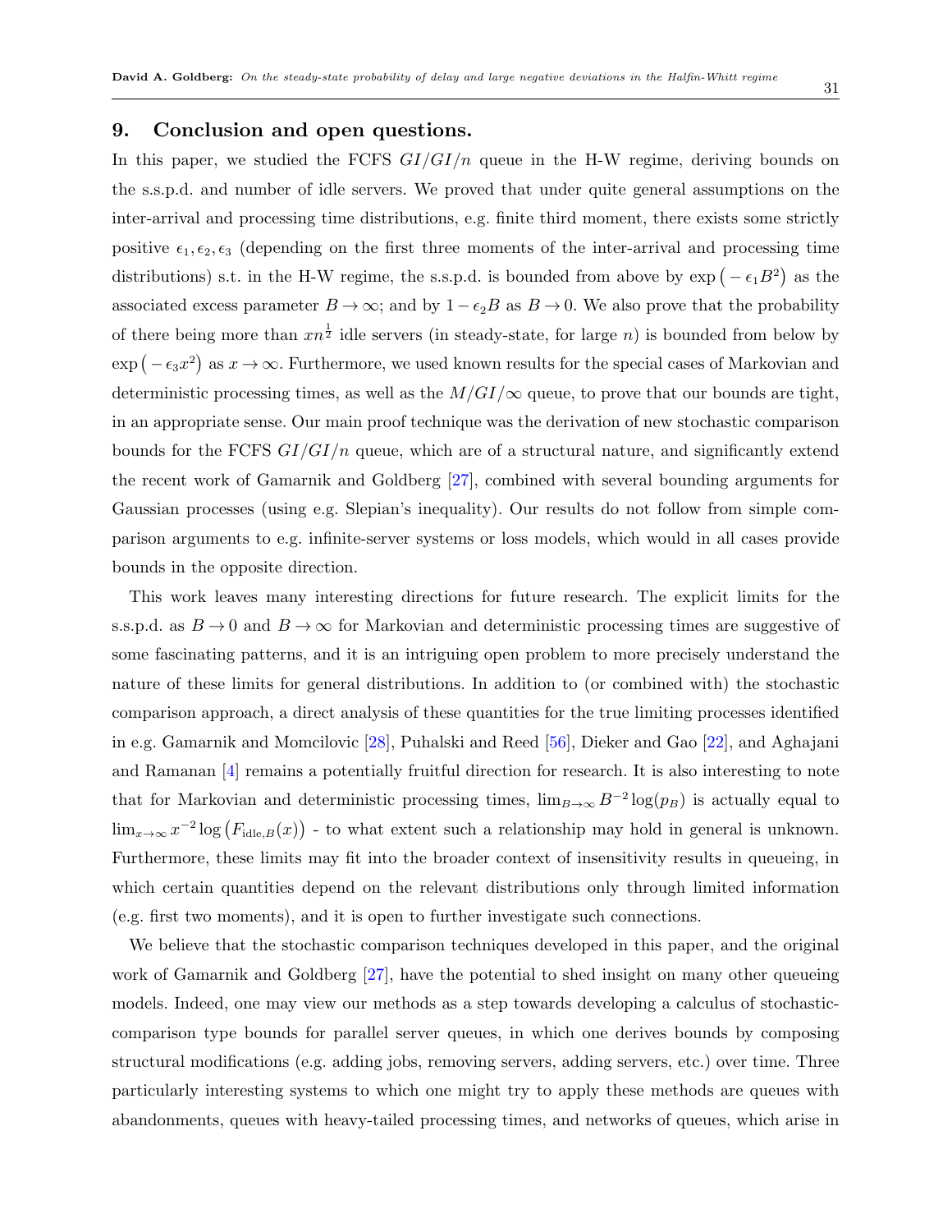## 9. Conclusion and open questions.

In this paper, we studied the FCFS $GI/GI/n$ queue in the H-W regime, deriving bounds on the s.s.p.d. and number of idle servers. We proved that under quite general assumptions on the inter-arrival and processing time distributions, e.g. finite third moment, there exists some strictly positive $\epsilon_1, \epsilon_2, \epsilon_3$ (depending on the first three moments of the inter-arrival and processing time distributions) s.t. in the H-W regime, the s.s.p.d. is bounded from above by $\exp\big(-\epsilon_1 B^2\big)$ as the associated excess parameter $B \to \infty$; and by $1 - \epsilon_2 B$ as $B \to 0$. We also prove that the probability of there being more than $xn^{\frac{1}{2}}$ idle servers (in steady-state, for large $n$) is bounded from below by $\exp\big(-\epsilon_3 x^2\big)$ as $x \to \infty$. Furthermore, we used known results for the special cases of Markovian and deterministic processing times, as well as the $M/GI/\infty$ queue, to prove that our bounds are tight, in an appropriate sense. Our main proof technique was the derivation of new stochastic comparison bounds for the FCFS $GI/GI/n$ queue, which are of a structural nature, and significantly extend the recent work of Gamarnik and Goldberg [27], combined with several bounding arguments for Gaussian processes (using e.g. Slepian's inequality). Our results do not follow from simple comparison arguments to e.g. infinite-server systems or loss models, which would in all cases provide bounds in the opposite direction.

This work leaves many interesting directions for future research. The explicit limits for the s.s.p.d. as $B \to 0$ and $B \to \infty$ for Markovian and deterministic processing times are suggestive of some fascinating patterns, and it is an intriguing open problem to more precisely understand the nature of these limits for general distributions. In addition to (or combined with) the stochastic comparison approach, a direct analysis of these quantities for the true limiting processes identified in e.g. Gamarnik and Momcilovic [28], Puhalski and Reed [56], Dieker and Gao [22], and Aghajani and Ramanan [4] remains a potentially fruitful direction for research. It is also interesting to note that for Markovian and deterministic processing times, $\lim_{B\to\infty} B^{-2}\log(p_B)$ is actually equal to $\lim_{x\to\infty} x^{-2}\log\big(F_{\text{idle},B}(x)\big)$ - to what extent such a relationship may hold in general is unknown. Furthermore, these limits may fit into the broader context of insensitivity results in queueing, in which certain quantities depend on the relevant distributions only through limited information (e.g. first two moments), and it is open to further investigate such connections.

We believe that the stochastic comparison techniques developed in this paper, and the original work of Gamarnik and Goldberg [27], have the potential to shed insight on many other queueing models. Indeed, one may view our methods as a step towards developing a calculus of stochastic-comparison type bounds for parallel server queues, in which one derives bounds by composing structural modifications (e.g. adding jobs, removing servers, adding servers, etc.) over time. Three particularly interesting systems to which one might try to apply these methods are queues with abandonments, queues with heavy-tailed processing times, and networks of queues, which arise in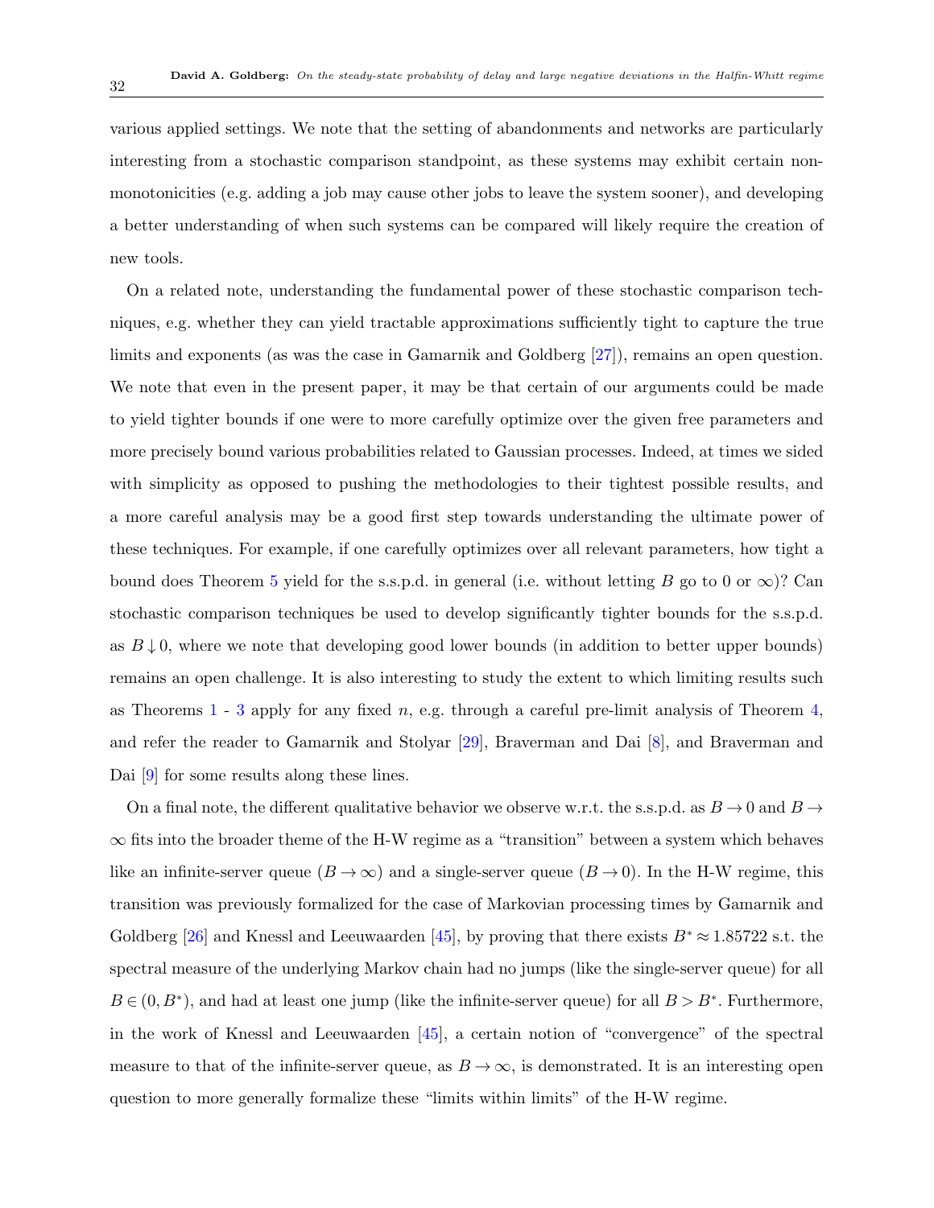various applied settings. We note that the setting of abandonments and networks are particularly interesting from a stochastic comparison standpoint, as these systems may exhibit certain non-monotonicities (e.g. adding a job may cause other jobs to leave the system sooner), and developing a better understanding of when such systems can be compared will likely require the creation of new tools.

On a related note, understanding the fundamental power of these stochastic comparison techniques, e.g. whether they can yield tractable approximations sufficiently tight to capture the true limits and exponents (as was the case in Gamarnik and Goldberg [27]), remains an open question. We note that even in the present paper, it may be that certain of our arguments could be made to yield tighter bounds if one were to more carefully optimize over the given free parameters and more precisely bound various probabilities related to Gaussian processes. Indeed, at times we sided with simplicity as opposed to pushing the methodologies to their tightest possible results, and a more careful analysis may be a good first step towards understanding the ultimate power of these techniques. For example, if one carefully optimizes over all relevant parameters, how tight a bound does Theorem 5 yield for the s.s.p.d. in general (i.e. without letting $B$ go to 0 or $\infty$)? Can stochastic comparison techniques be used to develop significantly tighter bounds for the s.s.p.d. as $B \downarrow 0$, where we note that developing good lower bounds (in addition to better upper bounds) remains an open challenge. It is also interesting to study the extent to which limiting results such as Theorems 1 - 3 apply for any fixed $n$, e.g. through a careful pre-limit analysis of Theorem 4, and refer the reader to Gamarnik and Stolyar [29], Braverman and Dai [8], and Braverman and Dai [9] for some results along these lines.

On a final note, the different qualitative behavior we observe w.r.t. the s.s.p.d. as $B \rightarrow 0$ and $B \rightarrow \infty$ fits into the broader theme of the H-W regime as a "transition" between a system which behaves like an infinite-server queue ($B \rightarrow \infty$) and a single-server queue ($B \rightarrow 0$). In the H-W regime, this transition was previously formalized for the case of Markovian processing times by Gamarnik and Goldberg [26] and Knessl and Leeuwaarden [45], by proving that there exists $B^* \approx 1.85722$ s.t. the spectral measure of the underlying Markov chain had no jumps (like the single-server queue) for all $B \in (0, B^*)$, and had at least one jump (like the infinite-server queue) for all $B > B^*$. Furthermore, in the work of Knessl and Leeuwaarden [45], a certain notion of "convergence" of the spectral measure to that of the infinite-server queue, as $B \rightarrow \infty$, is demonstrated. It is an interesting open question to more generally formalize these "limits within limits" of the H-W regime.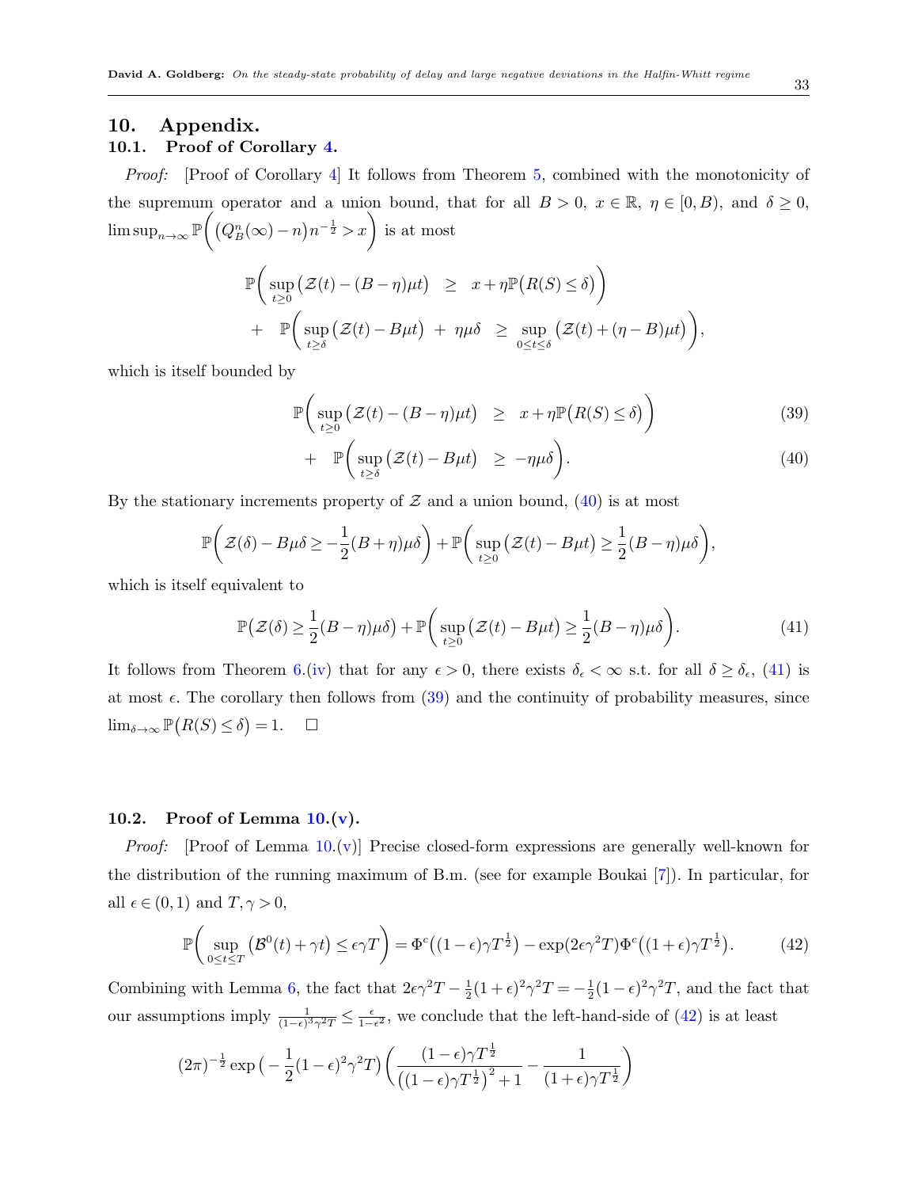## 10. Appendix.

### 10.1. Proof of Corollary 4.

*Proof:* [Proof of Corollary 4] It follows from Theorem 5, combined with the monotonicity of the supremum operator and a union bound, that for all $B > 0$, $x \in \mathbb{R}$, $\eta \in [0, B)$, and $\delta \geq 0$, $\limsup_{n\to\infty} \mathbb{P}\Big( \big(Q^n_B(\infty) - n\big) n^{-\frac{1}{2}} > x \Big)$ is at most

$$
\begin{aligned}
&\mathbb{P}\bigg( \sup_{t \geq 0} \big( \mathcal{Z}(t) - (B - \eta)\mu t \big) \;\; \geq \;\; x + \eta \mathbb{P}\big(R(S) \leq \delta\big) \bigg) \\
&\quad + \;\; \mathbb{P}\bigg( \sup_{t \geq \delta} \big( \mathcal{Z}(t) - B\mu t \big) \; + \; \eta\mu\delta \;\; \geq \;\; \sup_{0 \leq t \leq \delta} \big( \mathcal{Z}(t) + (\eta - B)\mu t \big) \bigg),
\end{aligned}
$$

which is itself bounded by

$$
\mathbb{P}\bigg( \sup_{t \geq 0} \big( \mathcal{Z}(t) - (B - \eta)\mu t \big) \;\; \geq \;\; x + \eta \mathbb{P}\big(R(S) \leq \delta\big) \bigg) \tag{39}
$$

$$
+ \;\; \mathbb{P}\bigg( \sup_{t \geq \delta} \big( \mathcal{Z}(t) - B\mu t \big) \;\; \geq \; -\eta\mu\delta \bigg). \tag{40}
$$

By the stationary increments property of $\mathcal{Z}$ and a union bound, (40) is at most

$$
\mathbb{P}\bigg( \mathcal{Z}(\delta) - B\mu\delta \geq -\frac{1}{2}(B + \eta)\mu\delta \bigg) + \mathbb{P}\bigg( \sup_{t \geq 0} \big( \mathcal{Z}(t) - B\mu t \big) \geq \frac{1}{2}(B - \eta)\mu\delta \bigg),
$$

which is itself equivalent to

$$
\mathbb{P}\big( \mathcal{Z}(\delta) \geq \frac{1}{2}(B - \eta)\mu\delta \big) + \mathbb{P}\bigg( \sup_{t \geq 0} \big( \mathcal{Z}(t) - B\mu t \big) \geq \frac{1}{2}(B - \eta)\mu\delta \bigg). \tag{41}
$$

It follows from Theorem 6.(iv) that for any $\epsilon > 0$, there exists $\delta_\epsilon < \infty$ s.t. for all $\delta \geq \delta_\epsilon$, (41) is at most $\epsilon$. The corollary then follows from (39) and the continuity of probability measures, since $\lim_{\delta\to\infty} \mathbb{P}\big(R(S) \leq \delta\big) = 1$. $\square$

### 10.2. Proof of Lemma 10.(v).

*Proof:* [Proof of Lemma 10.(v)] Precise closed-form expressions are generally well-known for the distribution of the running maximum of B.m. (see for example Boukai [7]). In particular, for all $\epsilon \in (0, 1)$ and $T, \gamma > 0$,

$$
\mathbb{P}\bigg( \sup_{0 \leq t \leq T} \big( \mathcal{B}^0(t) + \gamma t \big) \leq \epsilon\gamma T \bigg) = \Phi^c\big( (1 - \epsilon)\gamma T^{\frac{1}{2}} \big) - \exp(2\epsilon\gamma^2 T)\Phi^c\big( (1 + \epsilon)\gamma T^{\frac{1}{2}} \big). \tag{42}
$$

Combining with Lemma 6, the fact that $2\epsilon\gamma^2 T - \frac{1}{2}(1+\epsilon)^2\gamma^2 T = -\frac{1}{2}(1-\epsilon)^2\gamma^2 T$, and the fact that our assumptions imply $\frac{1}{(1-\epsilon)^3\gamma^2 T} \leq \frac{\epsilon}{1-\epsilon^2}$, we conclude that the left-hand-side of (42) is at least

$$
(2\pi)^{-\frac{1}{2}} \exp\big( -\frac{1}{2}(1-\epsilon)^2\gamma^2 T \big) \bigg( \frac{(1-\epsilon)\gamma T^{\frac{1}{2}}}{\big((1-\epsilon)\gamma T^{\frac{1}{2}}\big)^2 + 1} - \frac{1}{(1+\epsilon)\gamma T^{\frac{1}{2}}} \bigg)
$$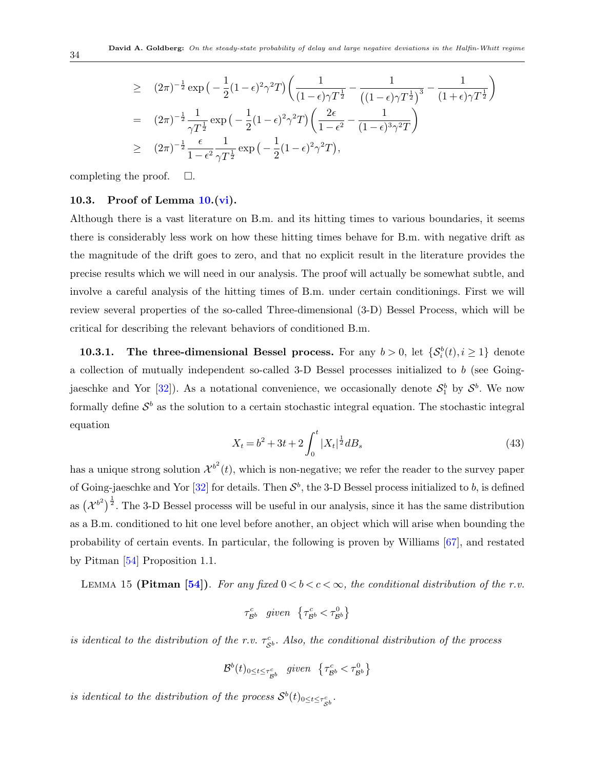$$
\begin{aligned}
&\geq \quad (2\pi)^{-\frac{1}{2}} \exp\big(-\frac{1}{2}(1-\epsilon)^2\gamma^2 T\big)\left(\frac{1}{(1-\epsilon)\gamma T^{\frac{1}{2}}} - \frac{1}{\big((1-\epsilon)\gamma T^{\frac{1}{2}}\big)^3} - \frac{1}{(1+\epsilon)\gamma T^{\frac{1}{2}}}\right) \\
&= \quad (2\pi)^{-\frac{1}{2}} \frac{1}{\gamma T^{\frac{1}{2}}} \exp\big(-\frac{1}{2}(1-\epsilon)^2\gamma^2 T\big)\left(\frac{2\epsilon}{1-\epsilon^2} - \frac{1}{(1-\epsilon)^3\gamma^2 T}\right) \\
&\geq \quad (2\pi)^{-\frac{1}{2}} \frac{\epsilon}{1-\epsilon^2}\frac{1}{\gamma T^{\frac{1}{2}}} \exp\big(-\frac{1}{2}(1-\epsilon)^2\gamma^2 T\big),
\end{aligned}
$$

completing the proof. $\Box$.

### 10.3. Proof of Lemma 10.(vi).

Although there is a vast literature on B.m. and its hitting times to various boundaries, it seems there is considerably less work on how these hitting times behave for B.m. with negative drift as the magnitude of the drift goes to zero, and that no explicit result in the literature provides the precise results which we will need in our analysis. The proof will actually be somewhat subtle, and involve a careful analysis of the hitting times of B.m. under certain conditionings. First we will review several properties of the so-called Three-dimensional (3-D) Bessel Process, which will be critical for describing the relevant behaviors of conditioned B.m.

**10.3.1. The three-dimensional Bessel process.** For any $b > 0$, let $\{\mathcal{S}_i^b(t), i \geq 1\}$ denote a collection of mutually independent so-called 3-D Bessel processes initialized to $b$ (see Going-jaeschke and Yor [32]). As a notational convenience, we occasionally denote $\mathcal{S}_1^b$ by $\mathcal{S}^b$. We now formally define $\mathcal{S}^b$ as the solution to a certain stochastic integral equation. The stochastic integral equation

$$
X_t = b^2 + 3t + 2\int_0^t |X_t|^{\frac{1}{2}} dB_s \tag{43}
$$

has a unique strong solution $\mathcal{X}^{b^2}(t)$, which is non-negative; we refer the reader to the survey paper of Going-jaeschke and Yor [32] for details. Then $\mathcal{S}^b$, the 3-D Bessel process initialized to $b$, is defined as $\big(\mathcal{X}^{b^2}\big)^{\frac{1}{2}}$. The 3-D Bessel processs will be useful in our analysis, since it has the same distribution as a B.m. conditioned to hit one level before another, an object which will arise when bounding the probability of certain events. In particular, the following is proven by Williams [67], and restated by Pitman [54] Proposition 1.1.

LEMMA 15 **(Pitman [54])**. *For any fixed $0 < b < c < \infty$, the conditional distribution of the r.v.*

$$
\tau^c_{\mathcal{B}^b} \quad \textit{given} \quad \big\{\tau^c_{\mathcal{B}^b} < \tau^0_{\mathcal{B}^b}\big\}
$$

*is identical to the distribution of the r.v. $\tau^c_{\mathcal{S}^b}$. Also, the conditional distribution of the process*

$$
\mathcal{B}^b(t)_{0 \leq t \leq \tau^c_{\mathcal{B}^b}} \quad \textit{given} \quad \big\{\tau^c_{\mathcal{B}^b} < \tau^0_{\mathcal{B}^b}\big\}
$$

*is identical to the distribution of the process $\mathcal{S}^b(t)_{0 \leq t \leq \tau^c_{\mathcal{S}^b}}$.*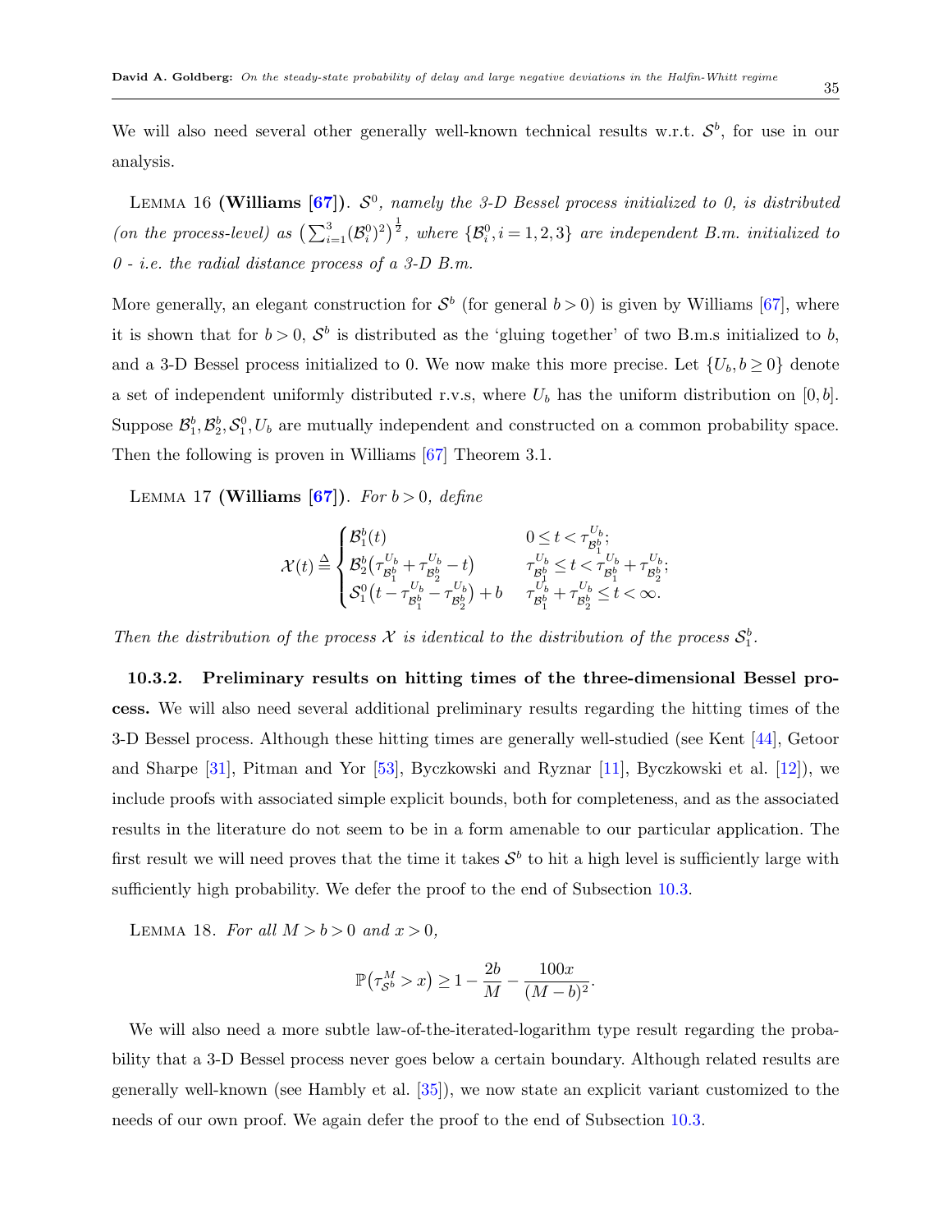We will also need several other generally well-known technical results w.r.t. $\mathcal{S}^b$, for use in our analysis.

Lemma 16 **(Williams [67])**. *$\mathcal{S}^0$, namely the 3-D Bessel process initialized to 0, is distributed (on the process-level) as $\big(\sum_{i=1}^3 (\mathcal{B}_i^0)^2\big)^{\frac{1}{2}}$, where $\{\mathcal{B}_i^0, i=1,2,3\}$ are independent B.m. initialized to 0 - i.e. the radial distance process of a 3-D B.m.*

More generally, an elegant construction for $\mathcal{S}^b$ (for general $b>0$) is given by Williams [67], where it is shown that for $b>0$, $\mathcal{S}^b$ is distributed as the 'gluing together' of two B.m.s initialized to $b$, and a 3-D Bessel process initialized to 0. We now make this more precise. Let $\{U_b, b\geq 0\}$ denote a set of independent uniformly distributed r.v.s, where $U_b$ has the uniform distribution on $[0,b]$. Suppose $\mathcal{B}_1^b, \mathcal{B}_2^b, \mathcal{S}_1^0, U_b$ are mutually independent and constructed on a common probability space. Then the following is proven in Williams [67] Theorem 3.1.

Lemma 17 **(Williams [67])**. *For $b>0$, define*

$$\mathcal{X}(t) \triangleq \begin{cases} \mathcal{B}_1^b(t) & 0 \leq t < \tau^{U_b}_{\mathcal{B}_1^b}; \\ \mathcal{B}_2^b\big(\tau^{U_b}_{\mathcal{B}_1^b} + \tau^{U_b}_{\mathcal{B}_2^b} - t\big) & \tau^{U_b}_{\mathcal{B}_1^b} \leq t < \tau^{U_b}_{\mathcal{B}_1^b} + \tau^{U_b}_{\mathcal{B}_2^b}; \\ \mathcal{S}_1^0\big(t - \tau^{U_b}_{\mathcal{B}_1^b} - \tau^{U_b}_{\mathcal{B}_2^b}\big) + b & \tau^{U_b}_{\mathcal{B}_1^b} + \tau^{U_b}_{\mathcal{B}_2^b} \leq t < \infty. \end{cases}$$

*Then the distribution of the process $\mathcal{X}$ is identical to the distribution of the process $\mathcal{S}_1^b$.*

**10.3.2. Preliminary results on hitting times of the three-dimensional Bessel process.** We will also need several additional preliminary results regarding the hitting times of the 3-D Bessel process. Although these hitting times are generally well-studied (see Kent [44], Getoor and Sharpe [31], Pitman and Yor [53], Byczkowski and Ryznar [11], Byczkowski et al. [12]), we include proofs with associated simple explicit bounds, both for completeness, and as the associated results in the literature do not seem to be in a form amenable to our particular application. The first result we will need proves that the time it takes $\mathcal{S}^b$ to hit a high level is sufficiently large with sufficiently high probability. We defer the proof to the end of Subsection 10.3.

Lemma 18. *For all $M > b > 0$ and $x > 0$,*

$$\mathbb{P}\big(\tau^M_{\mathcal{S}^b} > x\big) \geq 1 - \frac{2b}{M} - \frac{100x}{(M-b)^2}.$$

We will also need a more subtle law-of-the-iterated-logarithm type result regarding the probability that a 3-D Bessel process never goes below a certain boundary. Although related results are generally well-known (see Hambly et al. [35]), we now state an explicit variant customized to the needs of our own proof. We again defer the proof to the end of Subsection 10.3.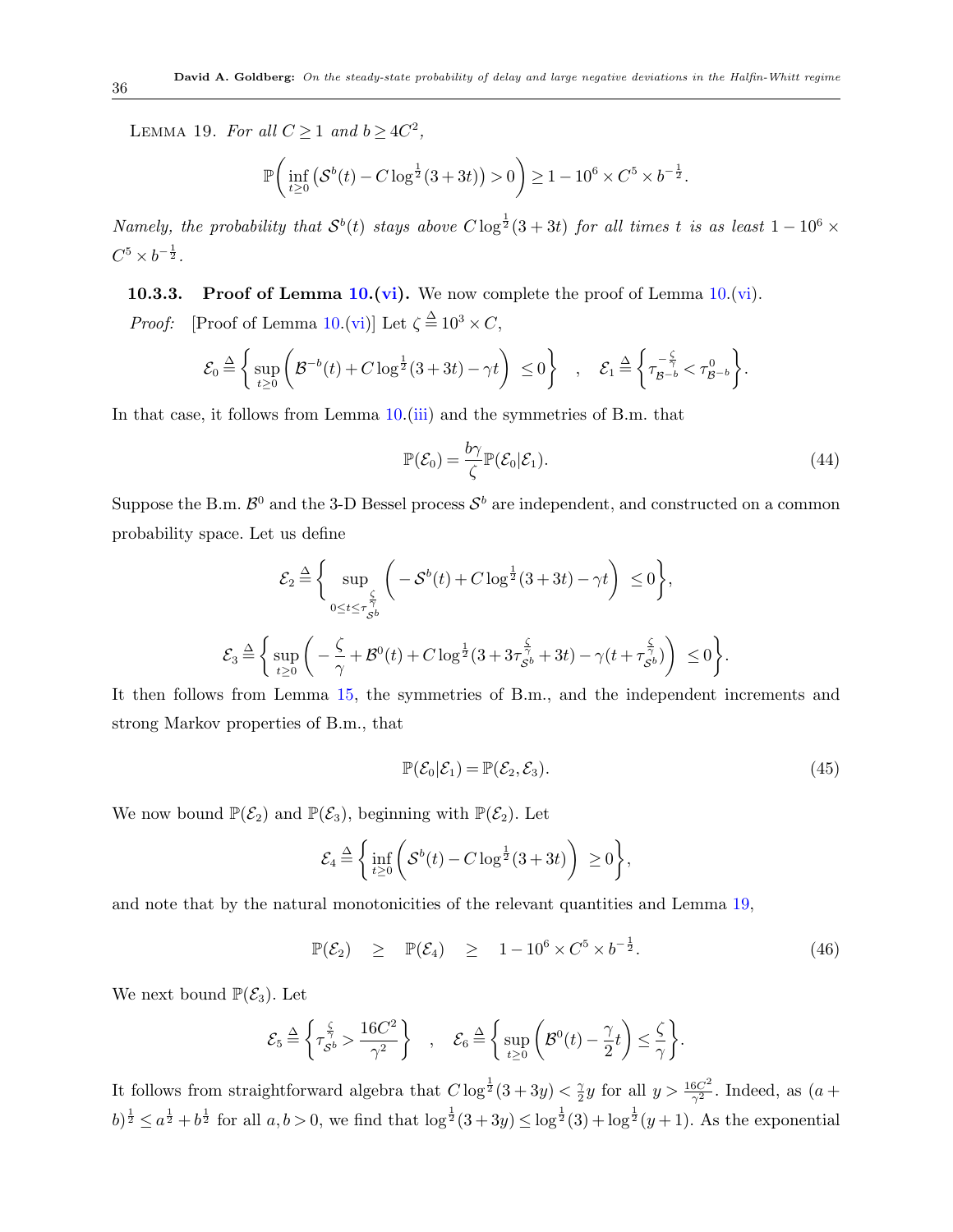Lemma 19. *For all $C \geq 1$ and $b \geq 4C^2$,*

$$\mathbb{P}\bigg( \inf_{t \geq 0} \big( \mathcal{S}^b(t) - C \log^{\frac{1}{2}}(3+3t) \big) > 0 \bigg) \geq 1 - 10^6 \times C^5 \times b^{-\frac{1}{2}}.$$

*Namely, the probability that $\mathcal{S}^b(t)$ stays above $C\log^{\frac{1}{2}}(3+3t)$ for all times $t$ is as least $1 - 10^6 \times C^5 \times b^{-\frac{1}{2}}$.*

**10.3.3. Proof of Lemma 10.(vi).** We now complete the proof of Lemma 10.(vi).

*Proof:* [Proof of Lemma 10.(vi)] Let $\zeta \stackrel{\Delta}{=} 10^3 \times C$,

$$\mathcal{E}_0 \stackrel{\Delta}{=} \bigg\{ \sup_{t \geq 0} \bigg( \mathcal{B}^{-b}(t) + C \log^{\frac{1}{2}}(3+3t) - \gamma t \bigg) \ \leq 0 \bigg\} \quad , \quad \mathcal{E}_1 \stackrel{\Delta}{=} \bigg\{ \tau^{-\frac{\zeta}{\gamma}}_{\mathcal{B}^{-b}} < \tau^{0}_{\mathcal{B}^{-b}} \bigg\}.$$

In that case, it follows from Lemma 10.(iii) and the symmetries of B.m. that

$$\mathbb{P}(\mathcal{E}_0) = \frac{b\gamma}{\zeta} \mathbb{P}(\mathcal{E}_0 | \mathcal{E}_1). \tag{44}$$

Suppose the B.m. $\mathcal{B}^0$ and the 3-D Bessel process $\mathcal{S}^b$ are independent, and constructed on a common probability space. Let us define

$$\mathcal{E}_2 \stackrel{\Delta}{=} \bigg\{ \sup_{0 \leq t \leq \tau^{\frac{\zeta}{\gamma}}_{\mathcal{S}^b}} \bigg( -\mathcal{S}^b(t) + C \log^{\frac{1}{2}}(3+3t) - \gamma t \bigg) \ \leq 0 \bigg\},$$

$$\mathcal{E}_3 \stackrel{\Delta}{=} \bigg\{ \sup_{t \geq 0} \bigg( -\frac{\zeta}{\gamma} + \mathcal{B}^0(t) + C \log^{\frac{1}{2}}(3 + 3\tau^{\frac{\zeta}{\gamma}}_{\mathcal{S}^b} + 3t) - \gamma(t + \tau^{\frac{\zeta}{\gamma}}_{\mathcal{S}^b}) \bigg) \ \leq 0 \bigg\}.$$

It then follows from Lemma 15, the symmetries of B.m., and the independent increments and strong Markov properties of B.m., that

$$\mathbb{P}(\mathcal{E}_0 | \mathcal{E}_1) = \mathbb{P}(\mathcal{E}_2, \mathcal{E}_3). \tag{45}$$

We now bound $\mathbb{P}(\mathcal{E}_2)$ and $\mathbb{P}(\mathcal{E}_3)$, beginning with $\mathbb{P}(\mathcal{E}_2)$. Let

$$\mathcal{E}_4 \stackrel{\Delta}{=} \bigg\{ \inf_{t \geq 0} \bigg( \mathcal{S}^b(t) - C \log^{\frac{1}{2}}(3+3t) \bigg) \ \geq 0 \bigg\},$$

and note that by the natural monotonicities of the relevant quantities and Lemma 19,

$$\mathbb{P}(\mathcal{E}_2) \quad \geq \quad \mathbb{P}(\mathcal{E}_4) \quad \geq \quad 1 - 10^6 \times C^5 \times b^{-\frac{1}{2}}. \tag{46}$$

We next bound $\mathbb{P}(\mathcal{E}_3)$. Let

$$\mathcal{E}_5 \stackrel{\Delta}{=} \bigg\{ \tau^{\frac{\zeta}{\gamma}}_{\mathcal{S}^b} > \frac{16C^2}{\gamma^2} \bigg\} \quad , \quad \mathcal{E}_6 \stackrel{\Delta}{=} \bigg\{ \sup_{t \geq 0} \bigg( \mathcal{B}^0(t) - \frac{\gamma}{2} t \bigg) \leq \frac{\zeta}{\gamma} \bigg\}.$$

It follows from straightforward algebra that $C \log^{\frac{1}{2}}(3+3y) < \frac{\gamma}{2} y$ for all $y > \frac{16C^2}{\gamma^2}$. Indeed, as $(a+b)^{\frac{1}{2}} \leq a^{\frac{1}{2}} + b^{\frac{1}{2}}$ for all $a, b > 0$, we find that $\log^{\frac{1}{2}}(3+3y) \leq \log^{\frac{1}{2}}(3) + \log^{\frac{1}{2}}(y+1)$. As the exponential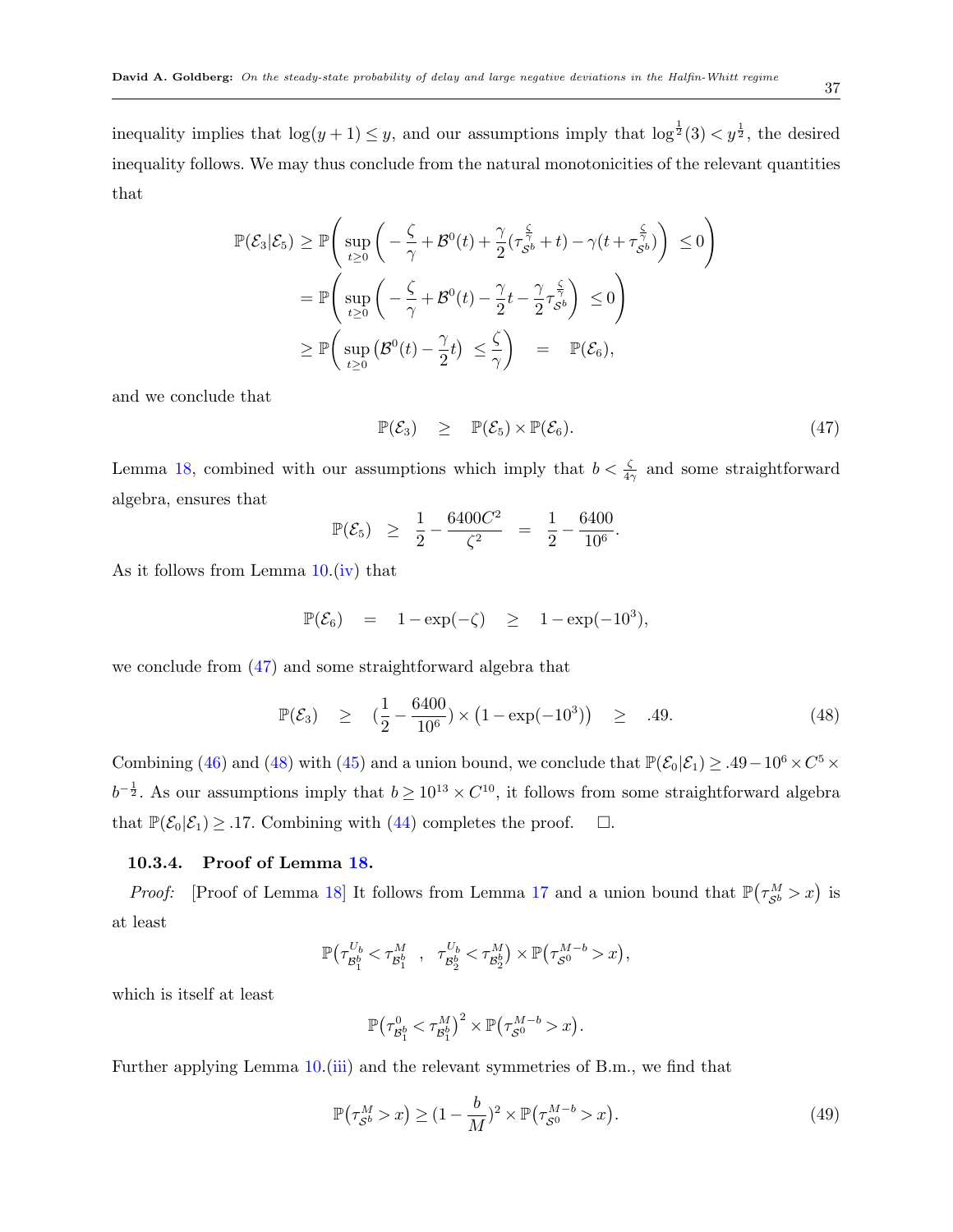inequality implies that $\log(y+1) \leq y$, and our assumptions imply that $\log^{\frac{1}{2}}(3) < y^{\frac{1}{2}}$, the desired inequality follows. We may thus conclude from the natural monotonicities of the relevant quantities that

$$
\begin{aligned}
\mathbb{P}(\mathcal{E}_3|\mathcal{E}_5) &\geq \mathbb{P}\Bigg( \sup_{t \geq 0} \bigg( -\frac{\zeta}{\gamma} + \mathcal{B}^0(t) + \frac{\gamma}{2}(\tau_{\mathcal{S}^b}^{\frac{\zeta}{\gamma}} + t) - \gamma(t + \tau_{\mathcal{S}^b}^{\frac{\zeta}{\gamma}}) \bigg) \leq 0 \Bigg) \\
&= \mathbb{P}\Bigg( \sup_{t \geq 0} \bigg( -\frac{\zeta}{\gamma} + \mathcal{B}^0(t) - \frac{\gamma}{2}t - \frac{\gamma}{2}\tau_{\mathcal{S}^b}^{\frac{\zeta}{\gamma}} \bigg) \leq 0 \Bigg) \\
&\geq \mathbb{P}\Bigg( \sup_{t \geq 0} \big( \mathcal{B}^0(t) - \frac{\gamma}{2}t \big) \leq \frac{\zeta}{\gamma} \Bigg) \quad = \quad \mathbb{P}(\mathcal{E}_6),
\end{aligned}
$$

and we conclude that

$$
\mathbb{P}(\mathcal{E}_3) \quad \geq \quad \mathbb{P}(\mathcal{E}_5) \times \mathbb{P}(\mathcal{E}_6). \tag{47}
$$

Lemma 18, combined with our assumptions which imply that $b < \frac{\zeta}{4\gamma}$ and some straightforward algebra, ensures that

$$
\mathbb{P}(\mathcal{E}_5) \quad \geq \quad \frac{1}{2} - \frac{6400C^2}{\zeta^2} \quad = \quad \frac{1}{2} - \frac{6400}{10^6}.
$$

As it follows from Lemma 10.(iv) that

$$
\mathbb{P}(\mathcal{E}_6) \quad = \quad 1 - \exp(-\zeta) \quad \geq \quad 1 - \exp(-10^3),
$$

we conclude from (47) and some straightforward algebra that

$$
\mathbb{P}(\mathcal{E}_3) \quad \geq \quad (\frac{1}{2} - \frac{6400}{10^6}) \times \big(1 - \exp(-10^3)\big) \quad \geq \quad .49. \tag{48}
$$

Combining (46) and (48) with (45) and a union bound, we conclude that $\mathbb{P}(\mathcal{E}_0|\mathcal{E}_1) \geq .49 - 10^6 \times C^5 \times b^{-\frac{1}{2}}$. As our assumptions imply that $b \geq 10^{13} \times C^{10}$, it follows from some straightforward algebra that $\mathbb{P}(\mathcal{E}_0|\mathcal{E}_1) \geq .17$. Combining with (44) completes the proof. $\quad\square$.

### 10.3.4. Proof of Lemma 18.

*Proof:* [Proof of Lemma 18] It follows from Lemma 17 and a union bound that $\mathbb{P}\big(\tau_{\mathcal{S}^b}^M > x\big)$ is at least

$$
\mathbb{P}\big(\tau_{\mathcal{B}_1^b}^{U_b} < \tau_{\mathcal{B}_1^b}^M \quad , \quad \tau_{\mathcal{B}_2^b}^{U_b} < \tau_{\mathcal{B}_2^b}^M\big) \times \mathbb{P}\big(\tau_{\mathcal{S}^0}^{M-b} > x\big),
$$

which is itself at least

$$
\mathbb{P}\big(\tau_{\mathcal{B}_1^b}^0 < \tau_{\mathcal{B}_1^b}^M\big)^2 \times \mathbb{P}\big(\tau_{\mathcal{S}^0}^{M-b} > x\big).
$$

Further applying Lemma 10.(iii) and the relevant symmetries of B.m., we find that

$$
\mathbb{P}\big(\tau_{\mathcal{S}^b}^M > x\big) \geq (1 - \frac{b}{M})^2 \times \mathbb{P}\big(\tau_{\mathcal{S}^0}^{M-b} > x\big). \tag{49}
$$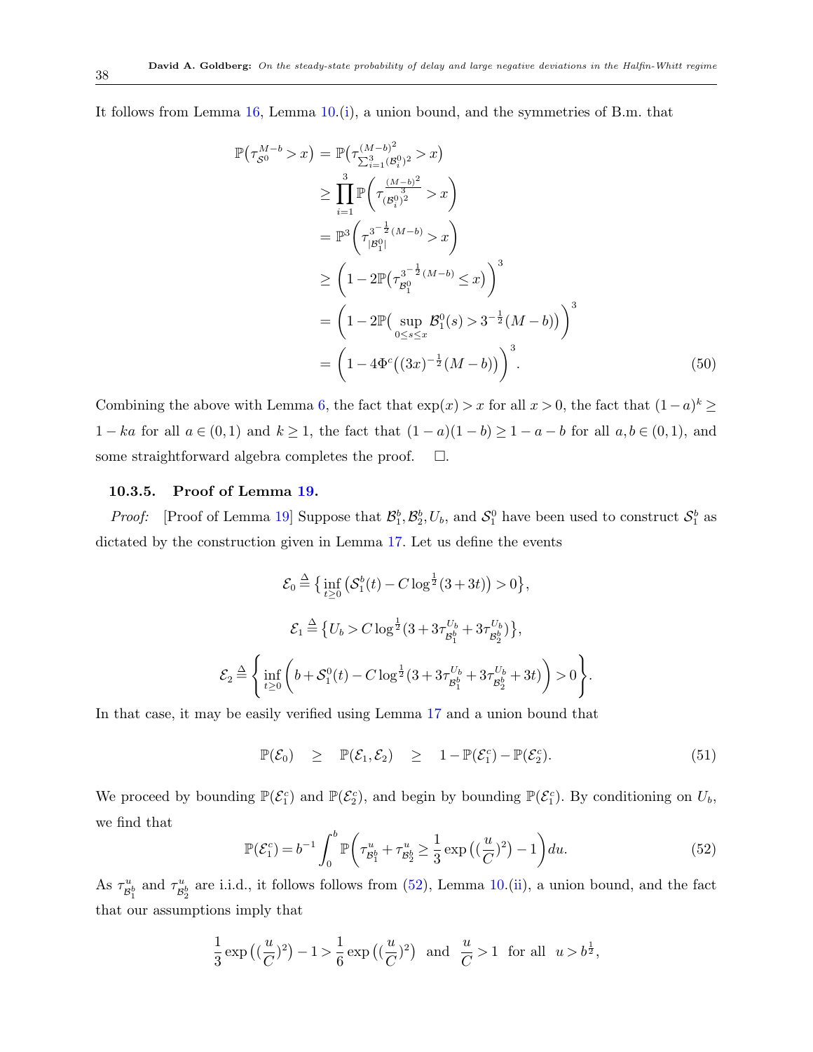It follows from Lemma 16, Lemma 10.(i), a union bound, and the symmetries of B.m. that

$$
\begin{aligned}
\mathbb{P}\big(\tau^{M-b}_{\mathcal{S}^0} > x\big) &= \mathbb{P}\big(\tau^{(M-b)^2}_{\sum_{i=1}^3 (\mathcal{B}^0_i)^2} > x\big) \\
&\geq \prod_{i=1}^{3} \mathbb{P}\bigg(\tau^{\frac{(M-b)^2}{3}}_{(\mathcal{B}^0_i)^2} > x\bigg) \\
&= \mathbb{P}^3\bigg(\tau^{3^{-\frac{1}{2}}(M-b)}_{|\mathcal{B}^0_1|} > x\bigg) \\
&\geq \bigg(1 - 2\mathbb{P}\big(\tau^{3^{-\frac{1}{2}}(M-b)}_{\mathcal{B}^0_1} \leq x\big)\bigg)^3 \\
&= \bigg(1 - 2\mathbb{P}\big(\sup_{0 \leq s \leq x} \mathcal{B}^0_1(s) > 3^{-\frac{1}{2}}(M-b)\big)\bigg)^3 \\
&= \bigg(1 - 4\Phi^c\big((3x)^{-\frac{1}{2}}(M-b)\big)\bigg)^3. \qquad (50)
\end{aligned}
$$

Combining the above with Lemma 6, the fact that $\exp(x) > x$ for all $x > 0$, the fact that $(1-a)^k \geq 1 - ka$ for all $a \in (0,1)$ and $k \geq 1$, the fact that $(1-a)(1-b) \geq 1 - a - b$ for all $a, b \in (0,1)$, and some straightforward algebra completes the proof. $\square$.

#### 10.3.5. Proof of Lemma 19.

*Proof:* [Proof of Lemma 19] Suppose that $\mathcal{B}^b_1, \mathcal{B}^b_2, U_b$, and $\mathcal{S}^0_1$ have been used to construct $\mathcal{S}^b_1$ as dictated by the construction given in Lemma 17. Let us define the events

$$\mathcal{E}_0 \triangleq \big\{\inf_{t \geq 0} \big(\mathcal{S}^b_1(t) - C \log^{\frac{1}{2}}(3 + 3t)\big) > 0\big\},$$

$$\mathcal{E}_1 \triangleq \big\{U_b > C \log^{\frac{1}{2}}(3 + 3\tau^{U_b}_{\mathcal{B}^b_1} + 3\tau^{U_b}_{\mathcal{B}^b_2})\big\},$$

$$\mathcal{E}_2 \triangleq \bigg\{\inf_{t \geq 0}\bigg(b + \mathcal{S}^0_1(t) - C \log^{\frac{1}{2}}(3 + 3\tau^{U_b}_{\mathcal{B}^b_1} + 3\tau^{U_b}_{\mathcal{B}^b_2} + 3t)\bigg) > 0\bigg\}.$$

In that case, it may be easily verified using Lemma 17 and a union bound that

$$\mathbb{P}(\mathcal{E}_0) \quad \geq \quad \mathbb{P}(\mathcal{E}_1, \mathcal{E}_2) \quad \geq \quad 1 - \mathbb{P}(\mathcal{E}^c_1) - \mathbb{P}(\mathcal{E}^c_2). \qquad (51)$$

We proceed by bounding $\mathbb{P}(\mathcal{E}^c_1)$ and $\mathbb{P}(\mathcal{E}^c_2)$, and begin by bounding $\mathbb{P}(\mathcal{E}^c_1)$. By conditioning on $U_b$, we find that

$$\mathbb{P}(\mathcal{E}^c_1) = b^{-1} \int_0^b \mathbb{P}\bigg(\tau^u_{\mathcal{B}^b_1} + \tau^u_{\mathcal{B}^b_2} \geq \frac{1}{3}\exp\big((\frac{u}{C})^2\big) - 1\bigg) du. \qquad (52)$$

As $\tau^u_{\mathcal{B}^b_1}$ and $\tau^u_{\mathcal{B}^b_2}$ are i.i.d., it follows follows from (52), Lemma 10.(ii), a union bound, and the fact that our assumptions imply that

$$\frac{1}{3}\exp\big((\frac{u}{C})^2\big) - 1 > \frac{1}{6}\exp\big((\frac{u}{C})^2\big) \ \text{ and } \ \frac{u}{C} > 1 \ \text{ for all } \ u > b^{\frac{1}{2}},$$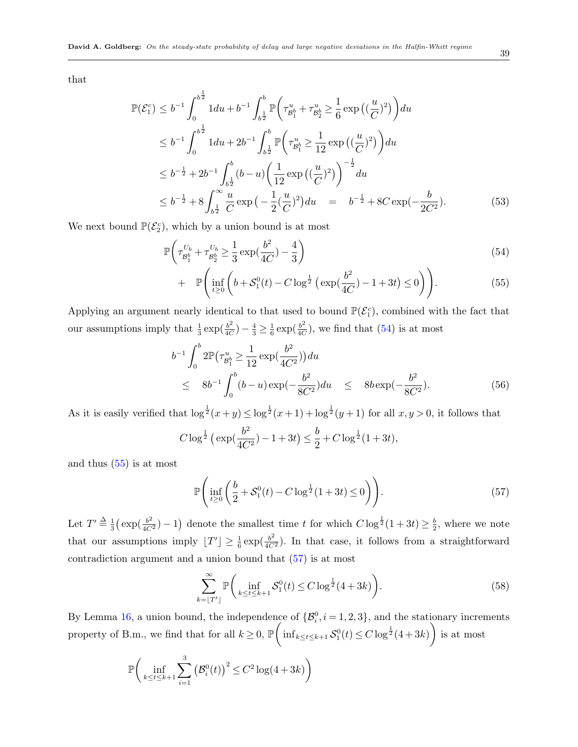that

$$\mathbb{P}(\mathcal{E}_1^c) \leq b^{-1}\int_0^{b^{\frac{1}{2}}} 1du + b^{-1}\int_{b^{\frac{1}{2}}}^{b} \mathbb{P}\bigg(\tau^u_{\mathcal{B}_1^b} + \tau^u_{\mathcal{B}_2^b} \geq \frac{1}{6}\exp\big((\frac{u}{C})^2\big)\bigg)du$$
$$\leq b^{-1}\int_0^{b^{\frac{1}{2}}} 1du + 2b^{-1}\int_{b^{\frac{1}{2}}}^{b} \mathbb{P}\bigg(\tau^u_{\mathcal{B}_1^b} \geq \frac{1}{12}\exp\big((\frac{u}{C})^2\big)\bigg)du$$
$$\leq b^{-\frac{1}{2}} + 2b^{-1}\int_{b^{\frac{1}{2}}}^{b} (b-u)\bigg(\frac{1}{12}\exp\big((\frac{u}{C})^2\big)\bigg)^{-\frac{1}{2}}du$$
$$\leq b^{-\frac{1}{2}} + 8\int_{b^{\frac{1}{2}}}^{\infty} \frac{u}{C}\exp\big(-\frac{1}{2}(\frac{u}{C})^2\big)du \quad = \quad b^{-\frac{1}{2}} + 8C\exp(-\frac{b}{2C^2}). \tag{53}$$

We next bound $\mathbb{P}(\mathcal{E}_2^c)$, which by a union bound is at most

$$\mathbb{P}\bigg(\tau^{U_b}_{\mathcal{B}_1^b} + \tau^{U_b}_{\mathcal{B}_2^b} \geq \frac{1}{3}\exp(\frac{b^2}{4C}) - \frac{4}{3}\bigg) \tag{54}$$
$$+ \quad \mathbb{P}\Bigg(\inf_{t\geq 0}\bigg(b + \mathcal{S}_1^0(t) - C\log^{\frac{1}{2}}\big(\exp(\frac{b^2}{4C}) - 1 + 3t\big) \leq 0\bigg)\Bigg). \tag{55}$$

Applying an argument nearly identical to that used to bound $\mathbb{P}(\mathcal{E}_1^c)$, combined with the fact that our assumptions imply that $\frac{1}{3}\exp(\frac{b^2}{4C}) - \frac{4}{3} \geq \frac{1}{6}\exp(\frac{b^2}{4C})$, we find that (54) is at most

$$b^{-1}\int_0^b 2\mathbb{P}\big(\tau^u_{\mathcal{B}_1^b} \geq \frac{1}{12}\exp(\frac{b^2}{4C^2})\big)du$$
$$\leq \quad 8b^{-1}\int_0^b (b-u)\exp(-\frac{b^2}{8C^2})du \quad \leq \quad 8b\exp(-\frac{b^2}{8C^2}). \tag{56}$$

As it is easily verified that $\log^{\frac{1}{2}}(x+y) \leq \log^{\frac{1}{2}}(x+1) + \log^{\frac{1}{2}}(y+1)$ for all $x, y > 0$, it follows that

$$C\log^{\frac{1}{2}}\big(\exp(\frac{b^2}{4C^2}) - 1 + 3t\big) \leq \frac{b}{2} + C\log^{\frac{1}{2}}(1+3t),$$

and thus (55) is at most

$$\mathbb{P}\Bigg(\inf_{t\geq 0}\bigg(\frac{b}{2} + \mathcal{S}_1^0(t) - C\log^{\frac{1}{2}}(1+3t) \leq 0\bigg)\Bigg). \tag{57}$$

Let $T' \triangleq \frac{1}{3}\big(\exp(\frac{b^2}{4C^2}) - 1\big)$ denote the smallest time $t$ for which $C\log^{\frac{1}{2}}(1+3t) \geq \frac{b}{2}$, where we note that our assumptions imply $\lfloor T' \rfloor \geq \frac{1}{6}\exp(\frac{b^2}{4C^2})$. In that case, it follows from a straightforward contradiction argument and a union bound that (57) is at most

$$\sum_{k=\lfloor T' \rfloor}^{\infty} \mathbb{P}\bigg(\inf_{k\leq t\leq k+1} \mathcal{S}_1^0(t) \leq C\log^{\frac{1}{2}}(4+3k)\bigg). \tag{58}$$

By Lemma 16, a union bound, the independence of $\{\mathcal{B}_i^0, i=1,2,3\}$, and the stationary increments property of B.m., we find that for all $k \geq 0$, $\mathbb{P}\bigg(\inf_{k\leq t\leq k+1} \mathcal{S}_1^0(t) \leq C\log^{\frac{1}{2}}(4+3k)\bigg)$ is at most

$$\mathbb{P}\bigg(\inf_{k\leq t\leq k+1} \sum_{i=1}^{3}\big(\mathcal{B}_i^0(t)\big)^2 \leq C^2\log(4+3k)\bigg)$$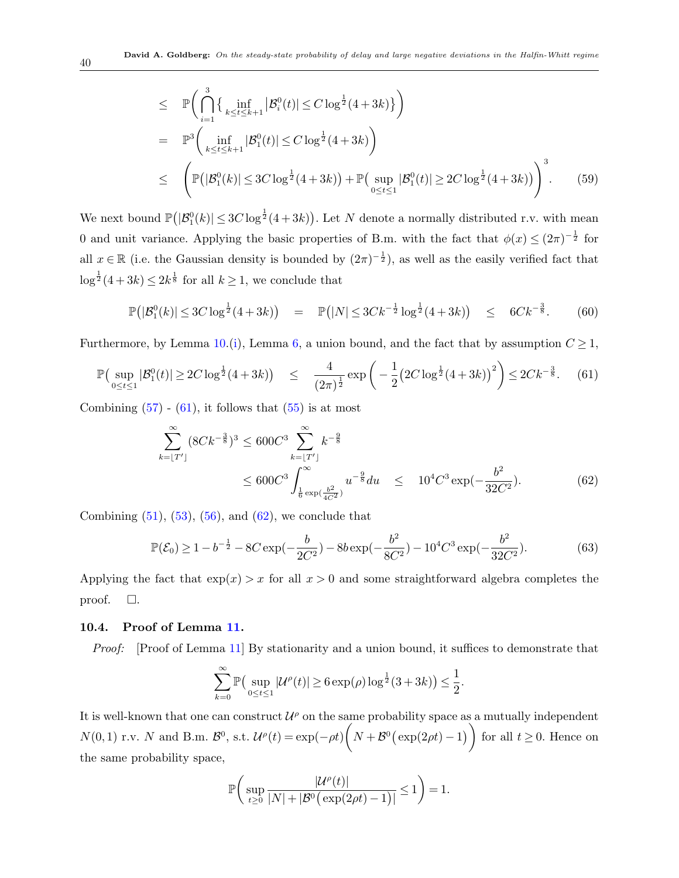$$
\begin{aligned}
&\leq \quad \mathbb{P}\bigg(\bigcap_{i=1}^{3}\big\{\inf_{k\leq t\leq k+1}\big|\mathcal{B}_i^0(t)\big|\leq C\log^{\frac{1}{2}}(4+3k)\big\}\bigg) \\
&= \quad \mathbb{P}^3\bigg(\inf_{k\leq t\leq k+1}|\mathcal{B}_1^0(t)|\leq C\log^{\frac{1}{2}}(4+3k)\bigg) \\
&\leq \quad \Bigg(\mathbb{P}\big(|\mathcal{B}_1^0(k)|\leq 3C\log^{\frac{1}{2}}(4+3k)\big)+\mathbb{P}\big(\sup_{0\leq t\leq 1}|\mathcal{B}_1^0(t)|\geq 2C\log^{\frac{1}{2}}(4+3k)\big)\Bigg)^3. \qquad (59)
\end{aligned}
$$

We next bound $\mathbb{P}\big(|\mathcal{B}_1^0(k)|\leq 3C\log^{\frac{1}{2}}(4+3k)\big)$. Let $N$ denote a normally distributed r.v. with mean 0 and unit variance. Applying the basic properties of B.m. with the fact that $\phi(x)\leq(2\pi)^{-\frac{1}{2}}$ for all $x\in\mathbb{R}$ (i.e. the Gaussian density is bounded by $(2\pi)^{-\frac{1}{2}}$), as well as the easily verified fact that $\log^{\frac{1}{2}}(4+3k)\leq 2k^{\frac{1}{8}}$ for all $k\geq 1$, we conclude that

$$
\mathbb{P}\big(|\mathcal{B}_1^0(k)|\leq 3C\log^{\frac{1}{2}}(4+3k)\big) \quad = \quad \mathbb{P}\big(|N|\leq 3Ck^{-\frac{1}{2}}\log^{\frac{1}{2}}(4+3k)\big) \quad \leq \quad 6Ck^{-\frac{3}{8}}. \qquad (60)
$$

Furthermore, by Lemma 10.(i), Lemma 6, a union bound, and the fact that by assumption $C\geq 1$,

$$
\mathbb{P}\big(\sup_{0\leq t\leq 1}|\mathcal{B}_1^0(t)|\geq 2C\log^{\frac{1}{2}}(4+3k)\big) \quad \leq \quad \frac{4}{(2\pi)^{\frac{1}{2}}}\exp\bigg(-\frac{1}{2}\big(2C\log^{\frac{1}{2}}(4+3k)\big)^2\bigg)\leq 2Ck^{-\frac{3}{8}}. \qquad (61)
$$

Combining (57) - (61), it follows that (55) is at most

$$
\begin{aligned}
\sum_{k=\lfloor T'\rfloor}^{\infty}(8Ck^{-\frac{3}{8}})^3 &\leq 600C^3\sum_{k=\lfloor T'\rfloor}^{\infty}k^{-\frac{9}{8}} \\
&\leq 600C^3\int_{\frac{1}{6}\exp(\frac{b^2}{4C^2})}^{\infty}u^{-\frac{9}{8}}du \quad \leq \quad 10^4C^3\exp(-\frac{b^2}{32C^2}). \qquad (62)
\end{aligned}
$$

Combining (51), (53), (56), and (62), we conclude that

$$
\mathbb{P}(\mathcal{E}_0)\geq 1-b^{-\frac{1}{2}}-8C\exp(-\frac{b}{2C^2})-8b\exp(-\frac{b^2}{8C^2})-10^4C^3\exp(-\frac{b^2}{32C^2}). \qquad (63)
$$

Applying the fact that $\exp(x)>x$ for all $x>0$ and some straightforward algebra completes the proof. $\Box$.

### 10.4. Proof of Lemma 11.

*Proof:* [Proof of Lemma 11] By stationarity and a union bound, it suffices to demonstrate that

$$
\sum_{k=0}^{\infty}\mathbb{P}\big(\sup_{0\leq t\leq 1}|\mathcal{U}^{\rho}(t)|\geq 6\exp(\rho)\log^{\frac{1}{2}}(3+3k)\big)\leq\frac{1}{2}.
$$

It is well-known that one can construct $\mathcal{U}^{\rho}$ on the same probability space as a mutually independent $N(0,1)$ r.v. $N$ and B.m. $\mathcal{B}^0$, s.t. $\mathcal{U}^{\rho}(t)=\exp(-\rho t)\bigg(N+\mathcal{B}^0\big(\exp(2\rho t)-1\big)\bigg)$ for all $t\geq 0$. Hence on the same probability space,

$$
\mathbb{P}\bigg(\sup_{t\geq 0}\frac{|\mathcal{U}^{\rho}(t)|}{|N|+|\mathcal{B}^0\big(\exp(2\rho t)-1\big)|}\leq 1\bigg)=1.
$$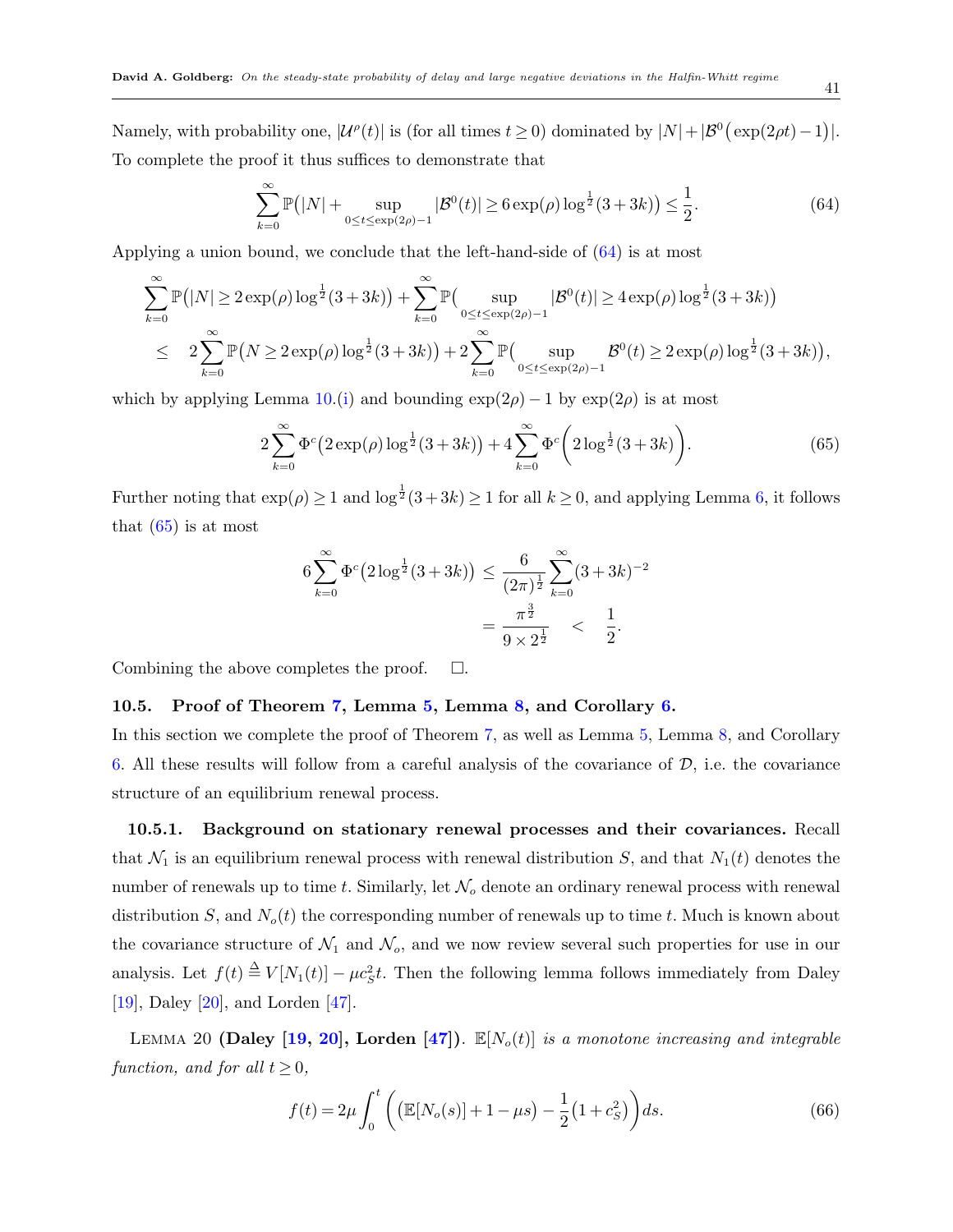Namely, with probability one, $|\mathcal{U}^{\rho}(t)|$ is (for all times $t \geq 0$) dominated by $|N| + |\mathcal{B}^0\big(\exp(2\rho t) - 1\big)|$. To complete the proof it thus suffices to demonstrate that

$$\sum_{k=0}^{\infty} \mathbb{P}\big(|N| + \sup_{0 \leq t \leq \exp(2\rho)-1} |\mathcal{B}^0(t)| \geq 6\exp(\rho)\log^{\frac{1}{2}}(3+3k)\big) \leq \frac{1}{2}. \tag{64}$$

Applying a union bound, we conclude that the left-hand-side of (64) is at most

$$\begin{aligned}
&\sum_{k=0}^{\infty} \mathbb{P}\big(|N| \geq 2\exp(\rho)\log^{\frac{1}{2}}(3+3k)\big) + \sum_{k=0}^{\infty} \mathbb{P}\big(\sup_{0 \leq t \leq \exp(2\rho)-1} |\mathcal{B}^0(t)| \geq 4\exp(\rho)\log^{\frac{1}{2}}(3+3k)\big) \\
&\leq \quad 2\sum_{k=0}^{\infty} \mathbb{P}\big(N \geq 2\exp(\rho)\log^{\frac{1}{2}}(3+3k)\big) + 2\sum_{k=0}^{\infty} \mathbb{P}\big(\sup_{0 \leq t \leq \exp(2\rho)-1} \mathcal{B}^0(t) \geq 2\exp(\rho)\log^{\frac{1}{2}}(3+3k)\big),
\end{aligned}$$

which by applying Lemma 10.(i) and bounding $\exp(2\rho) - 1$ by $\exp(2\rho)$ is at most

$$2\sum_{k=0}^{\infty} \Phi^c\big(2\exp(\rho)\log^{\frac{1}{2}}(3+3k)\big) + 4\sum_{k=0}^{\infty} \Phi^c\bigg(2\log^{\frac{1}{2}}(3+3k)\bigg). \tag{65}$$

Further noting that $\exp(\rho) \geq 1$ and $\log^{\frac{1}{2}}(3+3k) \geq 1$ for all $k \geq 0$, and applying Lemma 6, it follows that (65) is at most

$$\begin{aligned}
6\sum_{k=0}^{\infty} \Phi^c\big(2\log^{\frac{1}{2}}(3+3k)\big) &\leq \frac{6}{(2\pi)^{\frac{1}{2}}} \sum_{k=0}^{\infty} (3+3k)^{-2} \\
&= \frac{\pi^{\frac{3}{2}}}{9 \times 2^{\frac{1}{2}}} \quad < \quad \frac{1}{2}.
\end{aligned}$$

Combining the above completes the proof. $\square$.

### 10.5. Proof of Theorem 7, Lemma 5, Lemma 8, and Corollary 6.

In this section we complete the proof of Theorem 7, as well as Lemma 5, Lemma 8, and Corollary 6. All these results will follow from a careful analysis of the covariance of $\mathcal{D}$, i.e. the covariance structure of an equilibrium renewal process.

#### 10.5.1. Background on stationary renewal processes and their covariances.

Recall that $\mathcal{N}_1$ is an equilibrium renewal process with renewal distribution $S$, and that $N_1(t)$ denotes the number of renewals up to time $t$. Similarly, let $\mathcal{N}_o$ denote an ordinary renewal process with renewal distribution $S$, and $N_o(t)$ the corresponding number of renewals up to time $t$. Much is known about the covariance structure of $\mathcal{N}_1$ and $\mathcal{N}_o$, and we now review several such properties for use in our analysis. Let $f(t) \stackrel{\Delta}{=} V[N_1(t)] - \mu c_S^2 t$. Then the following lemma follows immediately from Daley [19], Daley [20], and Lorden [47].

Lemma 20 **(Daley [19, 20], Lorden [47]).** *$\mathbb{E}[N_o(t)]$ is a monotone increasing and integrable function, and for all $t \geq 0$,*

$$f(t) = 2\mu \int_0^t \bigg(\big(\mathbb{E}[N_o(s)] + 1 - \mu s\big) - \frac{1}{2}\big(1 + c_S^2\big)\bigg) ds. \tag{66}$$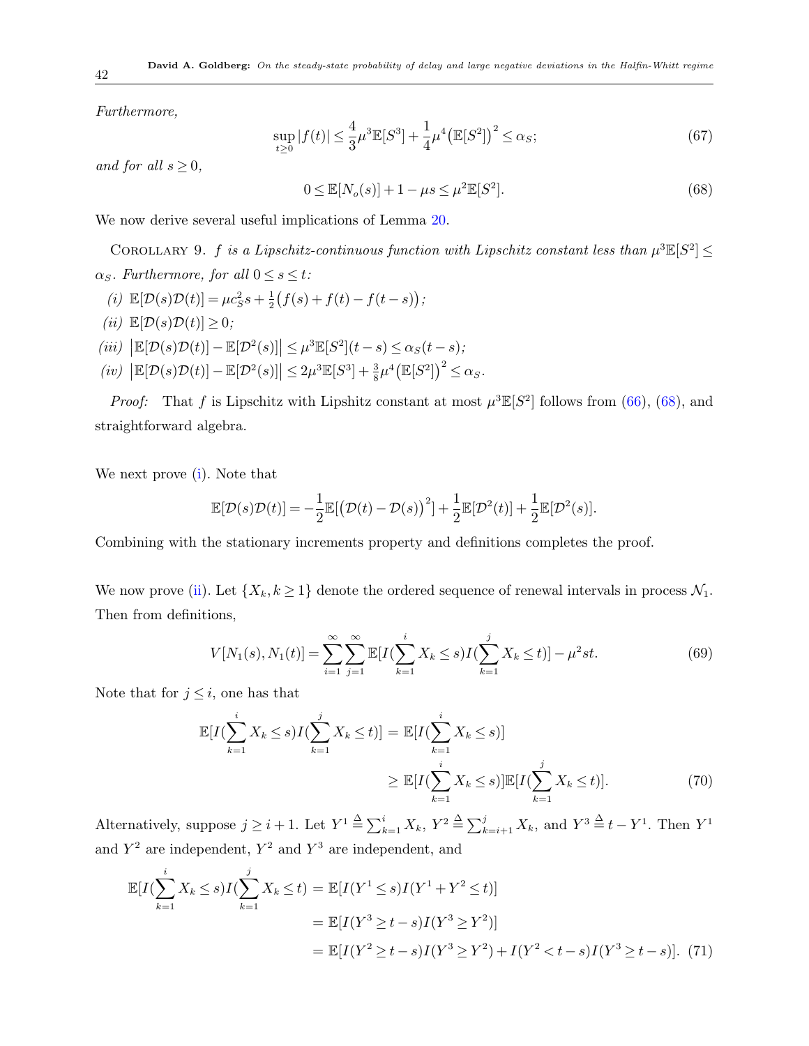*Furthermore,*

$$\sup_{t \geq 0} |f(t)| \leq \frac{4}{3}\mu^3 \mathbb{E}[S^3] + \frac{1}{4}\mu^4 \big(\mathbb{E}[S^2]\big)^2 \leq \alpha_S; \tag{67}$$

*and for all* $s \geq 0$,

$$0 \leq \mathbb{E}[N_o(s)] + 1 - \mu s \leq \mu^2 \mathbb{E}[S^2]. \tag{68}$$

We now derive several useful implications of Lemma 20.

Corollary 9. *$f$ is a Lipschitz-continuous function with Lipschitz constant less than $\mu^3 \mathbb{E}[S^2] \leq \alpha_S$. Furthermore, for all $0 \leq s \leq t$:*

*(i)* $\mathbb{E}[\mathcal{D}(s)\mathcal{D}(t)] = \mu c_S^2 s + \frac{1}{2}\big(f(s) + f(t) - f(t-s)\big)$;

*(ii)* $\mathbb{E}[\mathcal{D}(s)\mathcal{D}(t)] \geq 0$;

*(iii)* $\big|\mathbb{E}[\mathcal{D}(s)\mathcal{D}(t)] - \mathbb{E}[\mathcal{D}^2(s)]\big| \leq \mu^3 \mathbb{E}[S^2](t-s) \leq \alpha_S (t-s)$;

*(iv)* $\big|\mathbb{E}[\mathcal{D}(s)\mathcal{D}(t)] - \mathbb{E}[\mathcal{D}^2(s)]\big| \leq 2\mu^3 \mathbb{E}[S^3] + \frac{3}{8}\mu^4 \big(\mathbb{E}[S^2]\big)^2 \leq \alpha_S$.

*Proof:* That $f$ is Lipschitz with Lipshitz constant at most $\mu^3 \mathbb{E}[S^2]$ follows from (66), (68), and straightforward algebra.

We next prove (i). Note that

$$\mathbb{E}[\mathcal{D}(s)\mathcal{D}(t)] = -\frac{1}{2}\mathbb{E}[\big(\mathcal{D}(t) - \mathcal{D}(s)\big)^2] + \frac{1}{2}\mathbb{E}[\mathcal{D}^2(t)] + \frac{1}{2}\mathbb{E}[\mathcal{D}^2(s)].$$

Combining with the stationary increments property and definitions completes the proof.

We now prove (ii). Let $\{X_k, k \geq 1\}$ denote the ordered sequence of renewal intervals in process $\mathcal{N}_1$. Then from definitions,

$$V[N_1(s), N_1(t)] = \sum_{i=1}^{\infty}\sum_{j=1}^{\infty} \mathbb{E}[I(\sum_{k=1}^{i} X_k \leq s) I(\sum_{k=1}^{j} X_k \leq t)] - \mu^2 st. \tag{69}$$

Note that for $j \leq i$, one has that

$$\begin{aligned}\mathbb{E}[I(\sum_{k=1}^{i} X_k \leq s) I(\sum_{k=1}^{j} X_k \leq t)] &= \mathbb{E}[I(\sum_{k=1}^{i} X_k \leq s)] \\ &\geq \mathbb{E}[I(\sum_{k=1}^{i} X_k \leq s)]\mathbb{E}[I(\sum_{k=1}^{j} X_k \leq t)]. \end{aligned} \tag{70}$$

Alternatively, suppose $j \geq i+1$. Let $Y^1 \triangleq \sum_{k=1}^{i} X_k$, $Y^2 \triangleq \sum_{k=i+1}^{j} X_k$, and $Y^3 \triangleq t - Y^1$. Then $Y^1$ and $Y^2$ are independent, $Y^2$ and $Y^3$ are independent, and

$$\begin{aligned}\mathbb{E}[I(\sum_{k=1}^{i} X_k \leq s) I(\sum_{k=1}^{j} X_k \leq t) &= \mathbb{E}[I(Y^1 \leq s) I(Y^1 + Y^2 \leq t)] \\ &= \mathbb{E}[I(Y^3 \geq t - s) I(Y^3 \geq Y^2)] \\ &= \mathbb{E}[I(Y^2 \geq t-s) I(Y^3 \geq Y^2) + I(Y^2 < t-s) I(Y^3 \geq t-s)]. \end{aligned} \tag{71}$$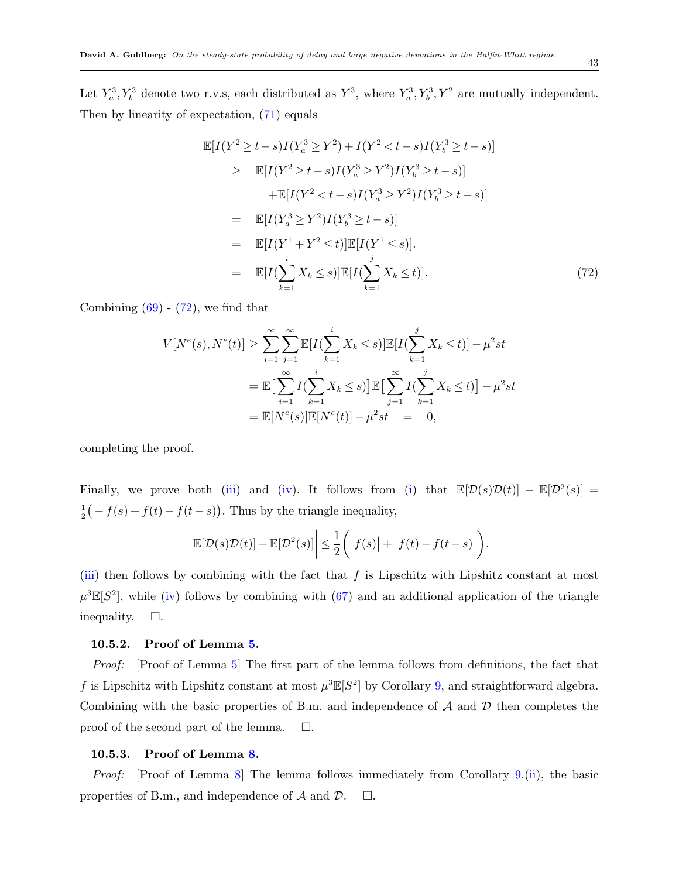Let $Y^3_a, Y^3_b$ denote two r.v.s, each distributed as $Y^3$, where $Y^3_a, Y^3_b, Y^2$ are mutually independent. Then by linearity of expectation, (71) equals

$$
\begin{aligned}
&\mathbb{E}[I(Y^2 \geq t-s)I(Y^3_a \geq Y^2) + I(Y^2 < t-s)I(Y^3_b \geq t-s)] \\
&\geq \quad \mathbb{E}[I(Y^2 \geq t-s)I(Y^3_a \geq Y^2)I(Y^3_b \geq t-s)] \\
&\qquad + \mathbb{E}[I(Y^2 < t-s)I(Y^3_a \geq Y^2)I(Y^3_b \geq t-s)] \\
&= \quad \mathbb{E}[I(Y^3_a \geq Y^2)I(Y^3_b \geq t-s)] \\
&= \quad \mathbb{E}[I(Y^1 + Y^2 \leq t)]\mathbb{E}[I(Y^1 \leq s)]. \\
&= \quad \mathbb{E}[I(\sum_{k=1}^{i} X_k \leq s)]\mathbb{E}[I(\sum_{k=1}^{j} X_k \leq t)]. \qquad (72)
\end{aligned}
$$

Combining (69) - (72), we find that

$$
\begin{aligned}
V[N^e(s), N^e(t)] &\geq \sum_{i=1}^{\infty}\sum_{j=1}^{\infty} \mathbb{E}[I(\sum_{k=1}^{i} X_k \leq s)]\mathbb{E}[I(\sum_{k=1}^{j} X_k \leq t)] - \mu^2 st \\
&= \mathbb{E}\big[\sum_{i=1}^{\infty} I(\sum_{k=1}^{i} X_k \leq s)\big]\mathbb{E}\big[\sum_{j=1}^{\infty} I(\sum_{k=1}^{j} X_k \leq t)\big] - \mu^2 st \\
&= \mathbb{E}[N^e(s)]\mathbb{E}[N^e(t)] - \mu^2 st \quad = \quad 0,
\end{aligned}
$$

completing the proof.

Finally, we prove both (iii) and (iv). It follows from (i) that $\mathbb{E}[\mathcal{D}(s)\mathcal{D}(t)] - \mathbb{E}[\mathcal{D}^2(s)] = \frac{1}{2}\big(-f(s) + f(t) - f(t-s)\big)$. Thus by the triangle inequality,

$$
\Big|\mathbb{E}[\mathcal{D}(s)\mathcal{D}(t)] - \mathbb{E}[\mathcal{D}^2(s)]\Big| \leq \frac{1}{2}\bigg(\big|f(s)\big| + \big|f(t) - f(t-s)\big|\bigg).
$$

(iii) then follows by combining with the fact that $f$ is Lipschitz with Lipshitz constant at most $\mu^3\mathbb{E}[S^2]$, while (iv) follows by combining with (67) and an additional application of the triangle inequality. $\square$.

#### 10.5.2. Proof of Lemma 5.

*Proof:* [Proof of Lemma 5] The first part of the lemma follows from definitions, the fact that $f$ is Lipschitz with Lipshitz constant at most $\mu^3\mathbb{E}[S^2]$ by Corollary 9, and straightforward algebra. Combining with the basic properties of B.m. and independence of $\mathcal{A}$ and $\mathcal{D}$ then completes the proof of the second part of the lemma. $\square$.

#### 10.5.3. Proof of Lemma 8.

*Proof:* [Proof of Lemma 8] The lemma follows immediately from Corollary 9.(ii), the basic properties of B.m., and independence of $\mathcal{A}$ and $\mathcal{D}$. $\square$.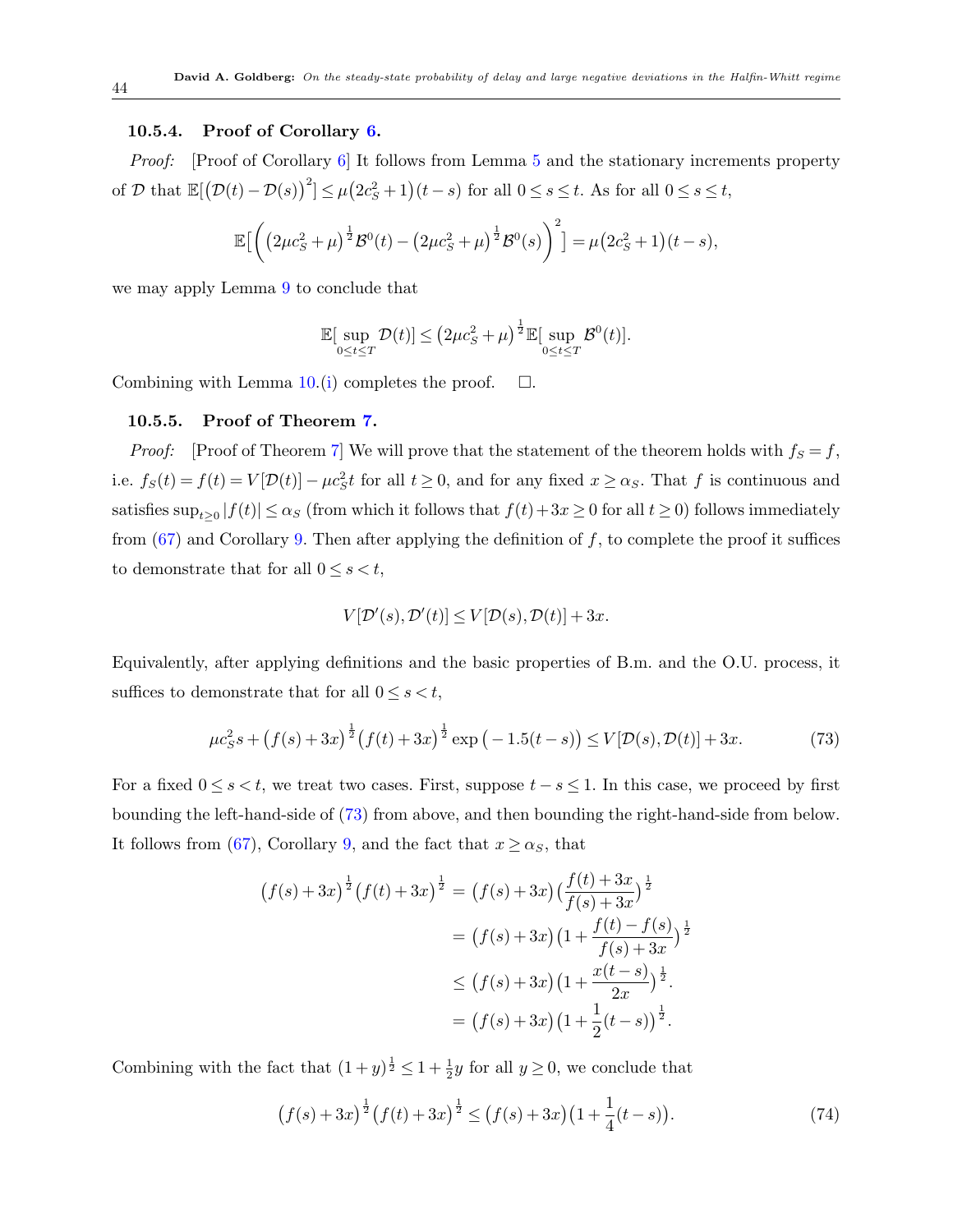#### 10.5.4. Proof of Corollary 6.

*Proof:* [Proof of Corollary 6] It follows from Lemma 5 and the stationary increments property of $\mathcal{D}$ that $\mathbb{E}[(\mathcal{D}(t)-\mathcal{D}(s))^2] \le \mu(2c_S^2+1)(t-s)$ for all $0 \le s \le t$. As for all $0 \le s \le t$,

$$\mathbb{E}\Big[\Big((2\mu c_S^2+\mu)^{\frac{1}{2}}\mathcal{B}^0(t) - (2\mu c_S^2+\mu)^{\frac{1}{2}}\mathcal{B}^0(s)\Big)^2\Big] = \mu(2c_S^2+1)(t-s),$$

we may apply Lemma 9 to conclude that

$$\mathbb{E}[\sup_{0\le t\le T}\mathcal{D}(t)] \le (2\mu c_S^2+\mu)^{\frac{1}{2}}\mathbb{E}[\sup_{0\le t\le T}\mathcal{B}^0(t)].$$

Combining with Lemma 10.(i) completes the proof. □.

#### 10.5.5. Proof of Theorem 7.

*Proof:* [Proof of Theorem 7] We will prove that the statement of the theorem holds with $f_S = f$, i.e. $f_S(t) = f(t) = V[\mathcal{D}(t)] - \mu c_S^2 t$ for all $t \ge 0$, and for any fixed $x \ge \alpha_S$. That $f$ is continuous and satisfies $\sup_{t\ge 0}|f(t)| \le \alpha_S$ (from which it follows that $f(t)+3x \ge 0$ for all $t \ge 0$) follows immediately from (67) and Corollary 9. Then after applying the definition of $f$, to complete the proof it suffices to demonstrate that for all $0 \le s < t$,

$$V[\mathcal{D}'(s),\mathcal{D}'(t)] \le V[\mathcal{D}(s),\mathcal{D}(t)] + 3x.$$

Equivalently, after applying definitions and the basic properties of B.m. and the O.U. process, it suffices to demonstrate that for all $0 \le s < t$,

$$\mu c_S^2 s + (f(s)+3x)^{\frac{1}{2}}(f(t)+3x)^{\frac{1}{2}}\exp(-1.5(t-s)) \le V[\mathcal{D}(s),\mathcal{D}(t)] + 3x. \tag{73}$$

For a fixed $0 \le s < t$, we treat two cases. First, suppose $t-s \le 1$. In this case, we proceed by first bounding the left-hand-side of (73) from above, and then bounding the right-hand-side from below. It follows from (67), Corollary 9, and the fact that $x \ge \alpha_S$, that

$$\begin{aligned}
(f(s)+3x)^{\frac{1}{2}}(f(t)+3x)^{\frac{1}{2}} &= (f(s)+3x)\big(\frac{f(t)+3x}{f(s)+3x}\big)^{\frac{1}{2}} \\
&= (f(s)+3x)\big(1+\frac{f(t)-f(s)}{f(s)+3x}\big)^{\frac{1}{2}} \\
&\le (f(s)+3x)\big(1+\frac{x(t-s)}{2x}\big)^{\frac{1}{2}}. \\
&= (f(s)+3x)\big(1+\frac{1}{2}(t-s)\big)^{\frac{1}{2}}.
\end{aligned}$$

Combining with the fact that $(1+y)^{\frac{1}{2}} \le 1+\frac{1}{2}y$ for all $y \ge 0$, we conclude that

$$(f(s)+3x)^{\frac{1}{2}}(f(t)+3x)^{\frac{1}{2}} \le (f(s)+3x)\big(1+\frac{1}{4}(t-s)\big). \tag{74}$$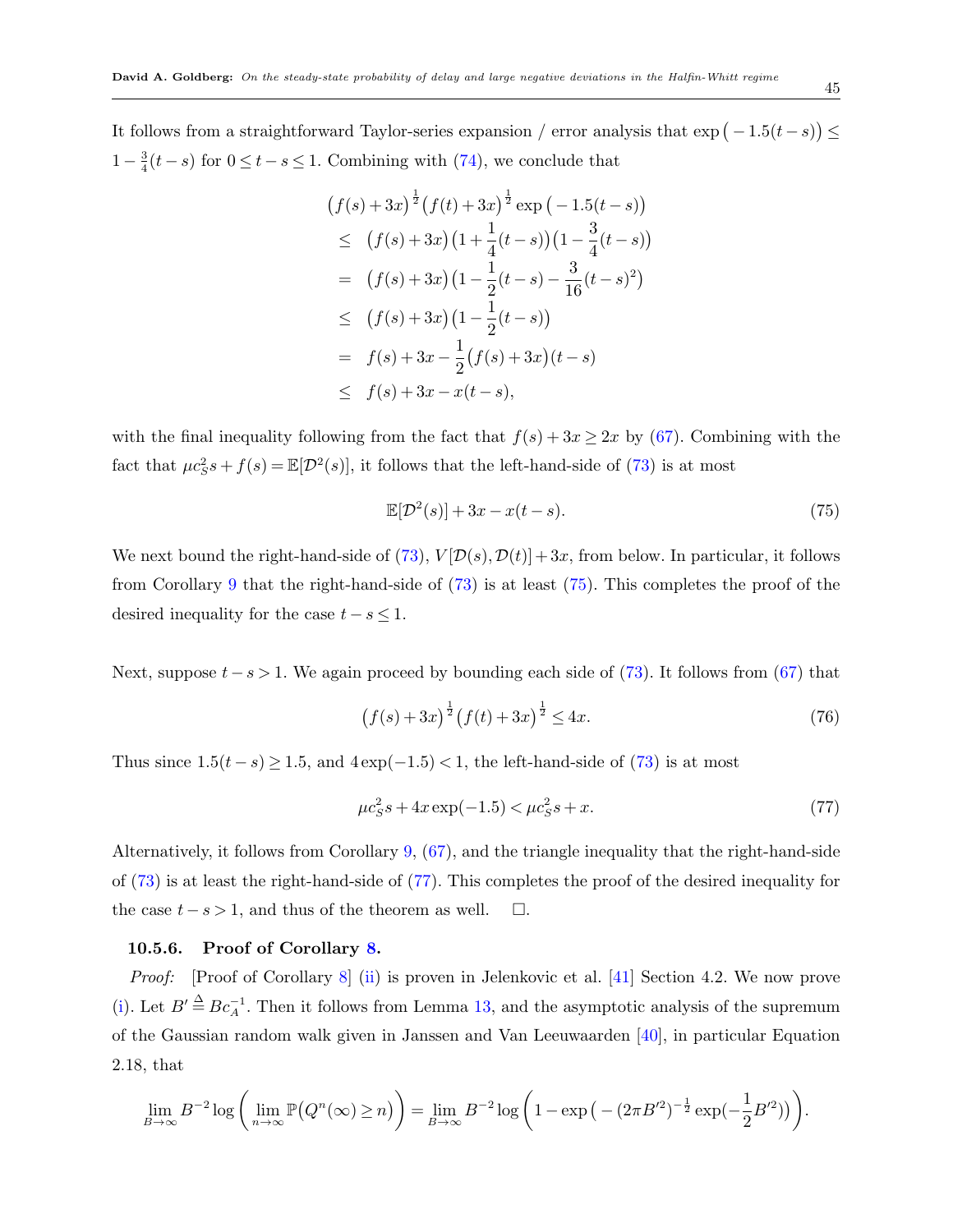It follows from a straightforward Taylor-series expansion / error analysis that $\exp\big(-1.5(t-s)\big) \leq 1 - \frac{3}{4}(t-s)$ for $0 \leq t-s \leq 1$. Combining with (74), we conclude that

$$
\begin{aligned}
&\big(f(s)+3x\big)^{\frac{1}{2}}\big(f(t)+3x\big)^{\frac{1}{2}}\exp\big(-1.5(t-s)\big) \\
&\leq \big(f(s)+3x\big)\big(1+\frac{1}{4}(t-s)\big)\big(1-\frac{3}{4}(t-s)\big) \\
&= \big(f(s)+3x\big)\big(1-\frac{1}{2}(t-s)-\frac{3}{16}(t-s)^2\big) \\
&\leq \big(f(s)+3x\big)\big(1-\frac{1}{2}(t-s)\big) \\
&= f(s)+3x-\frac{1}{2}\big(f(s)+3x\big)(t-s) \\
&\leq f(s)+3x-x(t-s),
\end{aligned}
$$

with the final inequality following from the fact that $f(s)+3x \geq 2x$ by (67). Combining with the fact that $\mu c_S^2 s + f(s) = \mathbb{E}[\mathcal{D}^2(s)]$, it follows that the left-hand-side of (73) is at most

$$
\mathbb{E}[\mathcal{D}^2(s)] + 3x - x(t-s). \tag{75}
$$

We next bound the right-hand-side of (73), $V[\mathcal{D}(s),\mathcal{D}(t)]+3x$, from below. In particular, it follows from Corollary 9 that the right-hand-side of (73) is at least (75). This completes the proof of the desired inequality for the case $t-s \leq 1$.

Next, suppose $t-s>1$. We again proceed by bounding each side of (73). It follows from (67) that

$$
\big(f(s)+3x\big)^{\frac{1}{2}}\big(f(t)+3x\big)^{\frac{1}{2}} \leq 4x. \tag{76}
$$

Thus since $1.5(t-s) \geq 1.5$, and $4\exp(-1.5) < 1$, the left-hand-side of (73) is at most

$$
\mu c_S^2 s + 4x\exp(-1.5) < \mu c_S^2 s + x. \tag{77}
$$

Alternatively, it follows from Corollary 9, (67), and the triangle inequality that the right-hand-side of (73) is at least the right-hand-side of (77). This completes the proof of the desired inequality for the case $t-s>1$, and thus of the theorem as well. $\square$.

#### 10.5.6. Proof of Corollary 8.

*Proof:* [Proof of Corollary 8] (ii) is proven in Jelenkovic et al. [41] Section 4.2. We now prove (i). Let $B' \stackrel{\Delta}{=} B c_A^{-1}$. Then it follows from Lemma 13, and the asymptotic analysis of the supremum of the Gaussian random walk given in Janssen and Van Leeuwaarden [40], in particular Equation 2.18, that

$$
\lim_{B\to\infty} B^{-2}\log\bigg(\lim_{n\to\infty}\mathbb{P}\big(Q^n(\infty)\geq n\big)\bigg) = \lim_{B\to\infty} B^{-2}\log\bigg(1-\exp\big(-(2\pi B'^2)^{-\frac{1}{2}}\exp(-\frac{1}{2}B'^2)\big)\bigg).
$$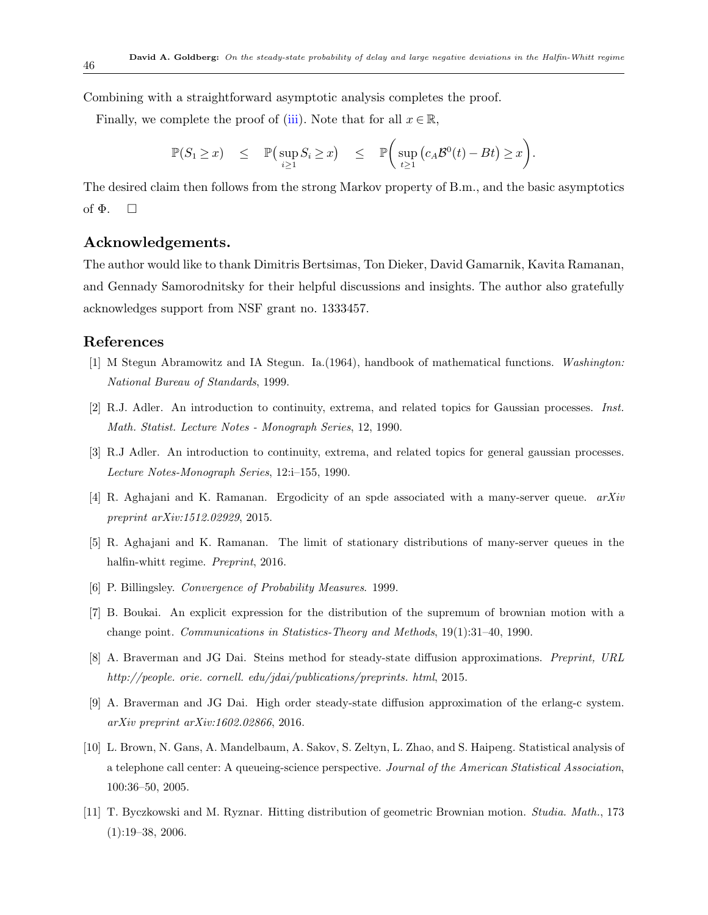Combining with a straightforward asymptotic analysis completes the proof.

Finally, we complete the proof of (iii). Note that for all $x \in \mathbb{R}$,

$$\mathbb{P}(S_1 \geq x) \quad \leq \quad \mathbb{P}\big(\sup_{i \geq 1} S_i \geq x\big) \quad \leq \quad \mathbb{P}\bigg(\sup_{t \geq 1}\big(c_A \mathcal{B}^0(t) - Bt\big) \geq x\bigg).$$

The desired claim then follows from the strong Markov property of B.m., and the basic asymptotics of $\Phi$. $\square$

## Acknowledgements.

The author would like to thank Dimitris Bertsimas, Ton Dieker, David Gamarnik, Kavita Ramanan, and Gennady Samorodnitsky for their helpful discussions and insights. The author also gratefully acknowledges support from NSF grant no. 1333457.

## References

[1] M Stegun Abramowitz and IA Stegun. Ia.(1964), handbook of mathematical functions. *Washington: National Bureau of Standards*, 1999.

[2] R.J. Adler. An introduction to continuity, extrema, and related topics for Gaussian processes. *Inst. Math. Statist. Lecture Notes - Monograph Series*, 12, 1990.

[3] R.J Adler. An introduction to continuity, extrema, and related topics for general gaussian processes. *Lecture Notes-Monograph Series*, 12:i–155, 1990.

[4] R. Aghajani and K. Ramanan. Ergodicity of an spde associated with a many-server queue. *arXiv preprint arXiv:1512.02929*, 2015.

[5] R. Aghajani and K. Ramanan. The limit of stationary distributions of many-server queues in the halfin-whitt regime. *Preprint*, 2016.

[6] P. Billingsley. *Convergence of Probability Measures*. 1999.

[7] B. Boukai. An explicit expression for the distribution of the supremum of brownian motion with a change point. *Communications in Statistics-Theory and Methods*, 19(1):31–40, 1990.

[8] A. Braverman and JG Dai. Steins method for steady-state diffusion approximations. *Preprint, URL http://people. orie. cornell. edu/jdai/publications/preprints. html*, 2015.

[9] A. Braverman and JG Dai. High order steady-state diffusion approximation of the erlang-c system. *arXiv preprint arXiv:1602.02866*, 2016.

[10] L. Brown, N. Gans, A. Mandelbaum, A. Sakov, S. Zeltyn, L. Zhao, and S. Haipeng. Statistical analysis of a telephone call center: A queueing-science perspective. *Journal of the American Statistical Association*, 100:36–50, 2005.

[11] T. Byczkowski and M. Ryznar. Hitting distribution of geometric Brownian motion. *Studia. Math.*, 173 (1):19–38, 2006.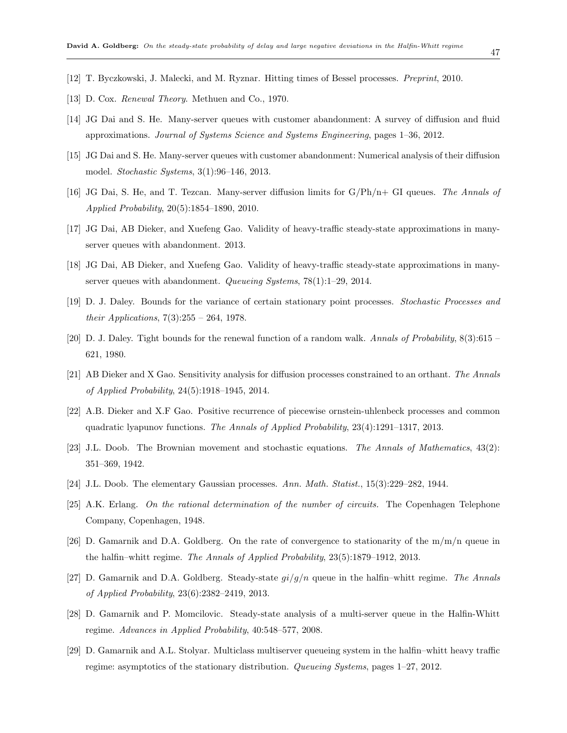[12] T. Byczkowski, J. Malecki, and M. Ryznar. Hitting times of Bessel processes. *Preprint*, 2010.

[13] D. Cox. *Renewal Theory*. Methuen and Co., 1970.

[14] JG Dai and S. He. Many-server queues with customer abandonment: A survey of diffusion and fluid approximations. *Journal of Systems Science and Systems Engineering*, pages 1–36, 2012.

[15] JG Dai and S. He. Many-server queues with customer abandonment: Numerical analysis of their diffusion model. *Stochastic Systems*, 3(1):96–146, 2013.

[16] JG Dai, S. He, and T. Tezcan. Many-server diffusion limits for G/Ph/n+ GI queues. *The Annals of Applied Probability*, 20(5):1854–1890, 2010.

[17] JG Dai, AB Dieker, and Xuefeng Gao. Validity of heavy-traffic steady-state approximations in many-server queues with abandonment. 2013.

[18] JG Dai, AB Dieker, and Xuefeng Gao. Validity of heavy-traffic steady-state approximations in many-server queues with abandonment. *Queueing Systems*, 78(1):1–29, 2014.

[19] D. J. Daley. Bounds for the variance of certain stationary point processes. *Stochastic Processes and their Applications*, 7(3):255 – 264, 1978.

[20] D. J. Daley. Tight bounds for the renewal function of a random walk. *Annals of Probability*, 8(3):615 – 621, 1980.

[21] AB Dieker and X Gao. Sensitivity analysis for diffusion processes constrained to an orthant. *The Annals of Applied Probability*, 24(5):1918–1945, 2014.

[22] A.B. Dieker and X.F Gao. Positive recurrence of piecewise ornstein-uhlenbeck processes and common quadratic lyapunov functions. *The Annals of Applied Probability*, 23(4):1291–1317, 2013.

[23] J.L. Doob. The Brownian movement and stochastic equations. *The Annals of Mathematics*, 43(2): 351–369, 1942.

[24] J.L. Doob. The elementary Gaussian processes. *Ann. Math. Statist.*, 15(3):229–282, 1944.

[25] A.K. Erlang. *On the rational determination of the number of circuits.* The Copenhagen Telephone Company, Copenhagen, 1948.

[26] D. Gamarnik and D.A. Goldberg. On the rate of convergence to stationarity of the m/m/n queue in the halfin–whitt regime. *The Annals of Applied Probability*, 23(5):1879–1912, 2013.

[27] D. Gamarnik and D.A. Goldberg. Steady-state $gi/g/n$ queue in the halfin–whitt regime. *The Annals of Applied Probability*, 23(6):2382–2419, 2013.

[28] D. Gamarnik and P. Momcilovic. Steady-state analysis of a multi-server queue in the Halfin-Whitt regime. *Advances in Applied Probability*, 40:548–577, 2008.

[29] D. Gamarnik and A.L. Stolyar. Multiclass multiserver queueing system in the halfin–whitt heavy traffic regime: asymptotics of the stationary distribution. *Queueing Systems*, pages 1–27, 2012.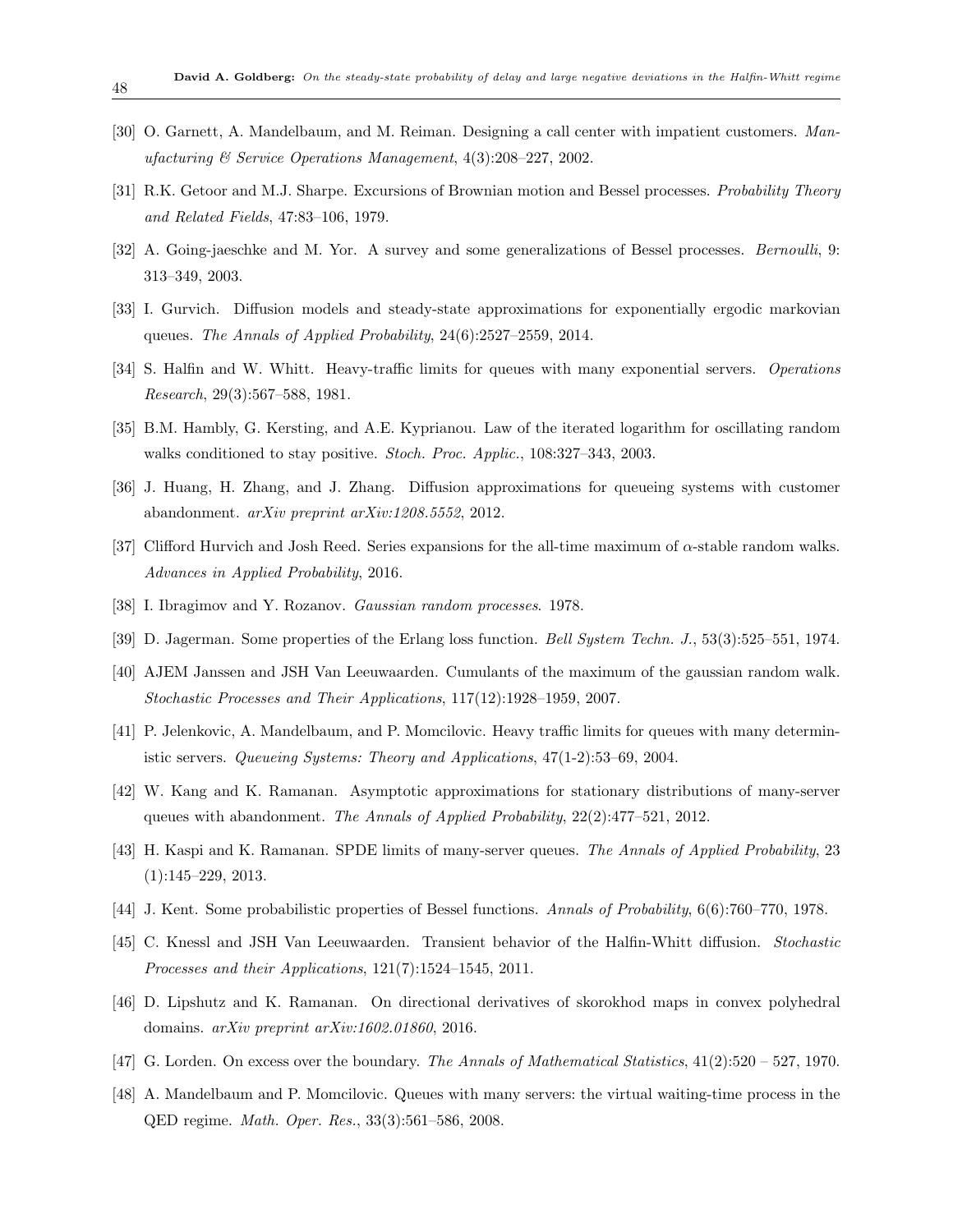[30] O. Garnett, A. Mandelbaum, and M. Reiman. Designing a call center with impatient customers. *Manufacturing & Service Operations Management*, 4(3):208–227, 2002.

[31] R.K. Getoor and M.J. Sharpe. Excursions of Brownian motion and Bessel processes. *Probability Theory and Related Fields*, 47:83–106, 1979.

[32] A. Going-jaeschke and M. Yor. A survey and some generalizations of Bessel processes. *Bernoulli*, 9: 313–349, 2003.

[33] I. Gurvich. Diffusion models and steady-state approximations for exponentially ergodic markovian queues. *The Annals of Applied Probability*, 24(6):2527–2559, 2014.

[34] S. Halfin and W. Whitt. Heavy-traffic limits for queues with many exponential servers. *Operations Research*, 29(3):567–588, 1981.

[35] B.M. Hambly, G. Kersting, and A.E. Kyprianou. Law of the iterated logarithm for oscillating random walks conditioned to stay positive. *Stoch. Proc. Applic.*, 108:327–343, 2003.

[36] J. Huang, H. Zhang, and J. Zhang. Diffusion approximations for queueing systems with customer abandonment. *arXiv preprint arXiv:1208.5552*, 2012.

[37] Clifford Hurvich and Josh Reed. Series expansions for the all-time maximum of $\alpha$-stable random walks. *Advances in Applied Probability*, 2016.

[38] I. Ibragimov and Y. Rozanov. *Gaussian random processes*. 1978.

[39] D. Jagerman. Some properties of the Erlang loss function. *Bell System Techn. J.*, 53(3):525–551, 1974.

[40] AJEM Janssen and JSH Van Leeuwaarden. Cumulants of the maximum of the gaussian random walk. *Stochastic Processes and Their Applications*, 117(12):1928–1959, 2007.

[41] P. Jelenkovic, A. Mandelbaum, and P. Momcilovic. Heavy traffic limits for queues with many deterministic servers. *Queueing Systems: Theory and Applications*, 47(1-2):53–69, 2004.

[42] W. Kang and K. Ramanan. Asymptotic approximations for stationary distributions of many-server queues with abandonment. *The Annals of Applied Probability*, 22(2):477–521, 2012.

[43] H. Kaspi and K. Ramanan. SPDE limits of many-server queues. *The Annals of Applied Probability*, 23 (1):145–229, 2013.

[44] J. Kent. Some probabilistic properties of Bessel functions. *Annals of Probability*, 6(6):760–770, 1978.

[45] C. Knessl and JSH Van Leeuwaarden. Transient behavior of the Halfin-Whitt diffusion. *Stochastic Processes and their Applications*, 121(7):1524–1545, 2011.

[46] D. Lipshutz and K. Ramanan. On directional derivatives of skorokhod maps in convex polyhedral domains. *arXiv preprint arXiv:1602.01860*, 2016.

[47] G. Lorden. On excess over the boundary. *The Annals of Mathematical Statistics*, 41(2):520 – 527, 1970.

[48] A. Mandelbaum and P. Momcilovic. Queues with many servers: the virtual waiting-time process in the QED regime. *Math. Oper. Res.*, 33(3):561–586, 2008.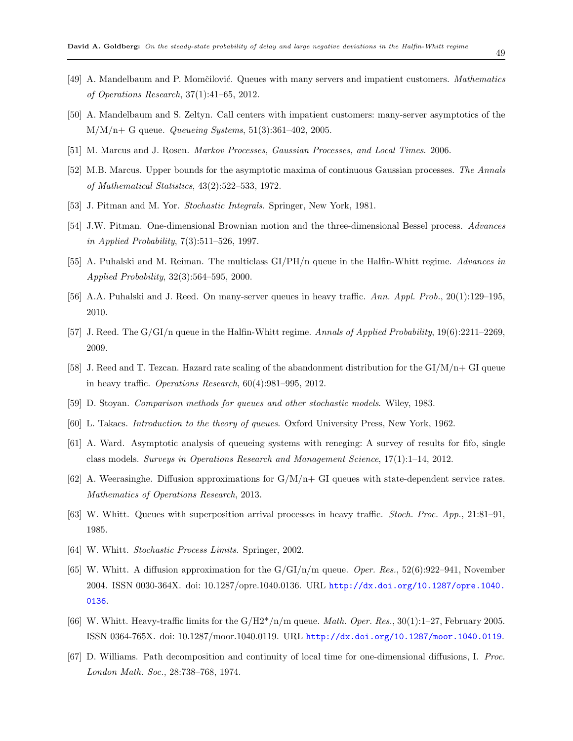[49] A. Mandelbaum and P. Momčilović. Queues with many servers and impatient customers. *Mathematics of Operations Research*, 37(1):41–65, 2012.

[50] A. Mandelbaum and S. Zeltyn. Call centers with impatient customers: many-server asymptotics of the M/M/n+ G queue. *Queueing Systems*, 51(3):361–402, 2005.

[51] M. Marcus and J. Rosen. *Markov Processes, Gaussian Processes, and Local Times*. 2006.

[52] M.B. Marcus. Upper bounds for the asymptotic maxima of continuous Gaussian processes. *The Annals of Mathematical Statistics*, 43(2):522–533, 1972.

[53] J. Pitman and M. Yor. *Stochastic Integrals*. Springer, New York, 1981.

[54] J.W. Pitman. One-dimensional Brownian motion and the three-dimensional Bessel process. *Advances in Applied Probability*, 7(3):511–526, 1997.

[55] A. Puhalski and M. Reiman. The multiclass GI/PH/n queue in the Halfin-Whitt regime. *Advances in Applied Probability*, 32(3):564–595, 2000.

[56] A.A. Puhalski and J. Reed. On many-server queues in heavy traffic. *Ann. Appl. Prob.*, 20(1):129–195, 2010.

[57] J. Reed. The G/GI/n queue in the Halfin-Whitt regime. *Annals of Applied Probability*, 19(6):2211–2269, 2009.

[58] J. Reed and T. Tezcan. Hazard rate scaling of the abandonment distribution for the GI/M/n+ GI queue in heavy traffic. *Operations Research*, 60(4):981–995, 2012.

[59] D. Stoyan. *Comparison methods for queues and other stochastic models*. Wiley, 1983.

[60] L. Takacs. *Introduction to the theory of queues*. Oxford University Press, New York, 1962.

[61] A. Ward. Asymptotic analysis of queueing systems with reneging: A survey of results for fifo, single class models. *Surveys in Operations Research and Management Science*, 17(1):1–14, 2012.

[62] A. Weerasinghe. Diffusion approximations for G/M/n+ GI queues with state-dependent service rates. *Mathematics of Operations Research*, 2013.

[63] W. Whitt. Queues with superposition arrival processes in heavy traffic. *Stoch. Proc. App.*, 21:81–91, 1985.

[64] W. Whitt. *Stochastic Process Limits*. Springer, 2002.

[65] W. Whitt. A diffusion approximation for the G/GI/n/m queue. *Oper. Res.*, 52(6):922–941, November 2004. ISSN 0030-364X. doi: 10.1287/opre.1040.0136. URL http://dx.doi.org/10.1287/opre.1040.0136.

[66] W. Whitt. Heavy-traffic limits for the G/H2*/n/m queue. *Math. Oper. Res.*, 30(1):1–27, February 2005. ISSN 0364-765X. doi: 10.1287/moor.1040.0119. URL http://dx.doi.org/10.1287/moor.1040.0119.

[67] D. Williams. Path decomposition and continuity of local time for one-dimensional diffusions, I. *Proc. London Math. Soc.*, 28:738–768, 1974.